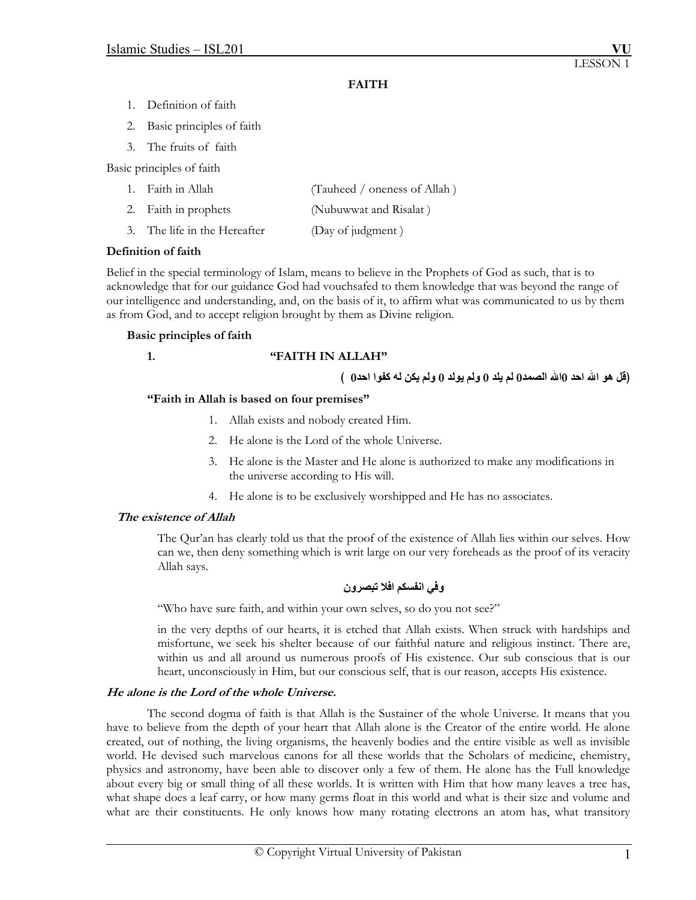LESSON 1

# FAITH

1. Definition of faith
2. Basic principles of faith
3. The fruits of faith

Basic principles of faith

| | |
|---|---|
| 1. Faith in Allah | (Tauheed / oneness of Allah ) |
| 2. Faith in prophets | (Nubuwwat and Risalat ) |
| 3. The life in the Hereafter | (Day of judgment ) |

**Definition of faith**

Belief in the special terminology of Islam, means to believe in the Prophets of God as such, that is to acknowledge that for our guidance God had vouchsafed to them knowledge that was beyond the range of our intelligence and understanding, and, on the basis of it, to affirm what was communicated to us by them as from God, and to accept religion brought by them as Divine religion.

**Basic principles of faith**

**1. "FAITH IN ALLAH"**

(قل هو الله احد 0الله الصمد0 لم يلد 0 ولم يولد 0 ولم يكن له كفوا احد0 )

**"Faith in Allah is based on four premises"**

1. Allah exists and nobody created Him.
2. He alone is the Lord of the whole Universe.
3. He alone is the Master and He alone is authorized to make any modifications in the universe according to His will.
4. He alone is to be exclusively worshipped and He has no associates.

***The existence of Allah***

The Qur'an has clearly told us that the proof of the existence of Allah lies within our selves. How can we, then deny something which is writ large on our very foreheads as the proof of its veracity Allah says.

وفي انفسكم افلا تبصرون

"Who have sure faith, and within your own selves, so do you not see?"

in the very depths of our hearts, it is etched that Allah exists. When struck with hardships and misfortune, we seek his shelter because of our faithful nature and religious instinct. There are, within us and all around us numerous proofs of His existence. Our sub conscious that is our heart, unconsciously in Him, but our conscious self, that is our reason, accepts His existence.

***He alone is the Lord of the whole Universe.***

The second dogma of faith is that Allah is the Sustainer of the whole Universe. It means that you have to believe from the depth of your heart that Allah alone is the Creator of the entire world. He alone created, out of nothing, the living organisms, the heavenly bodies and the entire visible as well as invisible world. He devised such marvelous canons for all these worlds that the Scholars of medicine, chemistry, physics and astronomy, have been able to discover only a few of them. He alone has the Full knowledge about every big or small thing of all these worlds. It is written with Him that how many leaves a tree has, what shape does a leaf carry, or how many germs float in this world and what is their size and volume and what are their constituents. He only knows how many rotating electrons an atom has, what transitory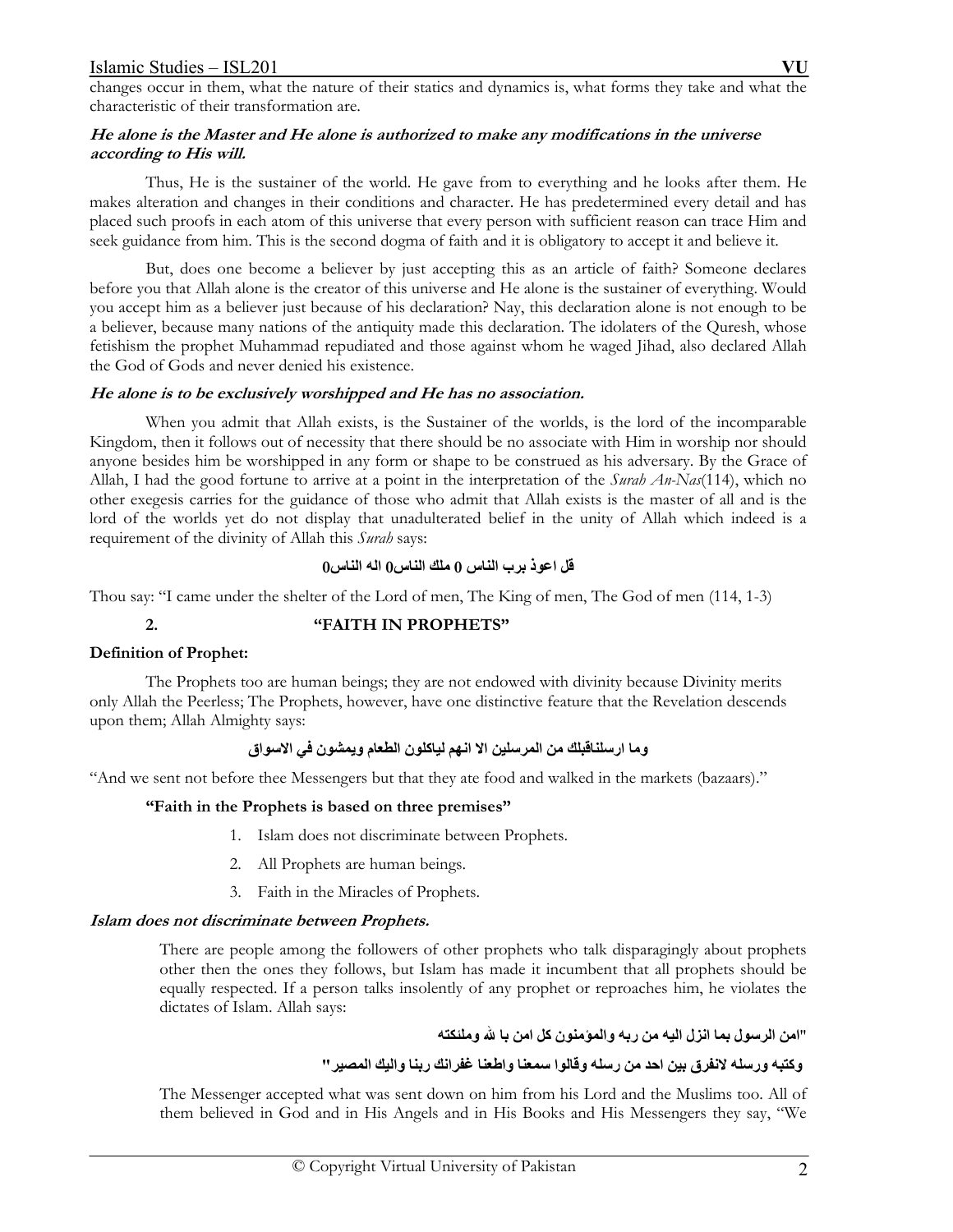changes occur in them, what the nature of their statics and dynamics is, what forms they take and what the characteristic of their transformation are.

***He alone is the Master and He alone is authorized to make any modifications in the universe according to His will.***

Thus, He is the sustainer of the world. He gave from to everything and he looks after them. He makes alteration and changes in their conditions and character. He has predetermined every detail and has placed such proofs in each atom of this universe that every person with sufficient reason can trace Him and seek guidance from him. This is the second dogma of faith and it is obligatory to accept it and believe it.

But, does one become a believer by just accepting this as an article of faith? Someone declares before you that Allah alone is the creator of this universe and He alone is the sustainer of everything. Would you accept him as a believer just because of his declaration? Nay, this declaration alone is not enough to be a believer, because many nations of the antiquity made this declaration. The idolaters of the Quresh, whose fetishism the prophet Muhammad repudiated and those against whom he waged Jihad, also declared Allah the God of Gods and never denied his existence.

***He alone is to be exclusively worshipped and He has no association.***

When you admit that Allah exists, is the Sustainer of the worlds, is the lord of the incomparable Kingdom, then it follows out of necessity that there should be no associate with Him in worship nor should anyone besides him be worshipped in any form or shape to be construed as his adversary. By the Grace of Allah, I had the good fortune to arrive at a point in the interpretation of the *Surah An-Nas*(114), which no other exegesis carries for the guidance of those who admit that Allah exists is the master of all and is the lord of the worlds yet do not display that unadulterated belief in the unity of Allah which indeed is a requirement of the divinity of Allah this *Surah* says:

**قل اعوذ برب الناس 0 ملك الناس0 اله الناس0**

Thou say: "I came under the shelter of the Lord of men, The King of men, The God of men (114, 1-3)

## 2. "FAITH IN PROPHETS"

**Definition of Prophet:**

The Prophets too are human beings; they are not endowed with divinity because Divinity merits only Allah the Peerless; The Prophets, however, have one distinctive feature that the Revelation descends upon them; Allah Almighty says:

**وما ارسلناقبلك من المرسلين الا انهم لياكلون الطعام ويمشون في الاسواق**

"And we sent not before thee Messengers but that they ate food and walked in the markets (bazaars)."

**"Faith in the Prophets is based on three premises"**

1. Islam does not discriminate between Prophets.
2. All Prophets are human beings.
3. Faith in the Miracles of Prophets.

***Islam does not discriminate between Prophets.***

There are people among the followers of other prophets who talk disparagingly about prophets other then the ones they follows, but Islam has made it incumbent that all prophets should be equally respected. If a person talks insolently of any prophet or reproaches him, he violates the dictates of Islam. Allah says:

**"امن الرسول بما انزل اليه من ربه والمؤمنون كل امن با لله وملئكته**

**وكتبه ورسله لانفرق بين احد من رسله وقالوا سمعنا واطعنا غفرانك ربنا واليك المصير"**

The Messenger accepted what was sent down on him from his Lord and the Muslims too. All of them believed in God and in His Angels and in His Books and His Messengers they say, "We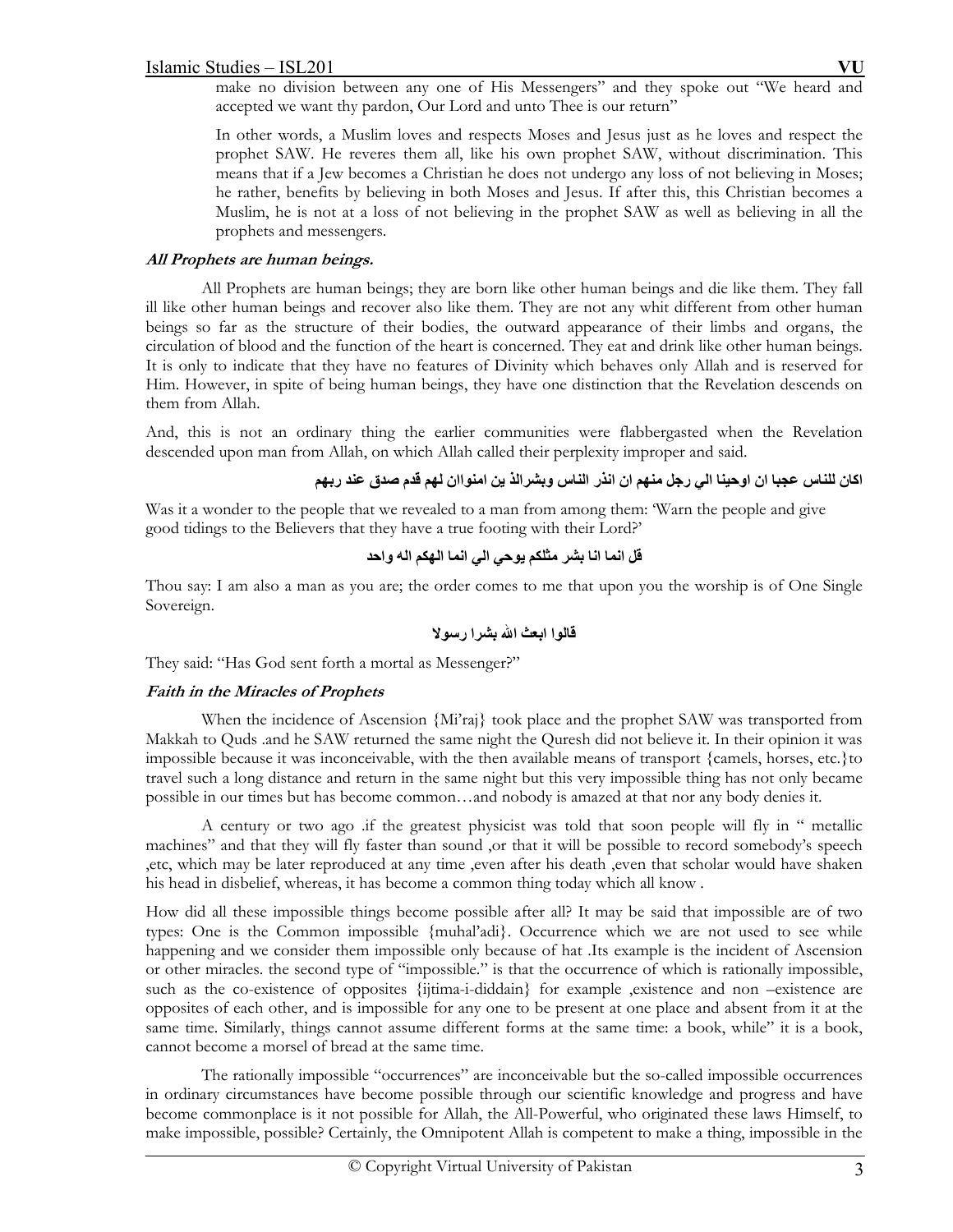make no division between any one of His Messengers" and they spoke out "We heard and accepted we want thy pardon, Our Lord and unto Thee is our return"

In other words, a Muslim loves and respects Moses and Jesus just as he loves and respect the prophet SAW. He reveres them all, like his own prophet SAW, without discrimination. This means that if a Jew becomes a Christian he does not undergo any loss of not believing in Moses; he rather, benefits by believing in both Moses and Jesus. If after this, this Christian becomes a Muslim, he is not at a loss of not believing in the prophet SAW as well as believing in all the prophets and messengers.

***All Prophets are human beings.***

All Prophets are human beings; they are born like other human beings and die like them. They fall ill like other human beings and recover also like them. They are not any whit different from other human beings so far as the structure of their bodies, the outward appearance of their limbs and organs, the circulation of blood and the function of the heart is concerned. They eat and drink like other human beings. It is only to indicate that they have no features of Divinity which behaves only Allah and is reserved for Him. However, in spite of being human beings, they have one distinction that the Revelation descends on them from Allah.

And, this is not an ordinary thing the earlier communities were flabbergasted when the Revelation descended upon man from Allah, on which Allah called their perplexity improper and said.

**اكان للناس عجبا ان اوحينا الي رجل منهم ان انذر الناس وبشرالذ ين امنواان لهم قدم صدق عند ربهم**

Was it a wonder to the people that we revealed to a man from among them: 'Warn the people and give good tidings to the Believers that they have a true footing with their Lord?'

**قل انما انا بشر مثلكم يوحي الي انما الهكم اله واحد**

Thou say: I am also a man as you are; the order comes to me that upon you the worship is of One Single Sovereign.

**قالوا ابعث الله بشرا رسولا**

They said: "Has God sent forth a mortal as Messenger?"

***Faith in the Miracles of Prophets***

When the incidence of Ascension {Mi'raj} took place and the prophet SAW was transported from Makkah to Quds .and he SAW returned the same night the Quresh did not believe it. In their opinion it was impossible because it was inconceivable, with the then available means of transport {camels, horses, etc.}to travel such a long distance and return in the same night but this very impossible thing has not only became possible in our times but has become common…and nobody is amazed at that nor any body denies it.

A century or two ago .if the greatest physicist was told that soon people will fly in " metallic machines" and that they will fly faster than sound ,or that it will be possible to record somebody's speech ,etc, which may be later reproduced at any time ,even after his death ,even that scholar would have shaken his head in disbelief, whereas, it has become a common thing today which all know .

How did all these impossible things become possible after all? It may be said that impossible are of two types: One is the Common impossible {muhal'adi}. Occurrence which we are not used to see while happening and we consider them impossible only because of hat .Its example is the incident of Ascension or other miracles. the second type of "impossible." is that the occurrence of which is rationally impossible, such as the co-existence of opposites {ijtima-i-diddain} for example ,existence and non –existence are opposites of each other, and is impossible for any one to be present at one place and absent from it at the same time. Similarly, things cannot assume different forms at the same time: a book, while" it is a book, cannot become a morsel of bread at the same time.

The rationally impossible "occurrences" are inconceivable but the so-called impossible occurrences in ordinary circumstances have become possible through our scientific knowledge and progress and have become commonplace is it not possible for Allah, the All-Powerful, who originated these laws Himself, to make impossible, possible? Certainly, the Omnipotent Allah is competent to make a thing, impossible in the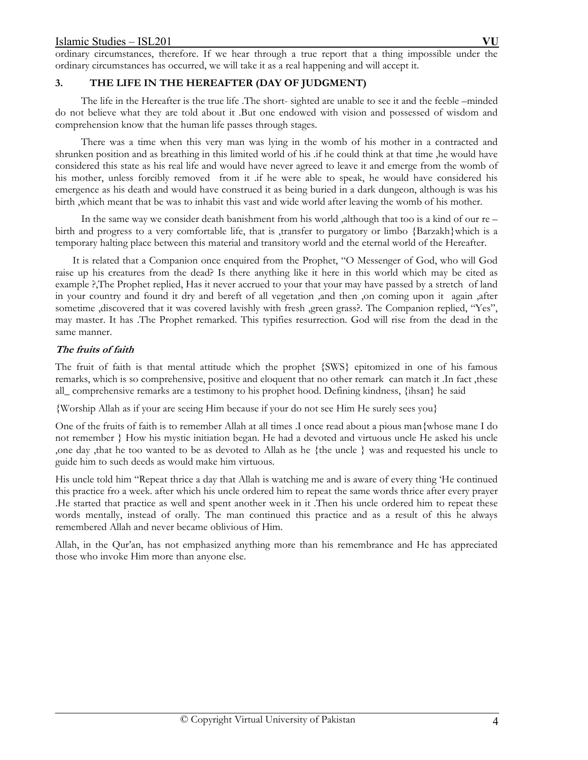ordinary circumstances, therefore. If we hear through a true report that a thing impossible under the ordinary circumstances has occurred, we will take it as a real happening and will accept it.

### 3. THE LIFE IN THE HEREAFTER (DAY OF JUDGMENT)

The life in the Hereafter is the true life .The short- sighted are unable to see it and the feeble –minded do not believe what they are told about it .But one endowed with vision and possessed of wisdom and comprehension know that the human life passes through stages.

There was a time when this very man was lying in the womb of his mother in a contracted and shrunken position and as breathing in this limited world of his .if he could think at that time ,he would have considered this state as his real life and would have never agreed to leave it and emerge from the womb of his mother, unless forcibly removed from it .if he were able to speak, he would have considered his emergence as his death and would have construed it as being buried in a dark dungeon, although is was his birth ,which meant that be was to inhabit this vast and wide world after leaving the womb of his mother.

In the same way we consider death banishment from his world ,although that too is a kind of our re – birth and progress to a very comfortable life, that is ,transfer to purgatory or limbo {Barzakh}which is a temporary halting place between this material and transitory world and the eternal world of the Hereafter.

It is related that a Companion once enquired from the Prophet, "O Messenger of God, who will God raise up his creatures from the dead? Is there anything like it here in this world which may be cited as example ?,The Prophet replied, Has it never accrued to your that your may have passed by a stretch of land in your country and found it dry and bereft of all vegetation ,and then ,on coming upon it again ,after sometime ,discovered that it was covered lavishly with fresh ,green grass?. The Companion replied, "Yes", may master. It has .The Prophet remarked. This typifies resurrection. God will rise from the dead in the same manner.

#### *The fruits of faith*

The fruit of faith is that mental attitude which the prophet {SWS} epitomized in one of his famous remarks, which is so comprehensive, positive and eloquent that no other remark can match it .In fact ,these all_ comprehensive remarks are a testimony to his prophet hood. Defining kindness, {ihsan} he said

{Worship Allah as if your are seeing Him because if your do not see Him He surely sees you}

One of the fruits of faith is to remember Allah at all times .I once read about a pious man{whose mane I do not remember } How his mystic initiation began. He had a devoted and virtuous uncle He asked his uncle ,one day ,that he too wanted to be as devoted to Allah as he {the uncle } was and requested his uncle to guide him to such deeds as would make him virtuous.

His uncle told him "Repeat thrice a day that Allah is watching me and is aware of every thing 'He continued this practice fro a week. after which his uncle ordered him to repeat the same words thrice after every prayer .He started that practice as well and spent another week in it .Then his uncle ordered him to repeat these words mentally, instead of orally. The man continued this practice and as a result of this he always remembered Allah and never became oblivious of Him.

Allah, in the Qur'an, has not emphasized anything more than his remembrance and He has appreciated those who invoke Him more than anyone else.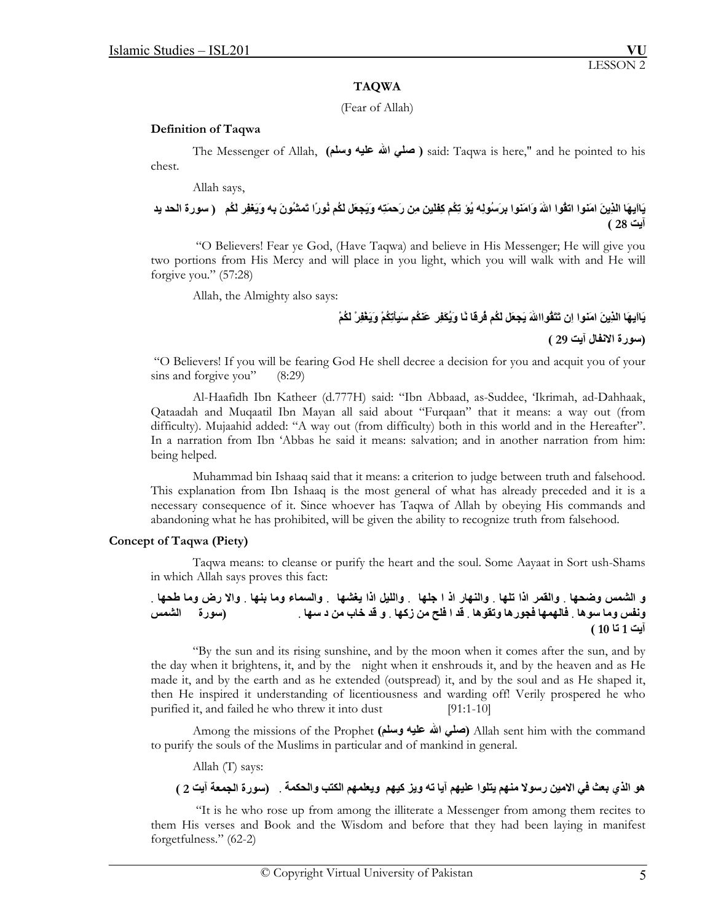# TAQWA

(Fear of Allah)

**Definition of Taqwa**

The Messenger of Allah, **(صلي الله عليه وسلم )** said: Taqwa is here," and he pointed to his chest.

Allah says,

**يَاايهَا الذِينَ امَنوا اتقُوا اللهَ وَامَنوا برَسُوله يُوَ تِكُم كِفلين مِن رَحمَتِه وَيَجعَل لكُم نُورًا تَمشُونَ به وَيَغفِر لكُم ( سورة الحد يد آيت 28 )**

"O Believers! Fear ye God, (Have Taqwa) and believe in His Messenger; He will give you two portions from His Mercy and will place in you light, which you will walk with and He will forgive you." (57:28)

Allah, the Almighty also says:

**يَاايهَا الذِينَ امَنوا اِن تَتقُوااللهَ يَجعَل لكُم فُرقا نًا وَيُكفِر عَنكُم سَيأتِكُمْ وَيَغفِرْ لكُمْ**

**(سورة الانفال آيت 29 )**

"O Believers! If you will be fearing God He shell decree a decision for you and acquit you of your sins and forgive you" (8:29)

Al-Haafidh Ibn Katheer (d.777H) said: "Ibn Abbaad, as-Suddee, 'Ikrimah, ad-Dahhaak, Qataadah and Muqaatil Ibn Mayan all said about "Furqaan" that it means: a way out (from difficulty). Mujaahid added: "A way out (from difficulty) both in this world and in the Hereafter". In a narration from Ibn 'Abbas he said it means: salvation; and in another narration from him: being helped.

Muhammad bin Ishaaq said that it means: a criterion to judge between truth and falsehood. This explanation from Ibn Ishaaq is the most general of what has already preceded and it is a necessary consequence of it. Since whoever has Taqwa of Allah by obeying His commands and abandoning what he has prohibited, will be given the ability to recognize truth from falsehood.

**Concept of Taqwa (Piety)**

Taqwa means: to cleanse or purify the heart and the soul. Some Aayaat in Sort ush-Shams in which Allah says proves this fact:

**و الشمس وضحها . والقمر اذا تلها . والنهار اذ ا جلها . والليل اذا يغشها . والسماء وما بنها . والا رض وما طحها . ونفس وما سوها . فالهمها فجورها وتقوها . قد ا فلح من زكها . و قد خاب من د سها . (سورة الشمس آيت 1 تا 10 )**

"By the sun and its rising sunshine, and by the moon when it comes after the sun, and by the day when it brightens, it, and by the night when it enshrouds it, and by the heaven and as He made it, and by the earth and as he extended (outspread) it, and by the soul and as He shaped it, then He inspired it understanding of licentiousness and warding off! Verily prospered he who purified it, and failed he who threw it into dust [91:1-10]

Among the missions of the Prophet **(صلي الله عليه وسلم)** Allah sent him with the command to purify the souls of the Muslims in particular and of mankind in general.

Allah (T) says:

**هو الذي بعث في الامين رسولا منهم يتلوا عليهم آيا ته ويز كيهم ويعلمهم الكتب والحكمة . (سورة الجمعة آيت 2 )**

"It is he who rose up from among the illiterate a Messenger from among them recites to them His verses and Book and the Wisdom and before that they had been laying in manifest forgetfulness." (62-2)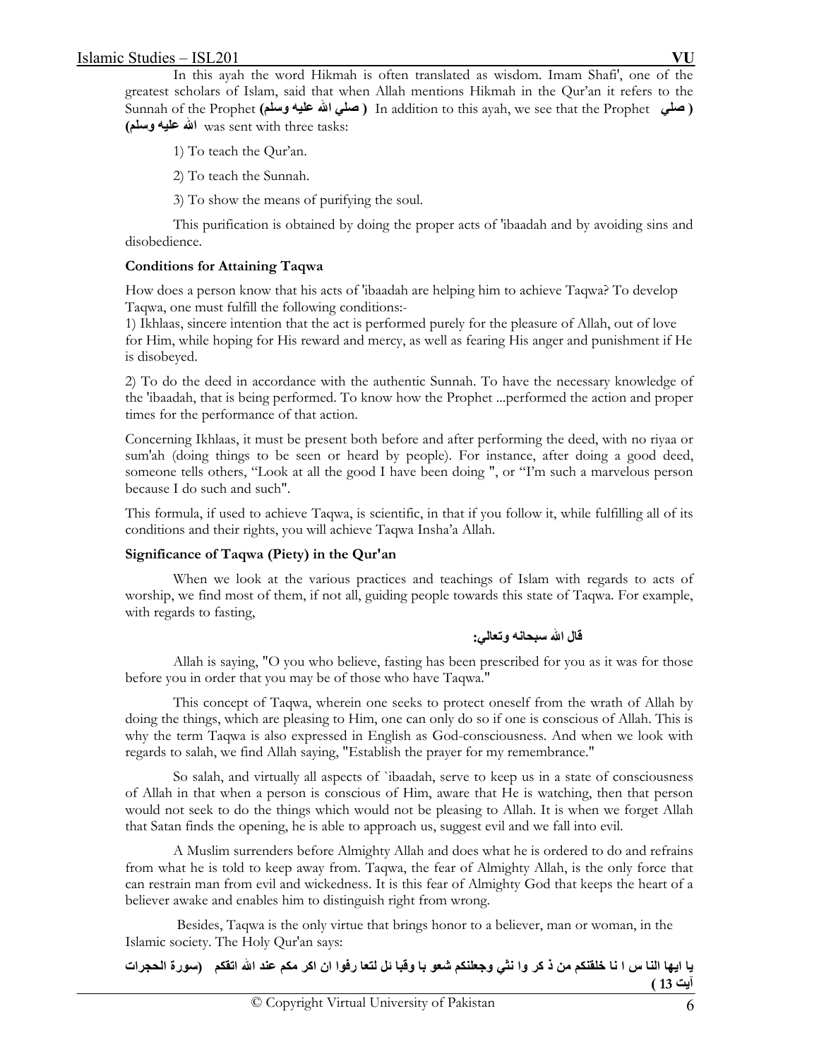In this ayah the word Hikmah is often translated as wisdom. Imam Shafi', one of the greatest scholars of Islam, said that when Allah mentions Hikmah in the Qur'an it refers to the Sunnah of the Prophet (صلي الله عليه وسلم) In addition to this ayah, we see that the Prophet (صلي الله عليه وسلم) was sent with three tasks:

1) To teach the Qur'an.

2) To teach the Sunnah.

3) To show the means of purifying the soul.

This purification is obtained by doing the proper acts of 'ibaadah and by avoiding sins and disobedience.

**Conditions for Attaining Taqwa**

How does a person know that his acts of 'ibaadah are helping him to achieve Taqwa? To develop Taqwa, one must fulfill the following conditions:-

1) Ikhlaas, sincere intention that the act is performed purely for the pleasure of Allah, out of love for Him, while hoping for His reward and mercy, as well as fearing His anger and punishment if He is disobeyed.

2) To do the deed in accordance with the authentic Sunnah. To have the necessary knowledge of the 'ibaadah, that is being performed. To know how the Prophet ...performed the action and proper times for the performance of that action.

Concerning Ikhlaas, it must be present both before and after performing the deed, with no riyaa or sum'ah (doing things to be seen or heard by people). For instance, after doing a good deed, someone tells others, "Look at all the good I have been doing ", or "I'm such a marvelous person because I do such and such".

This formula, if used to achieve Taqwa, is scientific, in that if you follow it, while fulfilling all of its conditions and their rights, you will achieve Taqwa Insha'a Allah.

**Significance of Taqwa (Piety) in the Qur'an**

When we look at the various practices and teachings of Islam with regards to acts of worship, we find most of them, if not all, guiding people towards this state of Taqwa. For example, with regards to fasting,

قال الله سبحانه وتعالي:

Allah is saying, "O you who believe, fasting has been prescribed for you as it was for those before you in order that you may be of those who have Taqwa."

This concept of Taqwa, wherein one seeks to protect oneself from the wrath of Allah by doing the things, which are pleasing to Him, one can only do so if one is conscious of Allah. This is why the term Taqwa is also expressed in English as God-consciousness. And when we look with regards to salah, we find Allah saying, "Establish the prayer for my remembrance."

So salah, and virtually all aspects of `ibaadah, serve to keep us in a state of consciousness of Allah in that when a person is conscious of Him, aware that He is watching, then that person would not seek to do the things which would not be pleasing to Allah. It is when we forget Allah that Satan finds the opening, he is able to approach us, suggest evil and we fall into evil.

A Muslim surrenders before Almighty Allah and does what he is ordered to do and refrains from what he is told to keep away from. Taqwa, the fear of Almighty Allah, is the only force that can restrain man from evil and wickedness. It is this fear of Almighty God that keeps the heart of a believer awake and enables him to distinguish right from wrong.

Besides, Taqwa is the only virtue that brings honor to a believer, man or woman, in the Islamic society. The Holy Qur'an says:

يا ايها النا س ا نا خلقنكم من ذ كر وا نثي وجعلنكم شعو با وقبا ئل لتعا رفوا ان اكر مكم عند الله اتقكم (سورة الحجرات آيت 13 )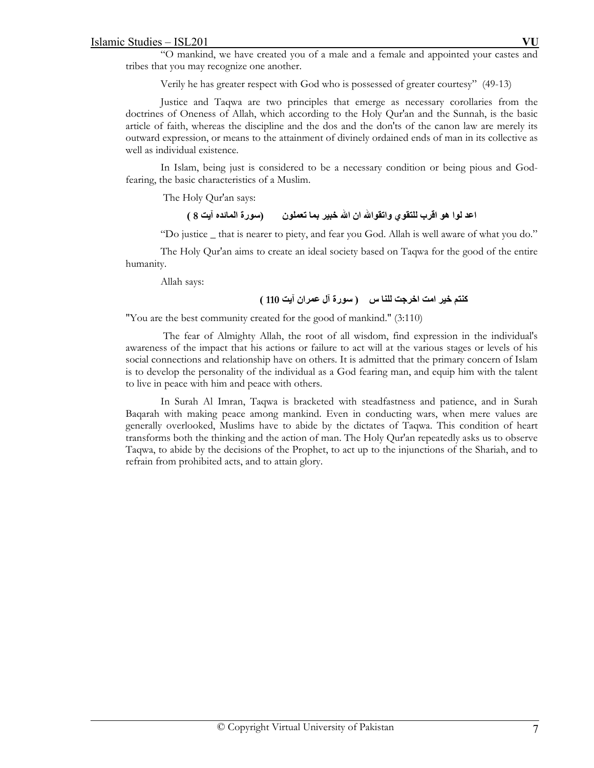"O mankind, we have created you of a male and a female and appointed your castes and tribes that you may recognize one another.

Verily he has greater respect with God who is possessed of greater courtesy" (49-13)

Justice and Taqwa are two principles that emerge as necessary corollaries from the doctrines of Oneness of Allah, which according to the Holy Qur'an and the Sunnah, is the basic article of faith, whereas the discipline and the dos and the don'ts of the canon law are merely its outward expression, or means to the attainment of divinely ordained ends of man in its collective as well as individual existence.

In Islam, being just is considered to be a necessary condition or being pious and God-fearing, the basic characteristics of a Muslim.

The Holy Qur'an says:

اعد لوا هو اقرب للتقوي واتقوالله ان الله خبير بما تعملون (سورة المائده آيت 8 )

"Do justice _ that is nearer to piety, and fear you God. Allah is well aware of what you do."

The Holy Qur'an aims to create an ideal society based on Taqwa for the good of the entire humanity.

Allah says:

كنتم خير امت اخرجت للنا س ( سورة آل عمران آيت 110 )

"You are the best community created for the good of mankind." (3:110)

The fear of Almighty Allah, the root of all wisdom, find expression in the individual's awareness of the impact that his actions or failure to act will at the various stages or levels of his social connections and relationship have on others. It is admitted that the primary concern of Islam is to develop the personality of the individual as a God fearing man, and equip him with the talent to live in peace with him and peace with others.

In Surah Al Imran, Taqwa is bracketed with steadfastness and patience, and in Surah Baqarah with making peace among mankind. Even in conducting wars, when mere values are generally overlooked, Muslims have to abide by the dictates of Taqwa. This condition of heart transforms both the thinking and the action of man. The Holy Qur'an repeatedly asks us to observe Taqwa, to abide by the decisions of the Prophet, to act up to the injunctions of the Shariah, and to refrain from prohibited acts, and to attain glory.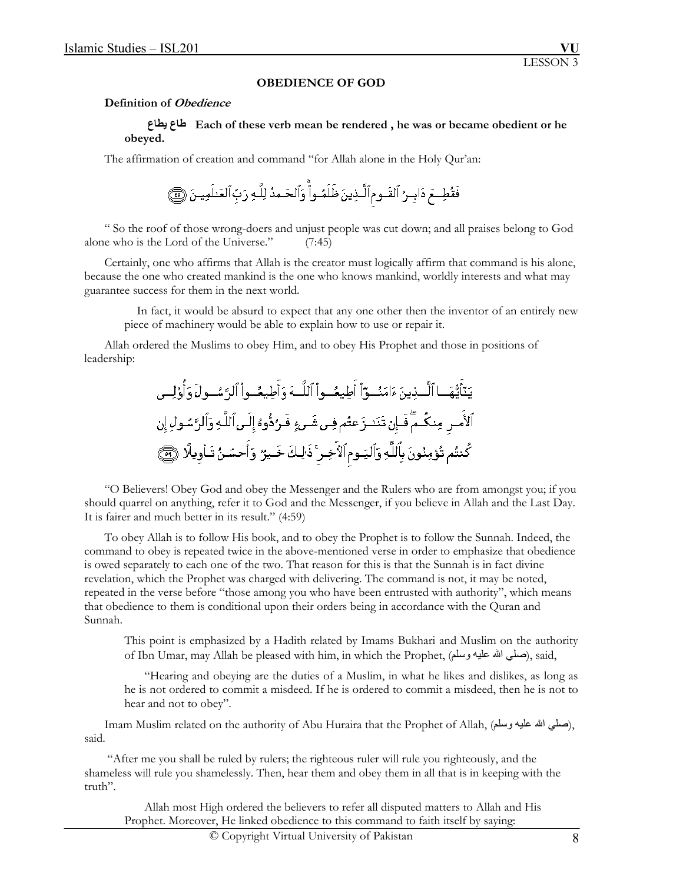**OBEDIENCE OF GOD**

**Definition of *Obedience***

**طاع يطاع Each of these verb mean be rendered , he was or became obedient or he obeyed.**

The affirmation of creation and command "for Allah alone in the Holy Qur'an:

فَقُطِعَ دَابِرُ ٱلْقَوْمِ ٱلَّذِينَ ظَلَمُوا۟ ۚ وَٱلْحَمْدُ لِلَّهِ رَبِّ ٱلْعَٰلَمِينَ ﴿٤٥﴾

" So the roof of those wrong-doers and unjust people was cut down; and all praises belong to God alone who is the Lord of the Universe." (7:45)

Certainly, one who affirms that Allah is the creator must logically affirm that command is his alone, because the one who created mankind is the one who knows mankind, worldly interests and what may guarantee success for them in the next world.

In fact, it would be absurd to expect that any one other then the inventor of an entirely new piece of machinery would be able to explain how to use or repair it.

Allah ordered the Muslims to obey Him, and to obey His Prophet and those in positions of leadership:

يَٰٓأَيُّهَا ٱلَّذِينَ ءَامَنُوٓا۟ أَطِيعُوا۟ ٱللَّهَ وَأَطِيعُوا۟ ٱلرَّسُولَ وَأُو۟لِى ٱلْأَمْرِ مِنكُمْ ۖ فَإِن تَنَٰزَعْتُمْ فِى شَىْءٍ فَرُدُّوهُ إِلَى ٱللَّهِ وَٱلرَّسُولِ إِن كُنتُمْ تُؤْمِنُونَ بِٱللَّهِ وَٱلْيَوْمِ ٱلْءَاخِرِ ۚ ذَٰلِكَ خَيْرٌ وَأَحْسَنُ تَأْوِيلًا ﴿٥٩﴾

"O Believers! Obey God and obey the Messenger and the Rulers who are from amongst you; if you should quarrel on anything, refer it to God and the Messenger, if you believe in Allah and the Last Day. It is fairer and much better in its result." (4:59)

To obey Allah is to follow His book, and to obey the Prophet is to follow the Sunnah. Indeed, the command to obey is repeated twice in the above-mentioned verse in order to emphasize that obedience is owed separately to each one of the two. That reason for this is that the Sunnah is in fact divine revelation, which the Prophet was charged with delivering. The command is not, it may be noted, repeated in the verse before "those among you who have been entrusted with authority", which means that obedience to them is conditional upon their orders being in accordance with the Quran and Sunnah.

This point is emphasized by a Hadith related by Imams Bukhari and Muslim on the authority of Ibn Umar, may Allah be pleased with him, in which the Prophet, (صلي الله عليه وسلم), said,

"Hearing and obeying are the duties of a Muslim, in what he likes and dislikes, as long as he is not ordered to commit a misdeed. If he is ordered to commit a misdeed, then he is not to hear and not to obey".

Imam Muslim related on the authority of Abu Huraira that the Prophet of Allah, (صلي الله عليه وسلم), said.

"After me you shall be ruled by rulers; the righteous ruler will rule you righteously, and the shameless will rule you shamelessly. Then, hear them and obey them in all that is in keeping with the truth".

Allah most High ordered the believers to refer all disputed matters to Allah and His Prophet. Moreover, He linked obedience to this command to faith itself by saying: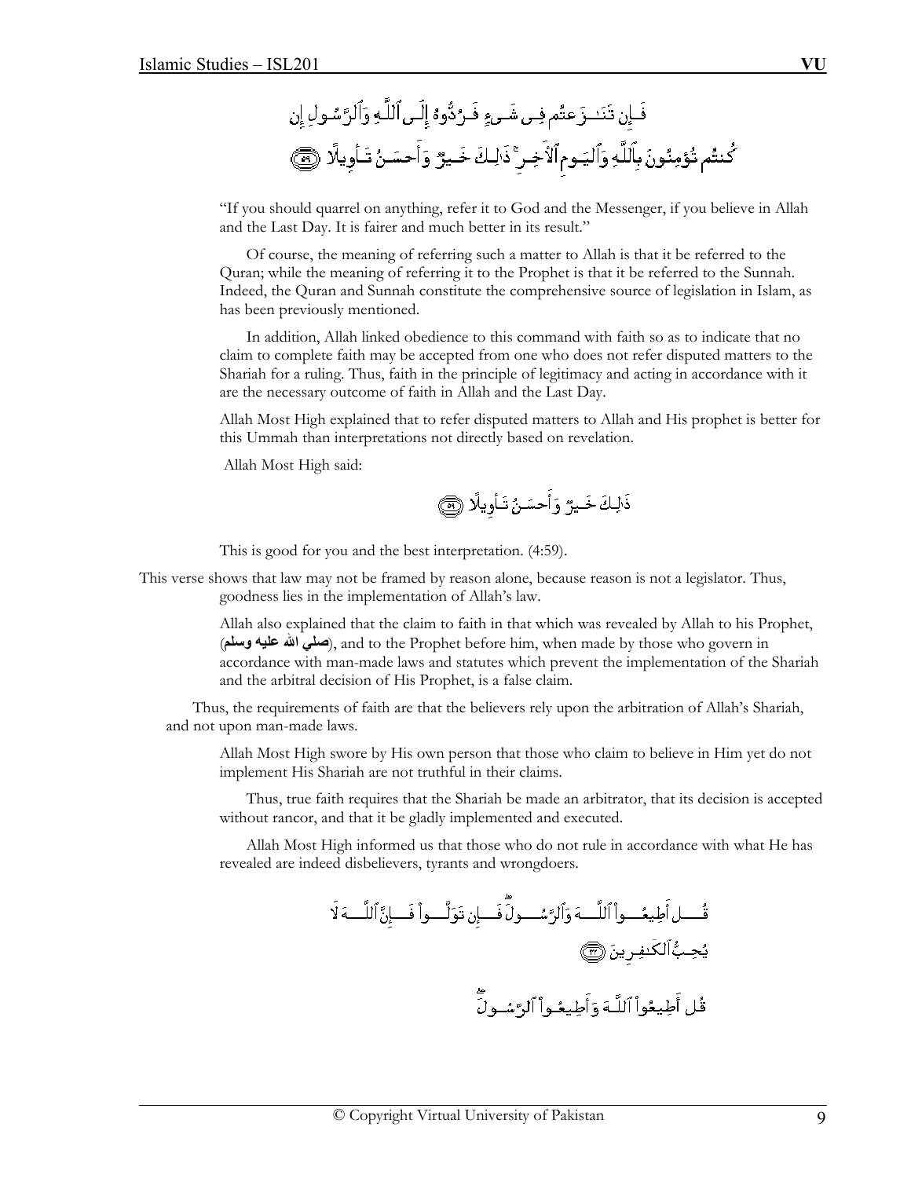فَإِن تَنَـٰزَعۡتُمۡ فِى شَىۡءٍ۬ فَرُدُّوهُ إِلَى ٱللَّهِ وَٱلرَّسُولِ إِن كُنتُمۡ تُؤۡمِنُونَ بِٱللَّهِ وَٱلۡيَوۡمِ ٱلۡأَخِرِ‌ۚ ذَٲلِكَ خَيۡرٌ۬ وَأَحۡسَنُ تَأۡوِيلاً (٥٩)

"If you should quarrel on anything, refer it to God and the Messenger, if you believe in Allah and the Last Day. It is fairer and much better in its result."

Of course, the meaning of referring such a matter to Allah is that it be referred to the Quran; while the meaning of referring it to the Prophet is that it be referred to the Sunnah. Indeed, the Quran and Sunnah constitute the comprehensive source of legislation in Islam, as has been previously mentioned.

In addition, Allah linked obedience to this command with faith so as to indicate that no claim to complete faith may be accepted from one who does not refer disputed matters to the Shariah for a ruling. Thus, faith in the principle of legitimacy and acting in accordance with it are the necessary outcome of faith in Allah and the Last Day.

Allah Most High explained that to refer disputed matters to Allah and His prophet is better for this Ummah than interpretations not directly based on revelation.

Allah Most High said:

ذَٲلِكَ خَيۡرٌ۬ وَأَحۡسَنُ تَأۡوِيلاً (٥٩)

This is good for you and the best interpretation. (4:59).

This verse shows that law may not be framed by reason alone, because reason is not a legislator. Thus, goodness lies in the implementation of Allah's law.

Allah also explained that the claim to faith in that which was revealed by Allah to his Prophet, (**صلى الله عليه وسلم**), and to the Prophet before him, when made by those who govern in accordance with man-made laws and statutes which prevent the implementation of the Shariah and the arbitral decision of His Prophet, is a false claim.

Thus, the requirements of faith are that the believers rely upon the arbitration of Allah's Shariah, and not upon man-made laws.

Allah Most High swore by His own person that those who claim to believe in Him yet do not implement His Shariah are not truthful in their claims.

Thus, true faith requires that the Shariah be made an arbitrator, that its decision is accepted without rancor, and that it be gladly implemented and executed.

Allah Most High informed us that those who do not rule in accordance with what He has revealed are indeed disbelievers, tyrants and wrongdoers.

قُلۡ أَطِيعُواْ ٱللَّهَ وَٱلرَّسُولَ‌ۖ فَإِن تَوَلَّوۡاْ فَإِنَّ ٱللَّهَ لَا يُحِبُّ ٱلۡكَـٰفِرِينَ (٣٢)

قُلۡ أَطِيعُواْ ٱللَّهَ وَأَطِيعُواْ ٱلرَّسُولَ‌ۖ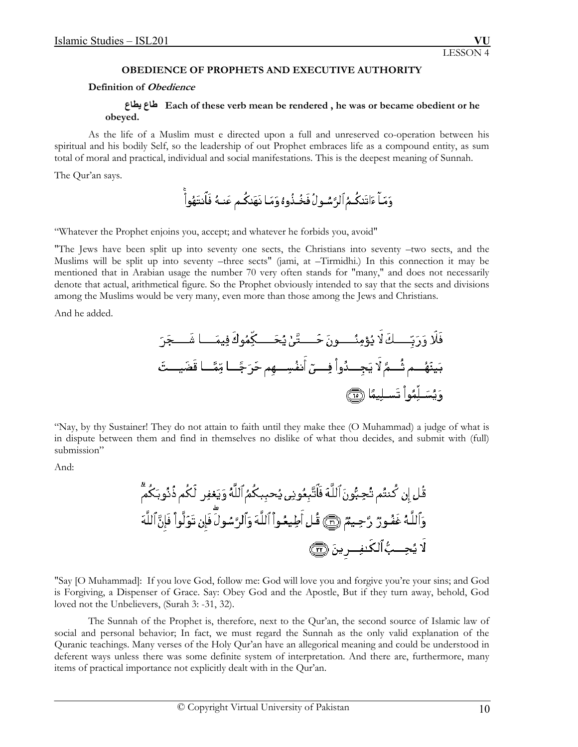LESSON 4

## OBEDIENCE OF PROPHETS AND EXECUTIVE AUTHORITY

### Definition of *Obedience*

**طاع يطاع Each of these verb mean be rendered , he was or became obedient or he obeyed.**

As the life of a Muslim must e directed upon a full and unreserved co-operation between his spiritual and his bodily Self, so the leadership of out Prophet embraces life as a compound entity, as sum total of moral and practical, individual and social manifestations. This is the deepest meaning of Sunnah.

The Qur'an says.

وَمَآ ءَاتَىٰكُمُ ٱلرَّسُولُ فَخُذُوهُ وَمَا نَهَىٰكُمْ عَنْهُ فَٱنتَهُوا۟ۚ

"Whatever the Prophet enjoins you, accept; and whatever he forbids you, avoid"

"The Jews have been split up into seventy one sects, the Christians into seventy –two sects, and the Muslims will be split up into seventy –three sects" (jami, at –Tirmidhi.) In this connection it may be mentioned that in Arabian usage the number 70 very often stands for "many," and does not necessarily denote that actual, arithmetical figure. So the Prophet obviously intended to say that the sects and divisions among the Muslims would be very many, even more than those among the Jews and Christians.

And he added.

فَلَا وَرَبِّكَ لَا يُؤْمِنُونَ حَتَّىٰ يُحَكِّمُوكَ فِيمَا شَجَرَ بَيْنَهُمْ ثُمَّ لَا يَجِدُوا۟ فِىٓ أَنفُسِهِمْ حَرَجًا مِّمَّا قَضَيْتَ وَيُسَلِّمُوا۟ تَسْلِيمًا ﴿٦٥﴾

"Nay, by thy Sustainer! They do not attain to faith until they make thee (O Muhammad) a judge of what is in dispute between them and find in themselves no dislike of what thou decides, and submit with (full) submission"

And:

قُلْ إِن كُنتُمْ تُحِبُّونَ ٱللَّهَ فَٱتَّبِعُونِى يُحْبِبْكُمُ ٱللَّهُ وَيَغْفِرْ لَكُمْ ذُنُوبَكُمْۗ وَٱللَّهُ غَفُورٌ رَّحِيمٌ ﴿٣١﴾ قُلْ أَطِيعُوا۟ ٱللَّهَ وَٱلرَّسُولَۖ فَإِن تَوَلَّوْا۟ فَإِنَّ ٱللَّهَ لَا يُحِبُّ ٱلْكَٰفِرِينَ ﴿٣٢﴾

"Say [O Muhammad]: If you love God, follow me: God will love you and forgive you're your sins; and God is Forgiving, a Dispenser of Grace. Say: Obey God and the Apostle, But if they turn away, behold, God loved not the Unbelievers, (Surah 3: -31, 32).

The Sunnah of the Prophet is, therefore, next to the Qur'an, the second source of Islamic law of social and personal behavior; In fact, we must regard the Sunnah as the only valid explanation of the Quranic teachings. Many verses of the Holy Qur'an have an allegorical meaning and could be understood in deferent ways unless there was some definite system of interpretation. And there are, furthermore, many items of practical importance not explicitly dealt with in the Qur'an.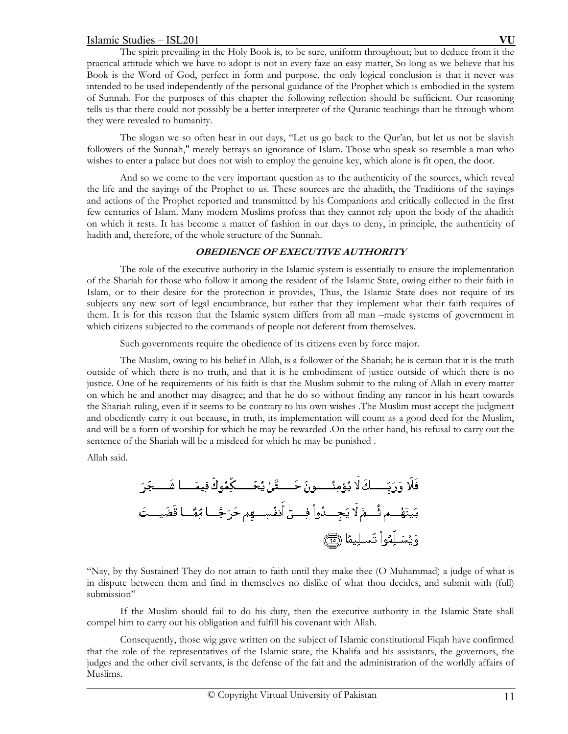The spirit prevailing in the Holy Book is, to be sure, uniform throughout; but to deduce from it the practical attitude which we have to adopt is not in every faze an easy matter, So long as we believe that his Book is the Word of God, perfect in form and purpose, the only logical conclusion is that it never was intended to be used independently of the personal guidance of the Prophet which is embodied in the system of Sunnah. For the purposes of this chapter the following reflection should be sufficient. Our reasoning tells us that there could not possibly be a better interpreter of the Quranic teachings than he through whom they were revealed to humanity.

The slogan we so often hear in out days, "Let us go back to the Qur'an, but let us not be slavish followers of the Sunnah," merely betrays an ignorance of Islam. Those who speak so resemble a man who wishes to enter a palace but does not wish to employ the genuine key, which alone is fit open, the door.

And so we come to the very important question as to the authenticity of the sources, which reveal the life and the sayings of the Prophet to us. These sources are the ahadith, the Traditions of the sayings and actions of the Prophet reported and transmitted by his Companions and critically collected in the first few centuries of Islam. Many modern Muslims profess that they cannot rely upon the body of the ahadith on which it rests. It has become a matter of fashion in our days to deny, in principle, the authenticity of hadith and, therefore, of the whole structure of the Sunnah.

### *OBEDIENCE OF EXECUTIVE AUTHORITY*

The role of the executive authority in the Islamic system is essentially to ensure the implementation of the Shariah for those who follow it among the resident of the Islamic State, owing either to their faith in Islam, or to their desire for the protection it provides, Thus, the Islamic State does not require of its subjects any new sort of legal encumbrance, but rather that they implement what their faith requires of them. It is for this reason that the Islamic system differs from all man –made systems of government in which citizens subjected to the commands of people not deferent from themselves.

Such governments require the obedience of its citizens even by force major.

The Muslim, owing to his belief in Allah, is a follower of the Shariah; he is certain that it is the truth outside of which there is no truth, and that it is he embodiment of justice outside of which there is no justice. One of he requirements of his faith is that the Muslim submit to the ruling of Allah in every matter on which he and another may disagree; and that he do so without finding any rancor in his heart towards the Shariah ruling, even if it seems to be contrary to his own wishes .The Muslim must accept the judgment and obediently carry it out because, in truth, its implementation will count as a good deed for the Muslim, and will be a form of worship for which he may be rewarded .On the other hand, his refusal to carry out the sentence of the Shariah will be a misdeed for which he may be punished .

Allah said.

فَلَا وَرَبِّكَ لَا يُؤْمِنُونَ حَتَّىٰ يُحَكِّمُوكَ فِيمَا شَجَرَ بَيْنَهُمْ ثُمَّ لَا يَجِدُوا فِي أَنفُسِهِمْ حَرَجًا مِّمَّا قَضَيْتَ وَيُسَلِّمُوا تَسْلِيمًا ﴿٦٥﴾

"Nay, by thy Sustainer! They do not attain to faith until they make thee (O Muhammad) a judge of what is in dispute between them and find in themselves no dislike of what thou decides, and submit with (full) submission"

If the Muslim should fail to do his duty, then the executive authority in the Islamic State shall compel him to carry out his obligation and fulfill his covenant with Allah.

Consequently, those wig gave written on the subject of Islamic constitutional Fiqah have confirmed that the role of the representatives of the Islamic state, the Khalifa and his assistants, the governors, the judges and the other civil servants, is the defense of the fait and the administration of the worldly affairs of Muslims.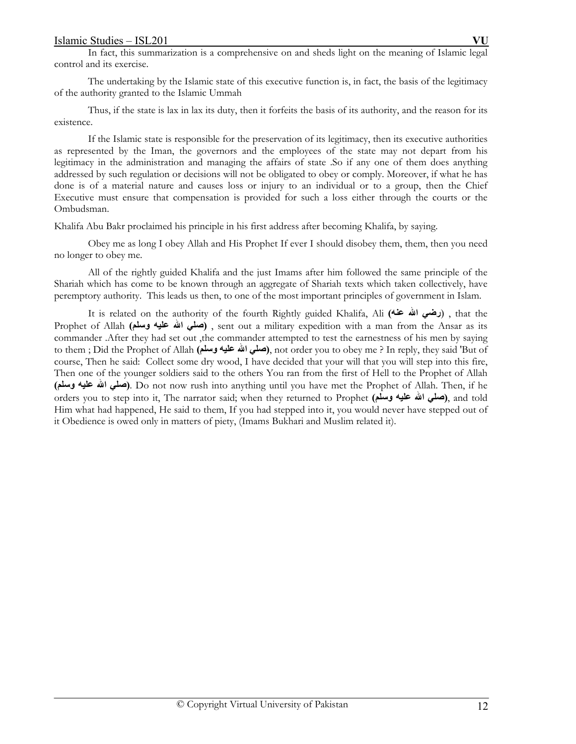In fact, this summarization is a comprehensive on and sheds light on the meaning of Islamic legal control and its exercise.

The undertaking by the Islamic state of this executive function is, in fact, the basis of the legitimacy of the authority granted to the Islamic Ummah

Thus, if the state is lax in lax its duty, then it forfeits the basis of its authority, and the reason for its existence.

If the Islamic state is responsible for the preservation of its legitimacy, then its executive authorities as represented by the Iman, the governors and the employees of the state may not depart from his legitimacy in the administration and managing the affairs of state .So if any one of them does anything addressed by such regulation or decisions will not be obligated to obey or comply. Moreover, if what he has done is of a material nature and causes loss or injury to an individual or to a group, then the Chief Executive must ensure that compensation is provided for such a loss either through the courts or the Ombudsman.

Khalifa Abu Bakr proclaimed his principle in his first address after becoming Khalifa, by saying.

Obey me as long I obey Allah and His Prophet If ever I should disobey them, them, then you need no longer to obey me.

All of the rightly guided Khalifa and the just Imams after him followed the same principle of the Shariah which has come to be known through an aggregate of Shariah texts which taken collectively, have peremptory authority. This leads us then, to one of the most important principles of government in Islam.

It is related on the authority of the fourth Rightly guided Khalifa, Ali **(رضي الله عنه)** , that the Prophet of Allah **(صلي الله عليه وسلم)** , sent out a military expedition with a man from the Ansar as its commander .After they had set out ,the commander attempted to test the earnestness of his men by saying to them ; Did the Prophet of Allah **(صلي الله عليه وسلم)**, not order you to obey me ? In reply, they said 'But of course, Then he said: Collect some dry wood, I have decided that your will that you will step into this fire, Then one of the younger soldiers said to the others You ran from the first of Hell to the Prophet of Allah **(صلي الله عليه وسلم)**. Do not now rush into anything until you have met the Prophet of Allah. Then, if he orders you to step into it, The narrator said; when they returned to Prophet **(صلي الله عليه وسلم)**, and told Him what had happened, He said to them, If you had stepped into it, you would never have stepped out of it Obedience is owed only in matters of piety, (Imams Bukhari and Muslim related it).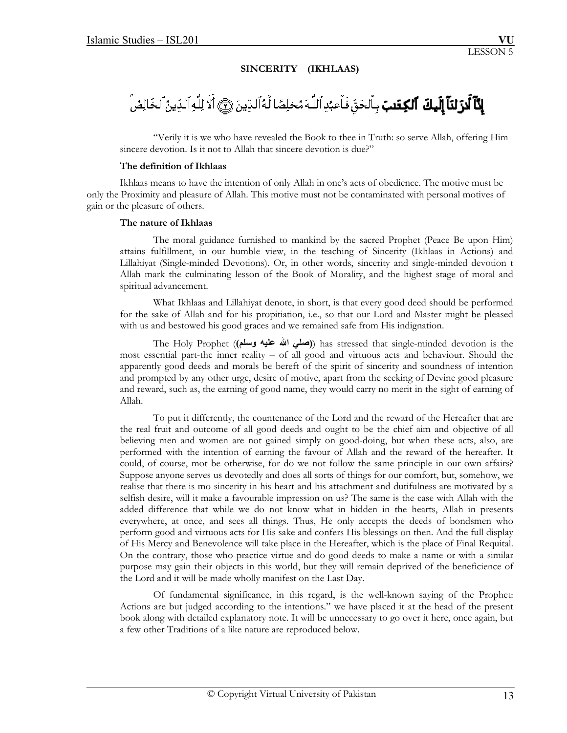LESSON 5

## SINCERITY (IKHLAAS)

إِنَّآ أَنزَلْنَآ إِلَيْكَ ٱلْكِتَٰبَ بِٱلْحَقِّ فَٱعْبُدِ ٱللَّهَ مُخْلِصًا لَّهُ ٱلدِّينَ ۞ أَلَا لِلَّهِ ٱلدِّينُ ٱلْخَالِصُ

"Verily it is we who have revealed the Book to thee in Truth: so serve Allah, offering Him sincere devotion. Is it not to Allah that sincere devotion is due?"

**The definition of Ikhlaas**

Ikhlaas means to have the intention of only Allah in one's acts of obedience. The motive must be only the Proximity and pleasure of Allah. This motive must not be contaminated with personal motives of gain or the pleasure of others.

**The nature of Ikhlaas**

The moral guidance furnished to mankind by the sacred Prophet (Peace Be upon Him) attains fulfillment, in our humble view, in the teaching of Sincerity (Ikhlaas in Actions) and Lillahiyat (Single-minded Devotions). Or, in other words, sincerity and single-minded devotion t Allah mark the culminating lesson of the Book of Morality, and the highest stage of moral and spiritual advancement.

What Ikhlaas and Lillahiyat denote, in short, is that every good deed should be performed for the sake of Allah and for his propitiation, i.e., so that our Lord and Master might be pleased with us and bestowed his good graces and we remained safe from His indignation.

The Holy Prophet (**(صلي الله عليه وسلم)**) has stressed that single-minded devotion is the most essential part-the inner reality – of all good and virtuous acts and behaviour. Should the apparently good deeds and morals be bereft of the spirit of sincerity and soundness of intention and prompted by any other urge, desire of motive, apart from the seeking of Devine good pleasure and reward, such as, the earning of good name, they would carry no merit in the sight of earning of Allah.

To put it differently, the countenance of the Lord and the reward of the Hereafter that are the real fruit and outcome of all good deeds and ought to be the chief aim and objective of all believing men and women are not gained simply on good-doing, but when these acts, also, are performed with the intention of earning the favour of Allah and the reward of the hereafter. It could, of course, mot be otherwise, for do we not follow the same principle in our own affairs? Suppose anyone serves us devotedly and does all sorts of things for our comfort, but, somehow, we realise that there is mo sincerity in his heart and his attachment and dutifulness are motivated by a selfish desire, will it make a favourable impression on us? The same is the case with Allah with the added difference that while we do not know what in hidden in the hearts, Allah in presents everywhere, at once, and sees all things. Thus, He only accepts the deeds of bondsmen who perform good and virtuous acts for His sake and confers His blessings on then. And the full display of His Mercy and Benevolence will take place in the Hereafter, which is the place of Final Requital. On the contrary, those who practice virtue and do good deeds to make a name or with a similar purpose may gain their objects in this world, but they will remain deprived of the beneficience of the Lord and it will be made wholly manifest on the Last Day.

Of fundamental significance, in this regard, is the well-known saying of the Prophet: Actions are but judged according to the intentions." we have placed it at the head of the present book along with detailed explanatory note. It will be unnecessary to go over it here, once again, but a few other Traditions of a like nature are reproduced below.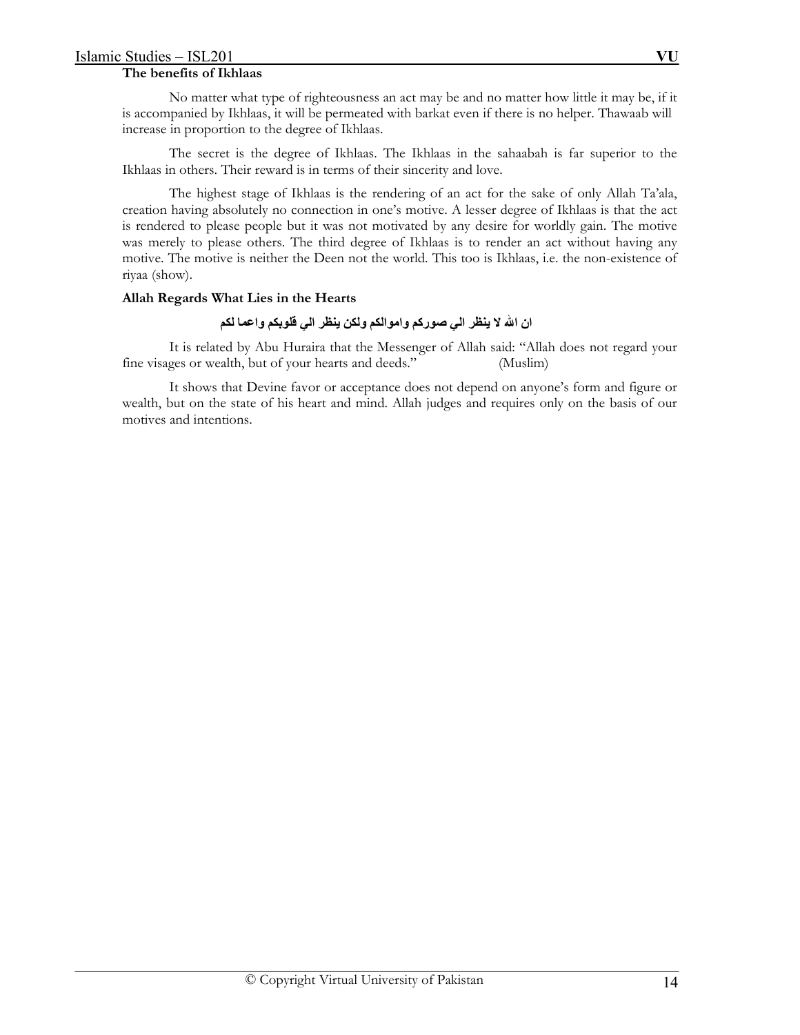**The benefits of Ikhlaas**

No matter what type of righteousness an act may be and no matter how little it may be, if it is accompanied by Ikhlaas, it will be permeated with barkat even if there is no helper. Thawaab will increase in proportion to the degree of Ikhlaas.

The secret is the degree of Ikhlaas. The Ikhlaas in the sahaabah is far superior to the Ikhlaas in others. Their reward is in terms of their sincerity and love.

The highest stage of Ikhlaas is the rendering of an act for the sake of only Allah Ta'ala, creation having absolutely no connection in one's motive. A lesser degree of Ikhlaas is that the act is rendered to please people but it was not motivated by any desire for worldly gain. The motive was merely to please others. The third degree of Ikhlaas is to render an act without having any motive. The motive is neither the Deen not the world. This too is Ikhlaas, i.e. the non-existence of riyaa (show).

**Allah Regards What Lies in the Hearts**

**ان الله لا ينظر الي صوركم واموالكم ولكن ينظر الي قلوبكم واعما لكم**

It is related by Abu Huraira that the Messenger of Allah said: "Allah does not regard your fine visages or wealth, but of your hearts and deeds." (Muslim)

It shows that Devine favor or acceptance does not depend on anyone's form and figure or wealth, but on the state of his heart and mind. Allah judges and requires only on the basis of our motives and intentions.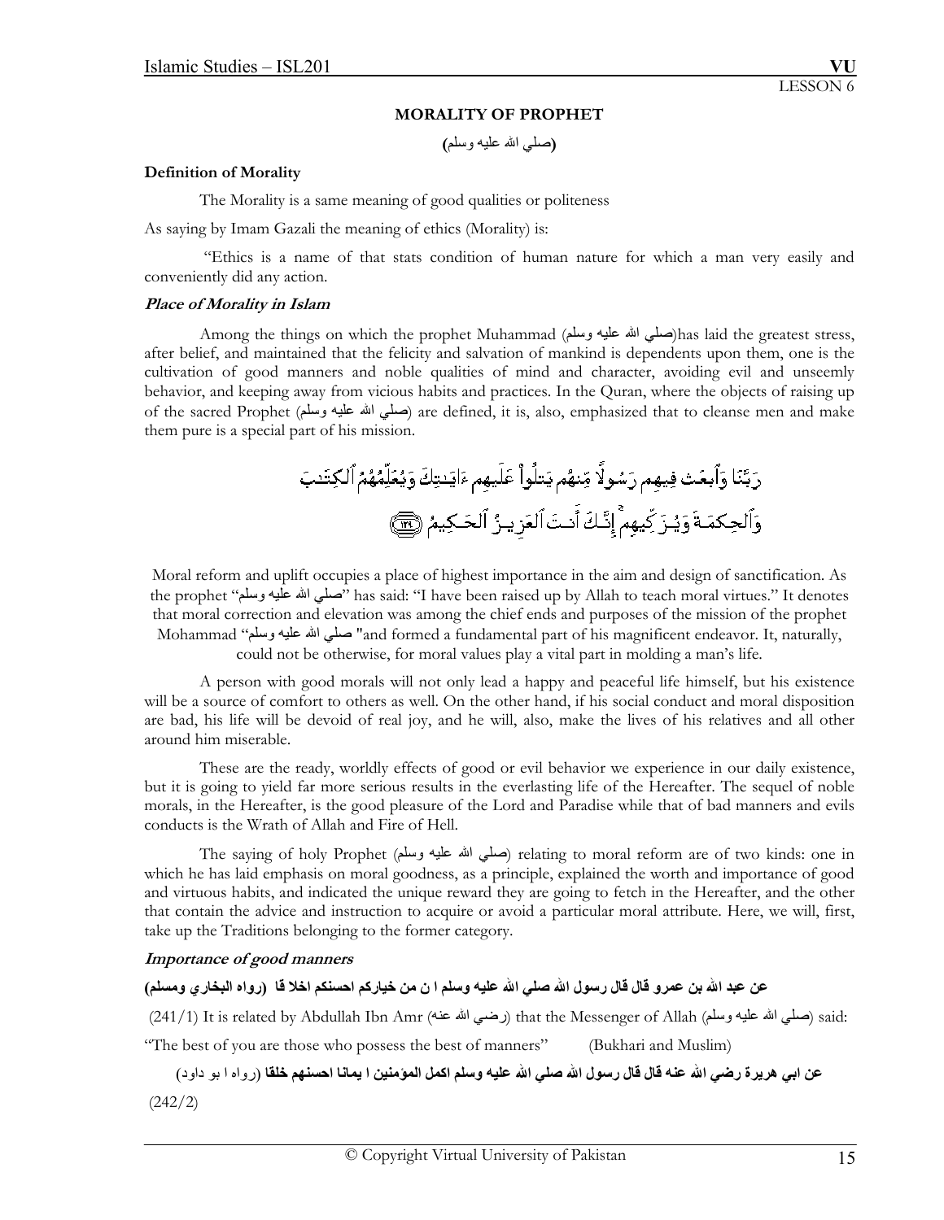LESSON 6

## MORALITY OF PROPHET

**(صلي الله عليه وسلم)**

**Definition of Morality**

The Morality is a same meaning of good qualities or politeness

As saying by Imam Gazali the meaning of ethics (Morality) is:

"Ethics is a name of that stats condition of human nature for which a man very easily and conveniently did any action.

***Place of Morality in Islam***

Among the things on which the prophet Muhammad (صلي الله عليه وسلم)has laid the greatest stress, after belief, and maintained that the felicity and salvation of mankind is dependents upon them, one is the cultivation of good manners and noble qualities of mind and character, avoiding evil and unseemly behavior, and keeping away from vicious habits and practices. In the Quran, where the objects of raising up of the sacred Prophet (صلي الله عليه وسلم) are defined, it is, also, emphasized that to cleanse men and make them pure is a special part of his mission.

رَبَّنَا وَٱبۡعَثۡ فِيهِمۡ رَسُولاً مِّنۡهُمۡ يَتۡلُواْ عَلَيۡهِمۡ ءَايَـٰتِكَ وَيُعَلِّمُهُمُ ٱلۡكِتَـٰبَ وَٱلۡحِكۡمَةَ وَيُزَكِّيهِمۡ‌ۚ إِنَّكَ أَنتَ ٱلۡعَزِيزُ ٱلۡحَكِيمُ ﴿١٢٩﴾

Moral reform and uplift occupies a place of highest importance in the aim and design of sanctification. As the prophet "صلي الله عليه وسلم" has said: "I have been raised up by Allah to teach moral virtues." It denotes that moral correction and elevation was among the chief ends and purposes of the mission of the prophet Mohammad "صلي الله عليه وسلم" and formed a fundamental part of his magnificent endeavor. It, naturally, could not be otherwise, for moral values play a vital part in molding a man's life.

A person with good morals will not only lead a happy and peaceful life himself, but his existence will be a source of comfort to others as well. On the other hand, if his social conduct and moral disposition are bad, his life will be devoid of real joy, and he will, also, make the lives of his relatives and all other around him miserable.

These are the ready, worldly effects of good or evil behavior we experience in our daily existence, but it is going to yield far more serious results in the everlasting life of the Hereafter. The sequel of noble morals, in the Hereafter, is the good pleasure of the Lord and Paradise while that of bad manners and evils conducts is the Wrath of Allah and Fire of Hell.

The saying of holy Prophet (صلي الله عليه وسلم) relating to moral reform are of two kinds: one in which he has laid emphasis on moral goodness, as a principle, explained the worth and importance of good and virtuous habits, and indicated the unique reward they are going to fetch in the Hereafter, and the other that contain the advice and instruction to acquire or avoid a particular moral attribute. Here, we will, first, take up the Traditions belonging to the former category.

***Importance of good manners***

**عن عبد الله بن عمرو قال قال رسول الله صلي الله عليه وسلم ا ن من خياركم احسنكم اخلا قا (رواه البخاري ومسلم)**

(241/1) It is related by Abdullah Ibn Amr (رضي الله عنه) that the Messenger of Allah (صلي الله عليه وسلم) said:

"The best of you are those who possess the best of manners" (Bukhari and Muslim)

**عن ابي هريرة رضي الله عنه قال قال رسول الله صلي الله عليه وسلم اكمل المؤمنين ا يمانا احسنهم خلقا** (رواه ا بو داود)

(242/2)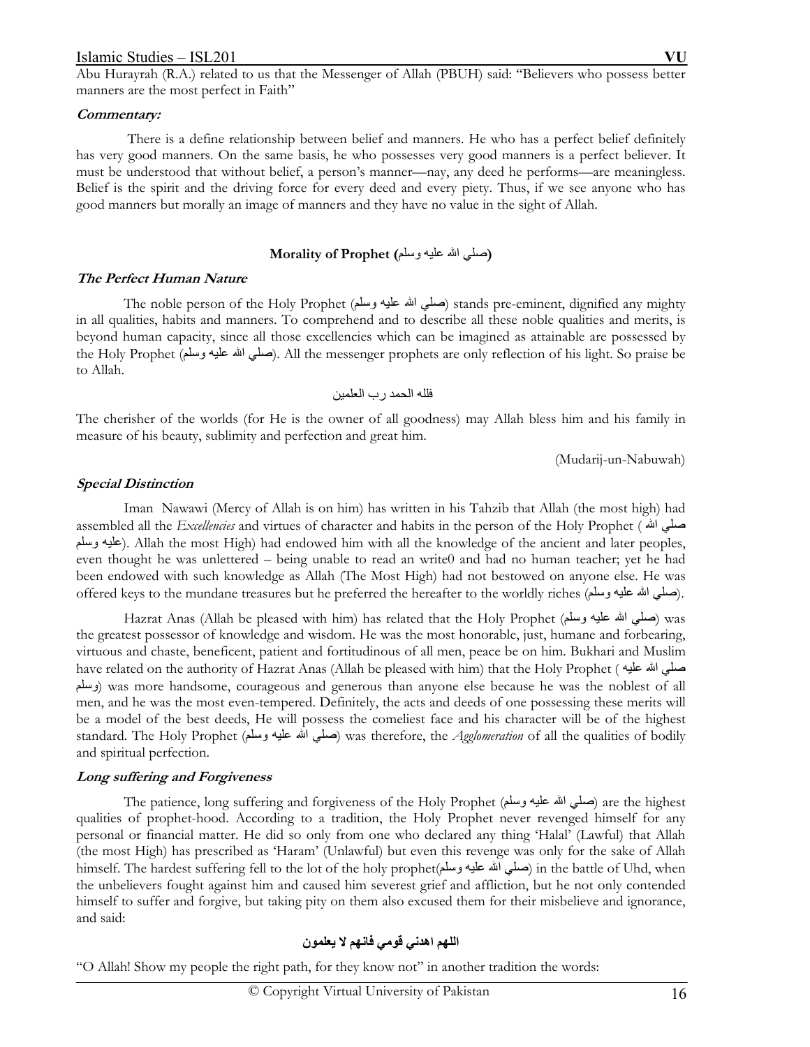Abu Hurayrah (R.A.) related to us that the Messenger of Allah (PBUH) said: "Believers who possess better manners are the most perfect in Faith"

***Commentary:***

There is a define relationship between belief and manners. He who has a perfect belief definitely has very good manners. On the same basis, he who possesses very good manners is a perfect believer. It must be understood that without belief, a person's manner—nay, any deed he performs—are meaningless. Belief is the spirit and the driving force for every deed and every piety. Thus, if we see anyone who has good manners but morally an image of manners and they have no value in the sight of Allah.

## Morality of Prophet (صلي الله عليه وسلم)

### *The Perfect Human Nature*

The noble person of the Holy Prophet (صلي الله عليه وسلم) stands pre-eminent, dignified any mighty in all qualities, habits and manners. To comprehend and to describe all these noble qualities and merits, is beyond human capacity, since all those excellencies which can be imagined as attainable are possessed by the Holy Prophet (صلي الله عليه وسلم). All the messenger prophets are only reflection of his light. So praise be to Allah.

فلله الحمد رب العلمين

The cherisher of the worlds (for He is the owner of all goodness) may Allah bless him and his family in measure of his beauty, sublimity and perfection and great him.

(Mudarij-un-Nabuwah)

### *Special Distinction*

Iman Nawawi (Mercy of Allah is on him) has written in his Tahzib that Allah (the most high) had assembled all the *Excellencies* and virtues of character and habits in the person of the Holy Prophet (صلي الله عليه وسلم). Allah the most High) had endowed him with all the knowledge of the ancient and later peoples, even thought he was unlettered – being unable to read an write0 and had no human teacher; yet he had been endowed with such knowledge as Allah (The Most High) had not bestowed on anyone else. He was offered keys to the mundane treasures but he preferred the hereafter to the worldly riches (صلي الله عليه وسلم).

Hazrat Anas (Allah be pleased with him) has related that the Holy Prophet (صلي الله عليه وسلم) was the greatest possessor of knowledge and wisdom. He was the most honorable, just, humane and forbearing, virtuous and chaste, beneficent, patient and fortitudinous of all men, peace be on him. Bukhari and Muslim have related on the authority of Hazrat Anas (Allah be pleased with him) that the Holy Prophet (صلي الله عليه وسلم) was more handsome, courageous and generous than anyone else because he was the noblest of all men, and he was the most even-tempered. Definitely, the acts and deeds of one possessing these merits will be a model of the best deeds, He will possess the comeliest face and his character will be of the highest standard. The Holy Prophet (صلي الله عليه وسلم) was therefore, the *Agglomeration* of all the qualities of bodily and spiritual perfection.

### *Long suffering and Forgiveness*

The patience, long suffering and forgiveness of the Holy Prophet (صلي الله عليه وسلم) are the highest qualities of prophet-hood. According to a tradition, the Holy Prophet never revenged himself for any personal or financial matter. He did so only from one who declared any thing 'Halal' (Lawful) that Allah (the most High) has prescribed as 'Haram' (Unlawful) but even this revenge was only for the sake of Allah himself. The hardest suffering fell to the lot of the holy prophet(صلي الله عليه وسلم) in the battle of Uhd, when the unbelievers fought against him and caused him severest grief and affliction, but he not only contended himself to suffer and forgive, but taking pity on them also excused them for their misbelieve and ignorance, and said:

**اللهم اهدني قومي فانهم لا يعلمون**

"O Allah! Show my people the right path, for they know not" in another tradition the words: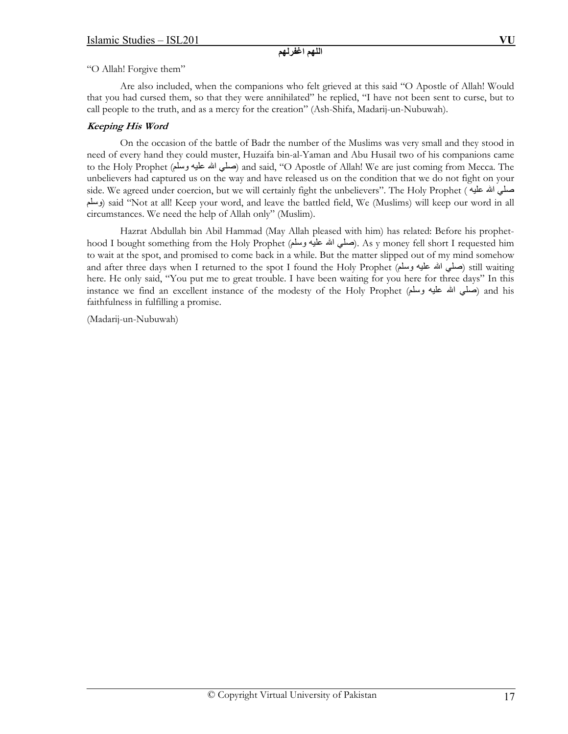**اللهم اغفرلهم**

"O Allah! Forgive them"

Are also included, when the companions who felt grieved at this said "O Apostle of Allah! Would that you had cursed them, so that they were annihilated" he replied, "I have not been sent to curse, but to call people to the truth, and as a mercy for the creation" (Ash-Shifa, Madarij-un-Nubuwah).

***Keeping His Word***

On the occasion of the battle of Badr the number of the Muslims was very small and they stood in need of every hand they could muster, Huzaifa bin-al-Yaman and Abu Husail two of his companions came to the Holy Prophet (صلي الله عليه وسلم) and said, "O Apostle of Allah! We are just coming from Mecca. The unbelievers had captured us on the way and have released us on the condition that we do not fight on your side. We agreed under coercion, but we will certainly fight the unbelievers". The Holy Prophet (صلي الله عليه وسلم) said "Not at all! Keep your word, and leave the battled field, We (Muslims) will keep our word in all circumstances. We need the help of Allah only" (Muslim).

Hazrat Abdullah bin Abil Hammad (May Allah pleased with him) has related: Before his prophet-hood I bought something from the Holy Prophet (صلي الله عليه وسلم). As y money fell short I requested him to wait at the spot, and promised to come back in a while. But the matter slipped out of my mind somehow and after three days when I returned to the spot I found the Holy Prophet (صلي الله عليه وسلم) still waiting here. He only said, "You put me to great trouble. I have been waiting for you here for three days" In this instance we find an excellent instance of the modesty of the Holy Prophet (صلي الله عليه وسلم) and his faithfulness in fulfilling a promise.

(Madarij-un-Nubuwah)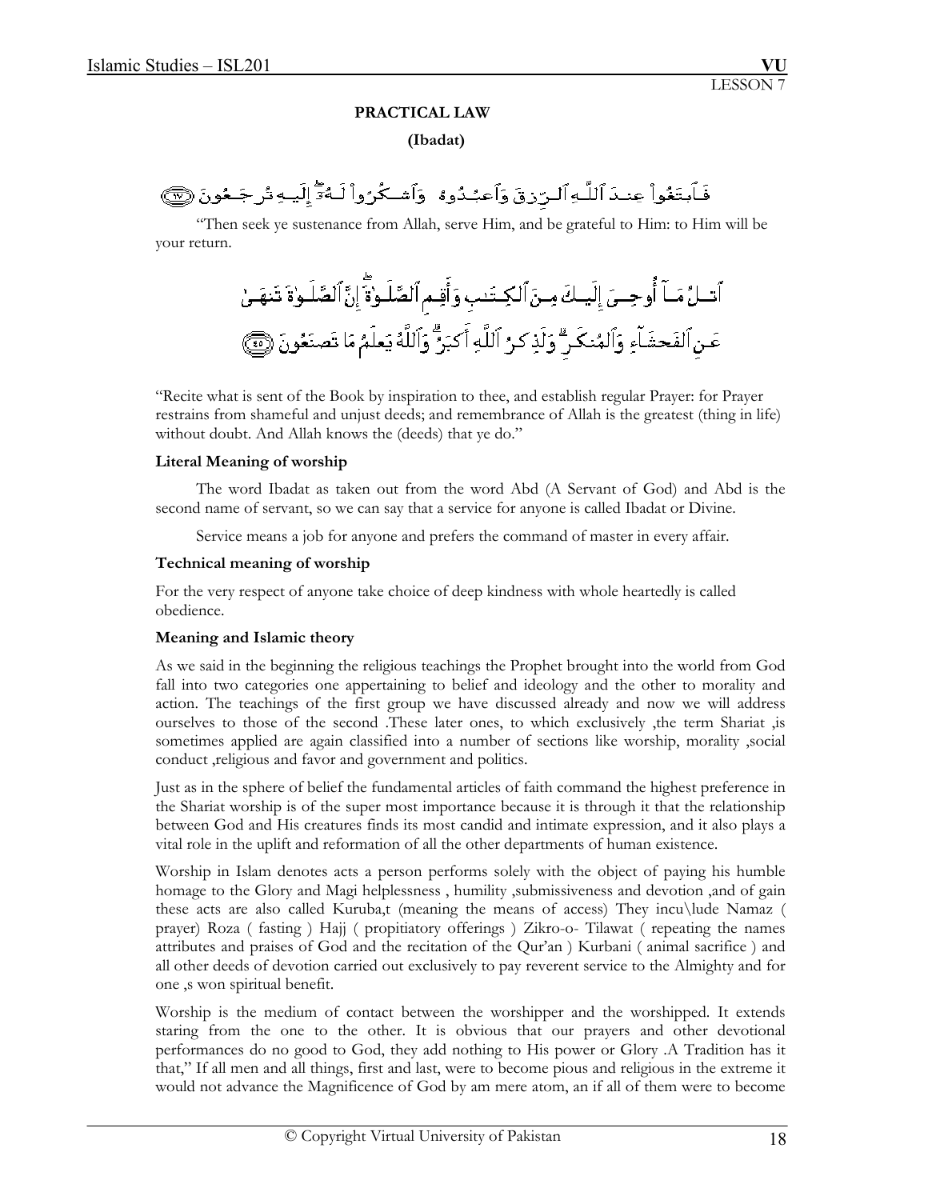**PRACTICAL LAW**

**(Ibadat)**

فَٱبْتَغُوا۟ عِندَ ٱللَّهِ ٱلرِّزْقَ وَٱعْبُدُوهُ وَٱشْكُرُوا۟ لَهُۥٓ ۖ إِلَيْهِ تُرْجَعُونَ ﴿١٧﴾

"Then seek ye sustenance from Allah, serve Him, and be grateful to Him: to Him will be your return.

ٱتْلُ مَآ أُوحِىَ إِلَيْكَ مِنَ ٱلْكِتَٰبِ وَأَقِمِ ٱلصَّلَوٰةَ ۖ إِنَّ ٱلصَّلَوٰةَ تَنْهَىٰ عَنِ ٱلْفَحْشَآءِ وَٱلْمُنكَرِ ۗ وَلَذِكْرُ ٱللَّهِ أَكْبَرُ ۗ وَٱللَّهُ يَعْلَمُ مَا تَصْنَعُونَ ﴿٤٥﴾

"Recite what is sent of the Book by inspiration to thee, and establish regular Prayer: for Prayer restrains from shameful and unjust deeds; and remembrance of Allah is the greatest (thing in life) without doubt. And Allah knows the (deeds) that ye do."

**Literal Meaning of worship**

The word Ibadat as taken out from the word Abd (A Servant of God) and Abd is the second name of servant, so we can say that a service for anyone is called Ibadat or Divine.

Service means a job for anyone and prefers the command of master in every affair.

**Technical meaning of worship**

For the very respect of anyone take choice of deep kindness with whole heartedly is called obedience.

**Meaning and Islamic theory**

As we said in the beginning the religious teachings the Prophet brought into the world from God fall into two categories one appertaining to belief and ideology and the other to morality and action. The teachings of the first group we have discussed already and now we will address ourselves to those of the second .These later ones, to which exclusively ,the term Shariat ,is sometimes applied are again classified into a number of sections like worship, morality ,social conduct ,religious and favor and government and politics.

Just as in the sphere of belief the fundamental articles of faith command the highest preference in the Shariat worship is of the super most importance because it is through it that the relationship between God and His creatures finds its most candid and intimate expression, and it also plays a vital role in the uplift and reformation of all the other departments of human existence.

Worship in Islam denotes acts a person performs solely with the object of paying his humble homage to the Glory and Magi helplessness , humility ,submissiveness and devotion ,and of gain these acts are also called Kuruba,t (meaning the means of access) They incu\lude Namaz ( prayer) Roza ( fasting ) Hajj ( propitiatory offerings ) Zikro-o- Tilawat ( repeating the names attributes and praises of God and the recitation of the Qur'an ) Kurbani ( animal sacrifice ) and all other deeds of devotion carried out exclusively to pay reverent service to the Almighty and for one ,s won spiritual benefit.

Worship is the medium of contact between the worshipper and the worshipped. It extends staring from the one to the other. It is obvious that our prayers and other devotional performances do no good to God, they add nothing to His power or Glory .A Tradition has it that," If all men and all things, first and last, were to become pious and religious in the extreme it would not advance the Magnificence of God by am mere atom, an if all of them were to become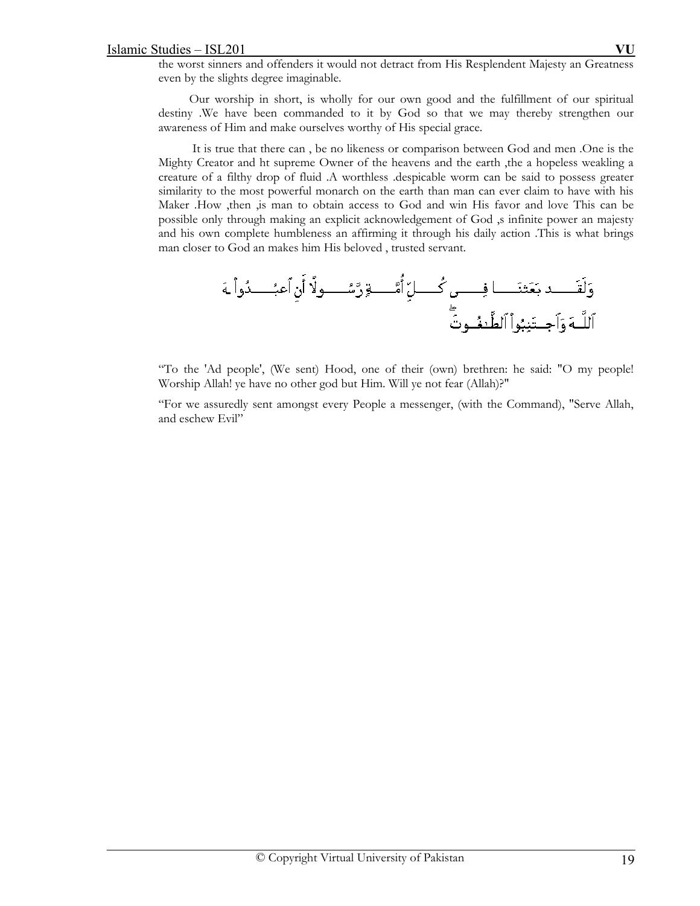the worst sinners and offenders it would not detract from His Resplendent Majesty an Greatness even by the slights degree imaginable.

Our worship in short, is wholly for our own good and the fulfillment of our spiritual destiny .We have been commanded to it by God so that we may thereby strengthen our awareness of Him and make ourselves worthy of His special grace.

It is true that there can , be no likeness or comparison between God and men .One is the Mighty Creator and ht supreme Owner of the heavens and the earth ,the a hopeless weakling a creature of a filthy drop of fluid .A worthless .despicable worm can be said to possess greater similarity to the most powerful monarch on the earth than man can ever claim to have with his Maker .How ,then ,is man to obtain access to God and win His favor and love This can be possible only through making an explicit acknowledgement of God ,s infinite power an majesty and his own complete humbleness an affirming it through his daily action .This is what brings man closer to God an makes him His beloved , trusted servant.

وَلَقَدْ بَعَثْنَا فِي كُلِّ أُمَّةٍ رَّسُولًا أَنِ اعْبُدُوا اللَّهَ وَاجْتَنِبُوا الطَّاغُوتَ

"To the 'Ad people', (We sent) Hood, one of their (own) brethren: he said: "O my people! Worship Allah! ye have no other god but Him. Will ye not fear (Allah)?"

"For we assuredly sent amongst every People a messenger, (with the Command), "Serve Allah, and eschew Evil"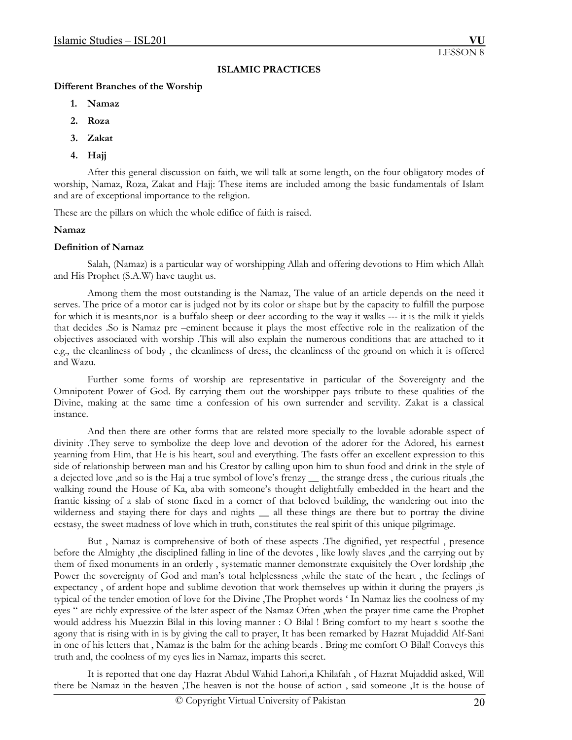**ISLAMIC PRACTICES**

**Different Branches of the Worship**

1. **Namaz**
2. **Roza**
3. **Zakat**
4. **Hajj**

After this general discussion on faith, we will talk at some length, on the four obligatory modes of worship, Namaz, Roza, Zakat and Hajj: These items are included among the basic fundamentals of Islam and are of exceptional importance to the religion.

These are the pillars on which the whole edifice of faith is raised.

**Namaz**

**Definition of Namaz**

Salah, (Namaz) is a particular way of worshipping Allah and offering devotions to Him which Allah and His Prophet (S.A.W) have taught us.

Among them the most outstanding is the Namaz, The value of an article depends on the need it serves. The price of a motor car is judged not by its color or shape but by the capacity to fulfill the purpose for which it is meants,nor is a buffalo sheep or deer according to the way it walks --- it is the milk it yields that decides .So is Namaz pre –eminent because it plays the most effective role in the realization of the objectives associated with worship .This will also explain the numerous conditions that are attached to it e.g., the cleanliness of body , the cleanliness of dress, the cleanliness of the ground on which it is offered and Wazu.

Further some forms of worship are representative in particular of the Sovereignty and the Omnipotent Power of God. By carrying them out the worshipper pays tribute to these qualities of the Divine, making at the same time a confession of his own surrender and servility. Zakat is a classical instance.

And then there are other forms that are related more specially to the lovable adorable aspect of divinity .They serve to symbolize the deep love and devotion of the adorer for the Adored, his earnest yearning from Him, that He is his heart, soul and everything. The fasts offer an excellent expression to this side of relationship between man and his Creator by calling upon him to shun food and drink in the style of a dejected love ,and so is the Haj a true symbol of love's frenzy __ the strange dress , the curious rituals ,the walking round the House of Ka, aba with someone's thought delightfully embedded in the heart and the frantic kissing of a slab of stone fixed in a corner of that beloved building, the wandering out into the wilderness and staying there for days and nights __ all these things are there but to portray the divine ecstasy, the sweet madness of love which in truth, constitutes the real spirit of this unique pilgrimage.

But , Namaz is comprehensive of both of these aspects .The dignified, yet respectful , presence before the Almighty ,the disciplined falling in line of the devotes , like lowly slaves ,and the carrying out by them of fixed monuments in an orderly , systematic manner demonstrate exquisitely the Over lordship ,the Power the sovereignty of God and man's total helplessness ,while the state of the heart , the feelings of expectancy , of ardent hope and sublime devotion that work themselves up within it during the prayers ,is typical of the tender emotion of love for the Divine ,The Prophet words ' In Namaz lies the coolness of my eyes " are richly expressive of the later aspect of the Namaz Often ,when the prayer time came the Prophet would address his Muezzin Bilal in this loving manner : O Bilal ! Bring comfort to my heart s soothe the agony that is rising with in is by giving the call to prayer, It has been remarked by Hazrat Mujaddid Alf-Sani in one of his letters that , Namaz is the balm for the aching beards . Bring me comfort O Bilal! Conveys this truth and, the coolness of my eyes lies in Namaz, imparts this secret.

It is reported that one day Hazrat Abdul Wahid Lahori,a Khilafah , of Hazrat Mujaddid asked, Will there be Namaz in the heaven ,The heaven is not the house of action , said someone ,It is the house of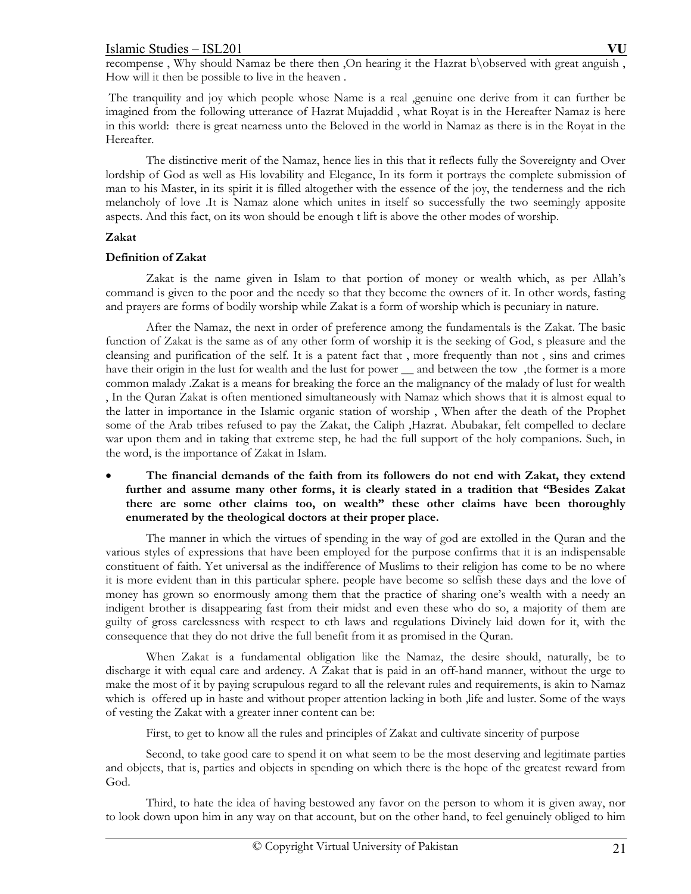recompense , Why should Namaz be there then ,On hearing it the Hazrat b\observed with great anguish , How will it then be possible to live in the heaven .

The tranquility and joy which people whose Name is a real ,genuine one derive from it can further be imagined from the following utterance of Hazrat Mujaddid , what Royat is in the Hereafter Namaz is here in this world: there is great nearness unto the Beloved in the world in Namaz as there is in the Royat in the Hereafter.

The distinctive merit of the Namaz, hence lies in this that it reflects fully the Sovereignty and Over lordship of God as well as His lovability and Elegance, In its form it portrays the complete submission of man to his Master, in its spirit it is filled altogether with the essence of the joy, the tenderness and the rich melancholy of love .It is Namaz alone which unites in itself so successfully the two seemingly apposite aspects. And this fact, on its won should be enough t lift is above the other modes of worship.

**Zakat**

**Definition of Zakat**

Zakat is the name given in Islam to that portion of money or wealth which, as per Allah's command is given to the poor and the needy so that they become the owners of it. In other words, fasting and prayers are forms of bodily worship while Zakat is a form of worship which is pecuniary in nature.

After the Namaz, the next in order of preference among the fundamentals is the Zakat. The basic function of Zakat is the same as of any other form of worship it is the seeking of God, s pleasure and the cleansing and purification of the self. It is a patent fact that , more frequently than not , sins and crimes have their origin in the lust for wealth and the lust for power __ and between the tow ,the former is a more common malady .Zakat is a means for breaking the force an the malignancy of the malady of lust for wealth , In the Quran Zakat is often mentioned simultaneously with Namaz which shows that it is almost equal to the latter in importance in the Islamic organic station of worship , When after the death of the Prophet some of the Arab tribes refused to pay the Zakat, the Caliph ,Hazrat. Abubakar, felt compelled to declare war upon them and in taking that extreme step, he had the full support of the holy companions. Sueh, in the word, is the importance of Zakat in Islam.

- **The financial demands of the faith from its followers do not end with Zakat, they extend further and assume many other forms, it is clearly stated in a tradition that "Besides Zakat there are some other claims too, on wealth" these other claims have been thoroughly enumerated by the theological doctors at their proper place.**

The manner in which the virtues of spending in the way of god are extolled in the Quran and the various styles of expressions that have been employed for the purpose confirms that it is an indispensable constituent of faith. Yet universal as the indifference of Muslims to their religion has come to be no where it is more evident than in this particular sphere. people have become so selfish these days and the love of money has grown so enormously among them that the practice of sharing one's wealth with a needy an indigent brother is disappearing fast from their midst and even these who do so, a majority of them are guilty of gross carelessness with respect to eth laws and regulations Divinely laid down for it, with the consequence that they do not drive the full benefit from it as promised in the Quran.

When Zakat is a fundamental obligation like the Namaz, the desire should, naturally, be to discharge it with equal care and ardency. A Zakat that is paid in an off-hand manner, without the urge to make the most of it by paying scrupulous regard to all the relevant rules and requirements, is akin to Namaz which is offered up in haste and without proper attention lacking in both ,life and luster. Some of the ways of vesting the Zakat with a greater inner content can be:

First, to get to know all the rules and principles of Zakat and cultivate sincerity of purpose

Second, to take good care to spend it on what seem to be the most deserving and legitimate parties and objects, that is, parties and objects in spending on which there is the hope of the greatest reward from God.

Third, to hate the idea of having bestowed any favor on the person to whom it is given away, nor to look down upon him in any way on that account, but on the other hand, to feel genuinely obliged to him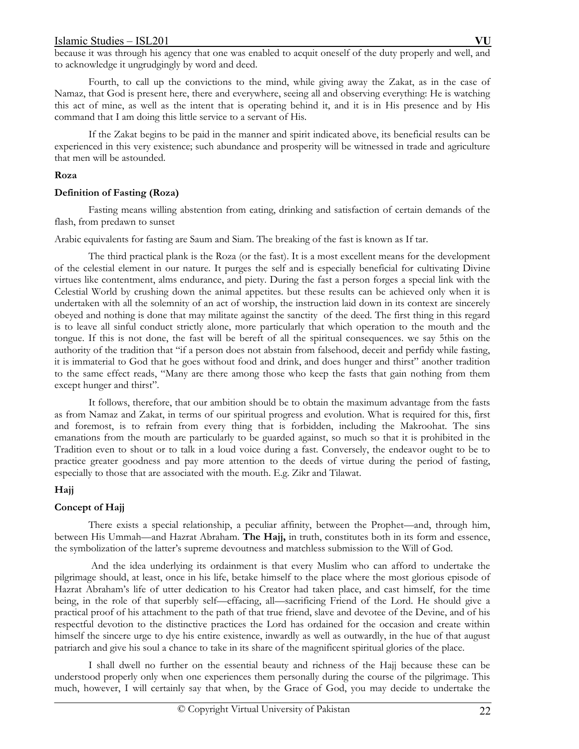because it was through his agency that one was enabled to acquit oneself of the duty properly and well, and to acknowledge it ungrudgingly by word and deed.

Fourth, to call up the convictions to the mind, while giving away the Zakat, as in the case of Namaz, that God is present here, there and everywhere, seeing all and observing everything: He is watching this act of mine, as well as the intent that is operating behind it, and it is in His presence and by His command that I am doing this little service to a servant of His.

If the Zakat begins to be paid in the manner and spirit indicated above, its beneficial results can be experienced in this very existence; such abundance and prosperity will be witnessed in trade and agriculture that men will be astounded.

**Roza**

**Definition of Fasting (Roza)**

Fasting means willing abstention from eating, drinking and satisfaction of certain demands of the flash, from predawn to sunset

Arabic equivalents for fasting are Saum and Siam. The breaking of the fast is known as If tar.

The third practical plank is the Roza (or the fast). It is a most excellent means for the development of the celestial element in our nature. It purges the self and is especially beneficial for cultivating Divine virtues like contentment, alms endurance, and piety. During the fast a person forges a special link with the Celestial World by crushing down the animal appetites. but these results can be achieved only when it is undertaken with all the solemnity of an act of worship, the instruction laid down in its context are sincerely obeyed and nothing is done that may militate against the sanctity of the deed. The first thing in this regard is to leave all sinful conduct strictly alone, more particularly that which operation to the mouth and the tongue. If this is not done, the fast will be bereft of all the spiritual consequences. we say 5this on the authority of the tradition that "if a person does not abstain from falsehood, deceit and perfidy while fasting, it is immaterial to God that he goes without food and drink, and does hunger and thirst" another tradition to the same effect reads, "Many are there among those who keep the fasts that gain nothing from them except hunger and thirst".

It follows, therefore, that our ambition should be to obtain the maximum advantage from the fasts as from Namaz and Zakat, in terms of our spiritual progress and evolution. What is required for this, first and foremost, is to refrain from every thing that is forbidden, including the Makroohat. The sins emanations from the mouth are particularly to be guarded against, so much so that it is prohibited in the Tradition even to shout or to talk in a loud voice during a fast. Conversely, the endeavor ought to be to practice greater goodness and pay more attention to the deeds of virtue during the period of fasting, especially to those that are associated with the mouth. E.g. Zikr and Tilawat.

**Hajj**

**Concept of Hajj**

There exists a special relationship, a peculiar affinity, between the Prophet—and, through him, between His Ummah—and Hazrat Abraham. **The Hajj,** in truth, constitutes both in its form and essence, the symbolization of the latter's supreme devoutness and matchless submission to the Will of God.

And the idea underlying its ordainment is that every Muslim who can afford to undertake the pilgrimage should, at least, once in his life, betake himself to the place where the most glorious episode of Hazrat Abraham's life of utter dedication to his Creator had taken place, and cast himself, for the time being, in the role of that superbly self—effacing, all—sacrificing Friend of the Lord. He should give a practical proof of his attachment to the path of that true friend, slave and devotee of the Devine, and of his respectful devotion to the distinctive practices the Lord has ordained for the occasion and create within himself the sincere urge to dye his entire existence, inwardly as well as outwardly, in the hue of that august patriarch and give his soul a chance to take in its share of the magnificent spiritual glories of the place.

I shall dwell no further on the essential beauty and richness of the Hajj because these can be understood properly only when one experiences them personally during the course of the pilgrimage. This much, however, I will certainly say that when, by the Grace of God, you may decide to undertake the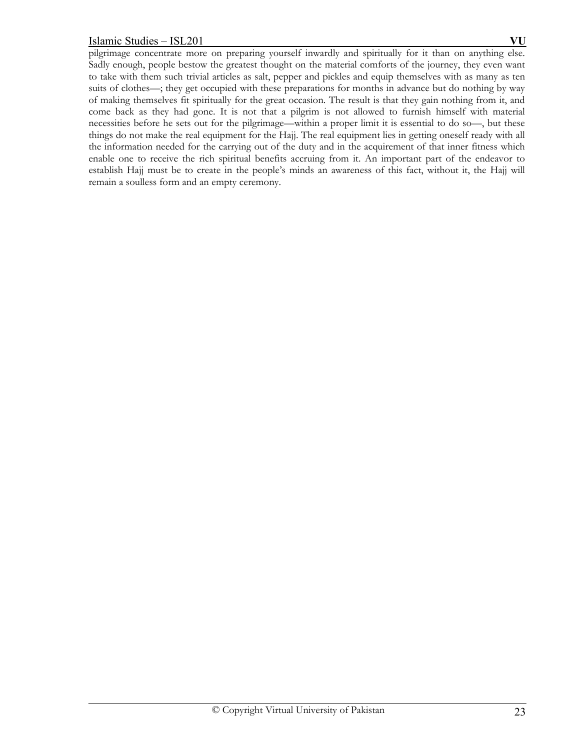pilgrimage concentrate more on preparing yourself inwardly and spiritually for it than on anything else. Sadly enough, people bestow the greatest thought on the material comforts of the journey, they even want to take with them such trivial articles as salt, pepper and pickles and equip themselves with as many as ten suits of clothes—; they get occupied with these preparations for months in advance but do nothing by way of making themselves fit spiritually for the great occasion. The result is that they gain nothing from it, and come back as they had gone. It is not that a pilgrim is not allowed to furnish himself with material necessities before he sets out for the pilgrimage—within a proper limit it is essential to do so—, but these things do not make the real equipment for the Hajj. The real equipment lies in getting oneself ready with all the information needed for the carrying out of the duty and in the acquirement of that inner fitness which enable one to receive the rich spiritual benefits accruing from it. An important part of the endeavor to establish Hajj must be to create in the people's minds an awareness of this fact, without it, the Hajj will remain a soulless form and an empty ceremony.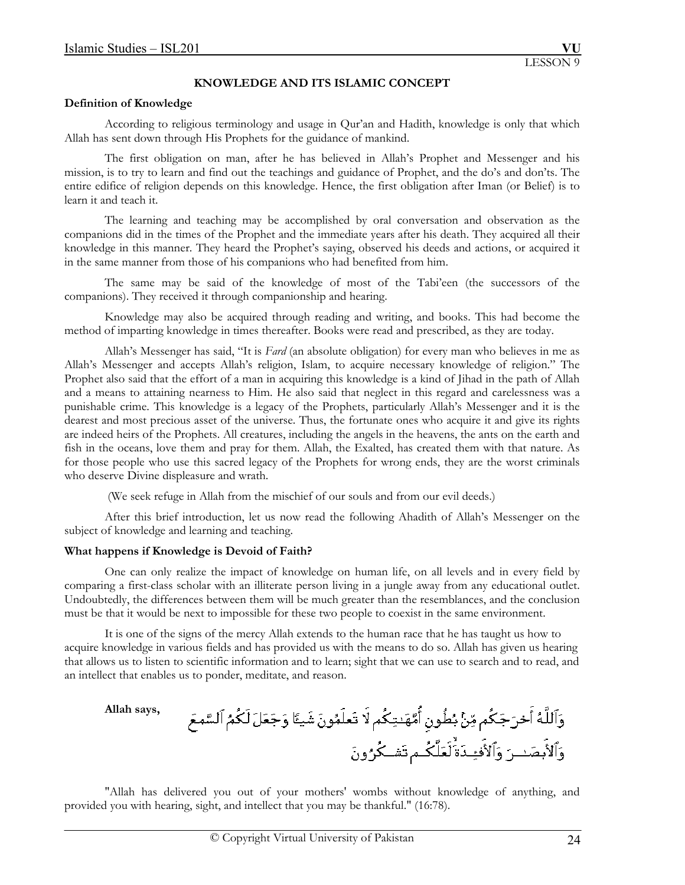LESSON 9

## KNOWLEDGE AND ITS ISLAMIC CONCEPT

### Definition of Knowledge

According to religious terminology and usage in Qur'an and Hadith, knowledge is only that which Allah has sent down through His Prophets for the guidance of mankind.

The first obligation on man, after he has believed in Allah's Prophet and Messenger and his mission, is to try to learn and find out the teachings and guidance of Prophet, and the do's and don'ts. The entire edifice of religion depends on this knowledge. Hence, the first obligation after Iman (or Belief) is to learn it and teach it.

The learning and teaching may be accomplished by oral conversation and observation as the companions did in the times of the Prophet and the immediate years after his death. They acquired all their knowledge in this manner. They heard the Prophet's saying, observed his deeds and actions, or acquired it in the same manner from those of his companions who had benefited from him.

The same may be said of the knowledge of most of the Tabi'een (the successors of the companions). They received it through companionship and hearing.

Knowledge may also be acquired through reading and writing, and books. This had become the method of imparting knowledge in times thereafter. Books were read and prescribed, as they are today.

Allah's Messenger has said, "It is *Fard* (an absolute obligation) for every man who believes in me as Allah's Messenger and accepts Allah's religion, Islam, to acquire necessary knowledge of religion." The Prophet also said that the effort of a man in acquiring this knowledge is a kind of Jihad in the path of Allah and a means to attaining nearness to Him. He also said that neglect in this regard and carelessness was a punishable crime. This knowledge is a legacy of the Prophets, particularly Allah's Messenger and it is the dearest and most precious asset of the universe. Thus, the fortunate ones who acquire it and give its rights are indeed heirs of the Prophets. All creatures, including the angels in the heavens, the ants on the earth and fish in the oceans, love them and pray for them. Allah, the Exalted, has created them with that nature. As for those people who use this sacred legacy of the Prophets for wrong ends, they are the worst criminals who deserve Divine displeasure and wrath.

(We seek refuge in Allah from the mischief of our souls and from our evil deeds.)

After this brief introduction, let us now read the following Ahadith of Allah's Messenger on the subject of knowledge and learning and teaching.

### What happens if Knowledge is Devoid of Faith?

One can only realize the impact of knowledge on human life, on all levels and in every field by comparing a first-class scholar with an illiterate person living in a jungle away from any educational outlet. Undoubtedly, the differences between them will be much greater than the resemblances, and the conclusion must be that it would be next to impossible for these two people to coexist in the same environment.

It is one of the signs of the mercy Allah extends to the human race that he has taught us how to acquire knowledge in various fields and has provided us with the means to do so. Allah has given us hearing that allows us to listen to scientific information and to learn; sight that we can use to search and to read, and an intellect that enables us to ponder, meditate, and reason.

**Allah says,** وَٱللَّهُ أَخۡرَجَكُم مِّنۢ بُطُونِ أُمَّهَٰتِكُمۡ لَا تَعۡلَمُونَ شَيۡـٔٗا وَجَعَلَ لَكُمُ ٱلسَّمۡعَ وَٱلۡأَبۡصَٰرَ وَٱلۡأَفۡـِٔدَةَ لَعَلَّكُمۡ تَشۡكُرُونَ

"Allah has delivered you out of your mothers' wombs without knowledge of anything, and provided you with hearing, sight, and intellect that you may be thankful." (16:78).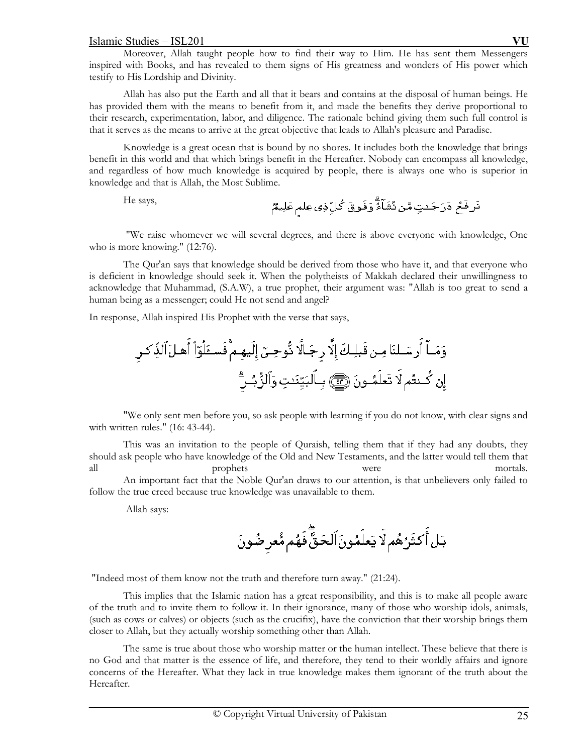Moreover, Allah taught people how to find their way to Him. He has sent them Messengers inspired with Books, and has revealed to them signs of His greatness and wonders of His power which testify to His Lordship and Divinity.

Allah has also put the Earth and all that it bears and contains at the disposal of human beings. He has provided them with the means to benefit from it, and made the benefits they derive proportional to their research, experimentation, labor, and diligence. The rationale behind giving them such full control is that it serves as the means to arrive at the great objective that leads to Allah's pleasure and Paradise.

Knowledge is a great ocean that is bound by no shores. It includes both the knowledge that brings benefit in this world and that which brings benefit in the Hereafter. Nobody can encompass all knowledge, and regardless of how much knowledge is acquired by people, there is always one who is superior in knowledge and that is Allah, the Most Sublime.

He says,

نَرۡفَعُ دَرَجَـٰتٍ مَّن نَّشَآءُ‌ۗ وَفَوۡقَ كُلِّ ذِى عِلۡمٍ عَلِيمٌ

"We raise whomever we will several degrees, and there is above everyone with knowledge, One who is more knowing." (12:76).

The Qur'an says that knowledge should be derived from those who have it, and that everyone who is deficient in knowledge should seek it. When the polytheists of Makkah declared their unwillingness to acknowledge that Muhammad, (S.A.W), a true prophet, their argument was: "Allah is too great to send a human being as a messenger; could He not send and angel?

In response, Allah inspired His Prophet with the verse that says,

وَمَآ أَرۡسَلۡنَا مِن قَبۡلِكَ إِلَّا رِجَالاً نُّوحِىٓ إِلَيۡهِمۡ‌ۚ فَسۡـَٔلُوٓاْ أَهۡلَ ٱلذِّكۡرِ إِن كُنتُمۡ لَا تَعۡلَمُونَ ﴿٤٣﴾ بِٱلۡبَيِّنَـٰتِ وَٱلزُّبُرِ‌ۗ

"We only sent men before you, so ask people with learning if you do not know, with clear signs and with written rules." (16: 43-44).

This was an invitation to the people of Quraish, telling them that if they had any doubts, they should ask people who have knowledge of the Old and New Testaments, and the latter would tell them that all prophets were mortals.

An important fact that the Noble Qur'an draws to our attention, is that unbelievers only failed to follow the true creed because true knowledge was unavailable to them.

Allah says:

بَلۡ أَكۡثَرُهُمۡ لَا يَعۡلَمُونَ ٱلۡحَقَّ‌ۖ فَهُم مُّعۡرِضُونَ

"Indeed most of them know not the truth and therefore turn away." (21:24).

This implies that the Islamic nation has a great responsibility, and this is to make all people aware of the truth and to invite them to follow it. In their ignorance, many of those who worship idols, animals, (such as cows or calves) or objects (such as the crucifix), have the conviction that their worship brings them closer to Allah, but they actually worship something other than Allah.

The same is true about those who worship matter or the human intellect. These believe that there is no God and that matter is the essence of life, and therefore, they tend to their worldly affairs and ignore concerns of the Hereafter. What they lack in true knowledge makes them ignorant of the truth about the Hereafter.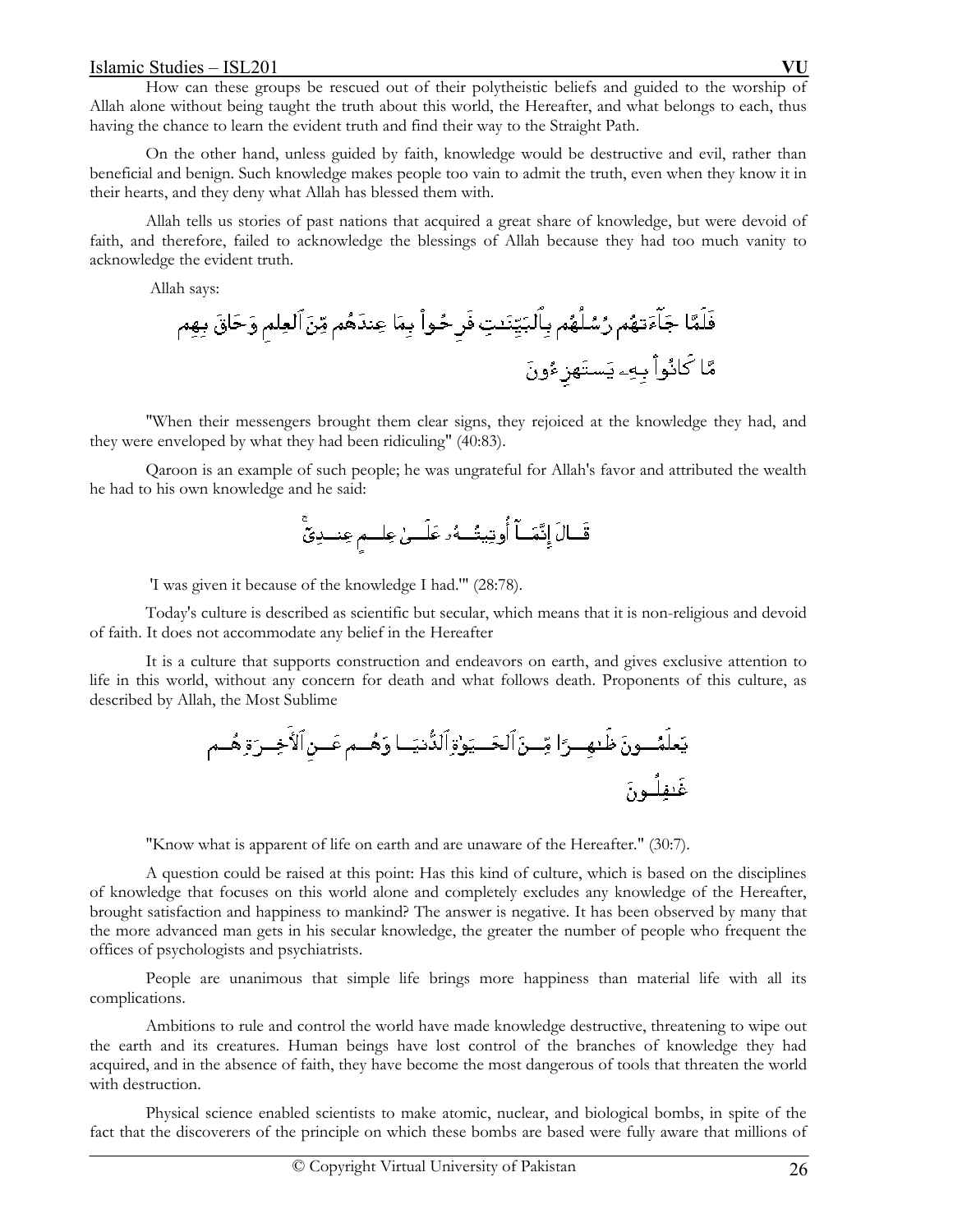How can these groups be rescued out of their polytheistic beliefs and guided to the worship of Allah alone without being taught the truth about this world, the Hereafter, and what belongs to each, thus having the chance to learn the evident truth and find their way to the Straight Path.

On the other hand, unless guided by faith, knowledge would be destructive and evil, rather than beneficial and benign. Such knowledge makes people too vain to admit the truth, even when they know it in their hearts, and they deny what Allah has blessed them with.

Allah tells us stories of past nations that acquired a great share of knowledge, but were devoid of faith, and therefore, failed to acknowledge the blessings of Allah because they had too much vanity to acknowledge the evident truth.

Allah says:

فَلَمَّا جَآءَتۡهُمۡ رُسُلُهُم بِٱلۡبَيِّنَٰتِ فَرِحُواْ بِمَا عِندَهُم مِّنَ ٱلۡعِلۡمِ وَحَاقَ بِهِم مَّا كَانُواْ بِهِۦ يَسۡتَهۡزِءُونَ

"When their messengers brought them clear signs, they rejoiced at the knowledge they had, and they were enveloped by what they had been ridiculing" (40:83).

Qaroon is an example of such people; he was ungrateful for Allah's favor and attributed the wealth he had to his own knowledge and he said:

قَالَ إِنَّمَآ أُوتِيتُهُۥ عَلَىٰ عِلۡمٍ عِندِيٓۚ

'I was given it because of the knowledge I had.'" (28:78).

Today's culture is described as scientific but secular, which means that it is non-religious and devoid of faith. It does not accommodate any belief in the Hereafter

It is a culture that supports construction and endeavors on earth, and gives exclusive attention to life in this world, without any concern for death and what follows death. Proponents of this culture, as described by Allah, the Most Sublime

يَعۡلَمُونَ ظَٰهِرًا مِّنَ ٱلۡحَيَوٰةِ ٱلدُّنۡيَا وَهُمۡ عَنِ ٱلۡأٓخِرَةِ هُمۡ غَٰفِلُونَ

"Know what is apparent of life on earth and are unaware of the Hereafter." (30:7).

A question could be raised at this point: Has this kind of culture, which is based on the disciplines of knowledge that focuses on this world alone and completely excludes any knowledge of the Hereafter, brought satisfaction and happiness to mankind? The answer is negative. It has been observed by many that the more advanced man gets in his secular knowledge, the greater the number of people who frequent the offices of psychologists and psychiatrists.

People are unanimous that simple life brings more happiness than material life with all its complications.

Ambitions to rule and control the world have made knowledge destructive, threatening to wipe out the earth and its creatures. Human beings have lost control of the branches of knowledge they had acquired, and in the absence of faith, they have become the most dangerous of tools that threaten the world with destruction.

Physical science enabled scientists to make atomic, nuclear, and biological bombs, in spite of the fact that the discoverers of the principle on which these bombs are based were fully aware that millions of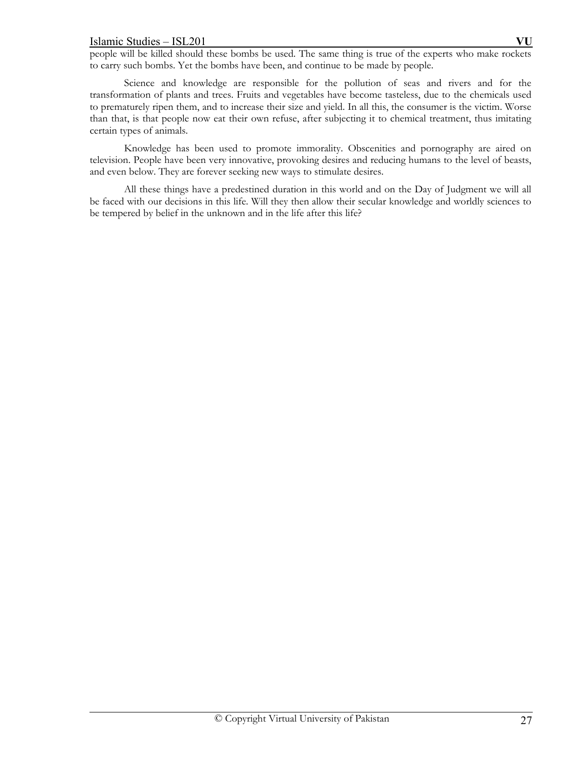people will be killed should these bombs be used. The same thing is true of the experts who make rockets to carry such bombs. Yet the bombs have been, and continue to be made by people.

Science and knowledge are responsible for the pollution of seas and rivers and for the transformation of plants and trees. Fruits and vegetables have become tasteless, due to the chemicals used to prematurely ripen them, and to increase their size and yield. In all this, the consumer is the victim. Worse than that, is that people now eat their own refuse, after subjecting it to chemical treatment, thus imitating certain types of animals.

Knowledge has been used to promote immorality. Obscenities and pornography are aired on television. People have been very innovative, provoking desires and reducing humans to the level of beasts, and even below. They are forever seeking new ways to stimulate desires.

All these things have a predestined duration in this world and on the Day of Judgment we will all be faced with our decisions in this life. Will they then allow their secular knowledge and worldly sciences to be tempered by belief in the unknown and in the life after this life?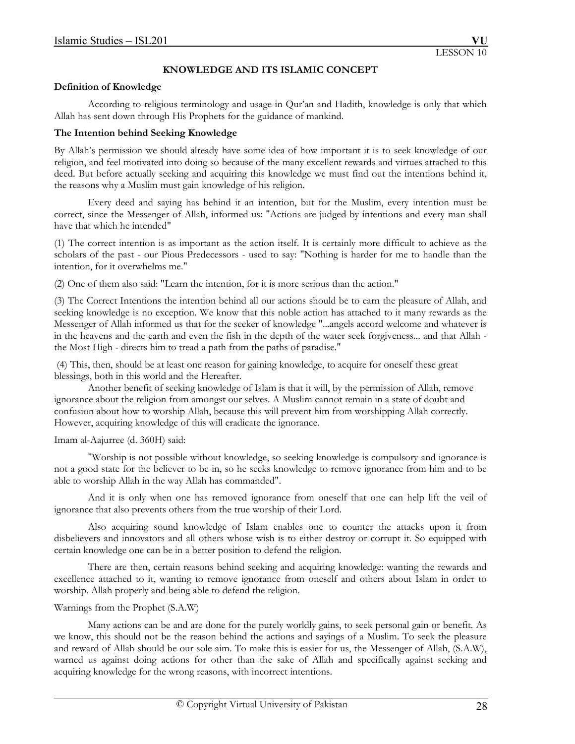LESSON 10

## KNOWLEDGE AND ITS ISLAMIC CONCEPT

**Definition of Knowledge**

According to religious terminology and usage in Qur'an and Hadith, knowledge is only that which Allah has sent down through His Prophets for the guidance of mankind.

**The Intention behind Seeking Knowledge**

By Allah's permission we should already have some idea of how important it is to seek knowledge of our religion, and feel motivated into doing so because of the many excellent rewards and virtues attached to this deed. But before actually seeking and acquiring this knowledge we must find out the intentions behind it, the reasons why a Muslim must gain knowledge of his religion.

Every deed and saying has behind it an intention, but for the Muslim, every intention must be correct, since the Messenger of Allah, informed us: "Actions are judged by intentions and every man shall have that which he intended"

(1) The correct intention is as important as the action itself. It is certainly more difficult to achieve as the scholars of the past - our Pious Predecessors - used to say: "Nothing is harder for me to handle than the intention, for it overwhelms me."

(2) One of them also said: "Learn the intention, for it is more serious than the action."

(3) The Correct Intentions the intention behind all our actions should be to earn the pleasure of Allah, and seeking knowledge is no exception. We know that this noble action has attached to it many rewards as the Messenger of Allah informed us that for the seeker of knowledge "...angels accord welcome and whatever is in the heavens and the earth and even the fish in the depth of the water seek forgiveness... and that Allah - the Most High - directs him to tread a path from the paths of paradise."

(4) This, then, should be at least one reason for gaining knowledge, to acquire for oneself these great blessings, both in this world and the Hereafter.

Another benefit of seeking knowledge of Islam is that it will, by the permission of Allah, remove ignorance about the religion from amongst our selves. A Muslim cannot remain in a state of doubt and confusion about how to worship Allah, because this will prevent him from worshipping Allah correctly. However, acquiring knowledge of this will eradicate the ignorance.

Imam al-Aajurree (d. 360H) said:

"Worship is not possible without knowledge, so seeking knowledge is compulsory and ignorance is not a good state for the believer to be in, so he seeks knowledge to remove ignorance from him and to be able to worship Allah in the way Allah has commanded".

And it is only when one has removed ignorance from oneself that one can help lift the veil of ignorance that also prevents others from the true worship of their Lord.

Also acquiring sound knowledge of Islam enables one to counter the attacks upon it from disbelievers and innovators and all others whose wish is to either destroy or corrupt it. So equipped with certain knowledge one can be in a better position to defend the religion.

There are then, certain reasons behind seeking and acquiring knowledge: wanting the rewards and excellence attached to it, wanting to remove ignorance from oneself and others about Islam in order to worship. Allah properly and being able to defend the religion.

Warnings from the Prophet (S.A.W)

Many actions can be and are done for the purely worldly gains, to seek personal gain or benefit. As we know, this should not be the reason behind the actions and sayings of a Muslim. To seek the pleasure and reward of Allah should be our sole aim. To make this is easier for us, the Messenger of Allah, (S.A.W), warned us against doing actions for other than the sake of Allah and specifically against seeking and acquiring knowledge for the wrong reasons, with incorrect intentions.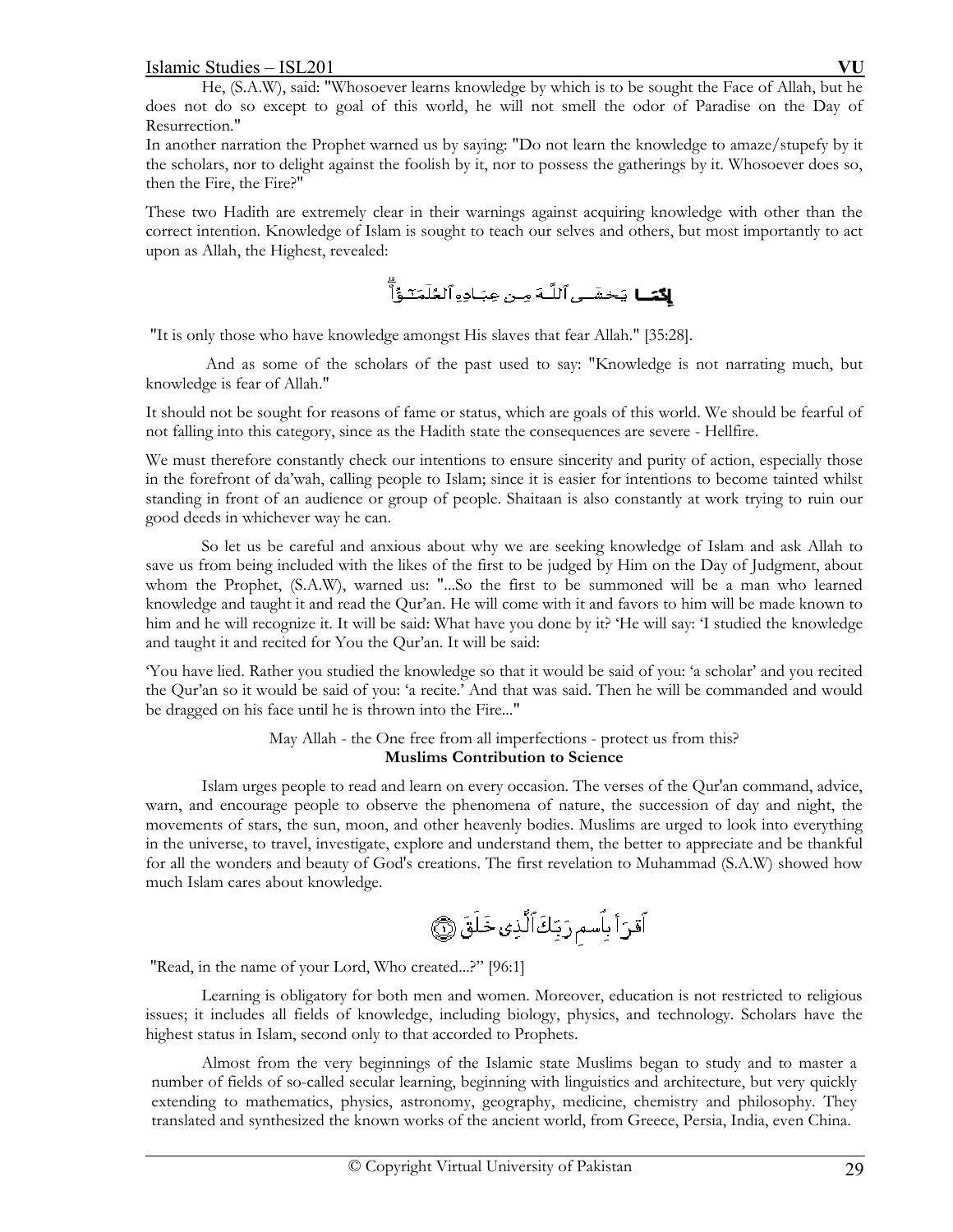He, (S.A.W), said: "Whosoever learns knowledge by which is to be sought the Face of Allah, but he does not do so except to goal of this world, he will not smell the odor of Paradise on the Day of Resurrection."

In another narration the Prophet warned us by saying: "Do not learn the knowledge to amaze/stupefy by it the scholars, nor to delight against the foolish by it, nor to possess the gatherings by it. Whosoever does so, then the Fire, the Fire?"

These two Hadith are extremely clear in their warnings against acquiring knowledge with other than the correct intention. Knowledge of Islam is sought to teach our selves and others, but most importantly to act upon as Allah, the Highest, revealed:

إِنَّمَا يَخْشَى ٱللَّهَ مِنْ عِبَادِهِ ٱلْعُلَمَٰٓؤُاْ

"It is only those who have knowledge amongst His slaves that fear Allah." [35:28].

And as some of the scholars of the past used to say: "Knowledge is not narrating much, but knowledge is fear of Allah."

It should not be sought for reasons of fame or status, which are goals of this world. We should be fearful of not falling into this category, since as the Hadith state the consequences are severe - Hellfire.

We must therefore constantly check our intentions to ensure sincerity and purity of action, especially those in the forefront of da'wah, calling people to Islam; since it is easier for intentions to become tainted whilst standing in front of an audience or group of people. Shaitaan is also constantly at work trying to ruin our good deeds in whichever way he can.

So let us be careful and anxious about why we are seeking knowledge of Islam and ask Allah to save us from being included with the likes of the first to be judged by Him on the Day of Judgment, about whom the Prophet, (S.A.W), warned us: "...So the first to be summoned will be a man who learned knowledge and taught it and read the Qur'an. He will come with it and favors to him will be made known to him and he will recognize it. It will be said: What have you done by it? 'He will say: 'I studied the knowledge and taught it and recited for You the Qur'an. It will be said:

'You have lied. Rather you studied the knowledge so that it would be said of you: 'a scholar' and you recited the Qur'an so it would be said of you: 'a recite.' And that was said. Then he will be commanded and would be dragged on his face until he is thrown into the Fire..."

May Allah - the One free from all imperfections - protect us from this?

**Muslims Contribution to Science**

Islam urges people to read and learn on every occasion. The verses of the Qur'an command, advice, warn, and encourage people to observe the phenomena of nature, the succession of day and night, the movements of stars, the sun, moon, and other heavenly bodies. Muslims are urged to look into everything in the universe, to travel, investigate, explore and understand them, the better to appreciate and be thankful for all the wonders and beauty of God's creations. The first revelation to Muhammad (S.A.W) showed how much Islam cares about knowledge.

ٱقْرَأْ بِٱسْمِ رَبِّكَ ٱلَّذِى خَلَقَ ۝١

"Read, in the name of your Lord, Who created...?" [96:1]

Learning is obligatory for both men and women. Moreover, education is not restricted to religious issues; it includes all fields of knowledge, including biology, physics, and technology. Scholars have the highest status in Islam, second only to that accorded to Prophets.

Almost from the very beginnings of the Islamic state Muslims began to study and to master a number of fields of so-called secular learning, beginning with linguistics and architecture, but very quickly extending to mathematics, physics, astronomy, geography, medicine, chemistry and philosophy. They translated and synthesized the known works of the ancient world, from Greece, Persia, India, even China.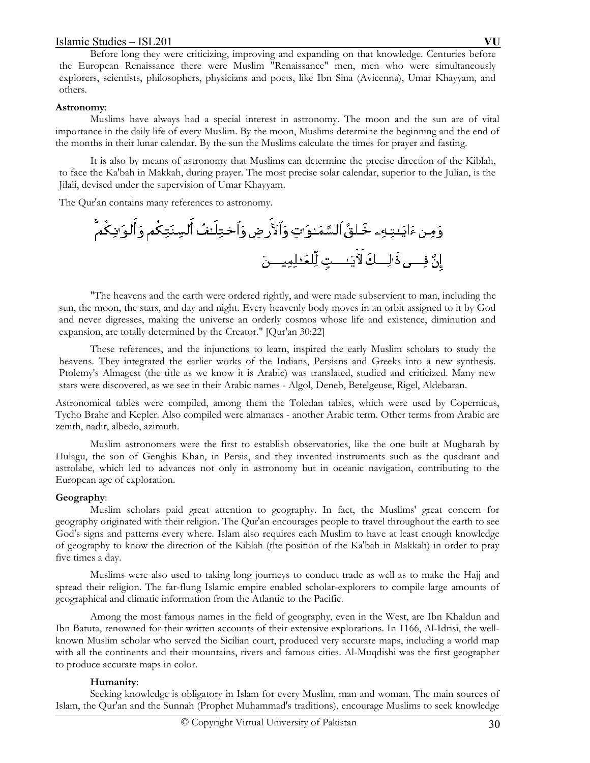Before long they were criticizing, improving and expanding on that knowledge. Centuries before the European Renaissance there were Muslim "Renaissance" men, men who were simultaneously explorers, scientists, philosophers, physicians and poets, like Ibn Sina (Avicenna), Umar Khayyam, and others.

**Astronomy**:

Muslims have always had a special interest in astronomy. The moon and the sun are of vital importance in the daily life of every Muslim. By the moon, Muslims determine the beginning and the end of the months in their lunar calendar. By the sun the Muslims calculate the times for prayer and fasting.

It is also by means of astronomy that Muslims can determine the precise direction of the Kiblah, to face the Ka'bah in Makkah, during prayer. The most precise solar calendar, superior to the Julian, is the Jilali, devised under the supervision of Umar Khayyam.

The Qur'an contains many references to astronomy.

وَمِنْ ءَايَـٰتِهِۦ خَلْقُ ٱلسَّمَـٰوَٰتِ وَٱلْأَرْضِ وَٱخْتِلَـٰفُ أَلْسِنَتِكُمْ وَأَلْوَٰنِكُمْ ۚ إِنَّ فِى ذَٰلِكَ لَـَٔايَـٰتٍ لِّلْعَـٰلِمِينَ

"The heavens and the earth were ordered rightly, and were made subservient to man, including the sun, the moon, the stars, and day and night. Every heavenly body moves in an orbit assigned to it by God and never digresses, making the universe an orderly cosmos whose life and existence, diminution and expansion, are totally determined by the Creator." [Qur'an 30:22]

These references, and the injunctions to learn, inspired the early Muslim scholars to study the heavens. They integrated the earlier works of the Indians, Persians and Greeks into a new synthesis. Ptolemy's Almagest (the title as we know it is Arabic) was translated, studied and criticized. Many new stars were discovered, as we see in their Arabic names - Algol, Deneb, Betelgeuse, Rigel, Aldebaran.

Astronomical tables were compiled, among them the Toledan tables, which were used by Copernicus, Tycho Brahe and Kepler. Also compiled were almanacs - another Arabic term. Other terms from Arabic are zenith, nadir, albedo, azimuth.

Muslim astronomers were the first to establish observatories, like the one built at Mugharah by Hulagu, the son of Genghis Khan, in Persia, and they invented instruments such as the quadrant and astrolabe, which led to advances not only in astronomy but in oceanic navigation, contributing to the European age of exploration.

**Geography**:

Muslim scholars paid great attention to geography. In fact, the Muslims' great concern for geography originated with their religion. The Qur'an encourages people to travel throughout the earth to see God's signs and patterns every where. Islam also requires each Muslim to have at least enough knowledge of geography to know the direction of the Kiblah (the position of the Ka'bah in Makkah) in order to pray five times a day.

Muslims were also used to taking long journeys to conduct trade as well as to make the Hajj and spread their religion. The far-flung Islamic empire enabled scholar-explorers to compile large amounts of geographical and climatic information from the Atlantic to the Pacific.

Among the most famous names in the field of geography, even in the West, are Ibn Khaldun and Ibn Batuta, renowned for their written accounts of their extensive explorations. In 1166, Al-Idrisi, the well-known Muslim scholar who served the Sicilian court, produced very accurate maps, including a world map with all the continents and their mountains, rivers and famous cities. Al-Muqdishi was the first geographer to produce accurate maps in color.

**Humanity**:

Seeking knowledge is obligatory in Islam for every Muslim, man and woman. The main sources of Islam, the Qur'an and the Sunnah (Prophet Muhammad's traditions), encourage Muslims to seek knowledge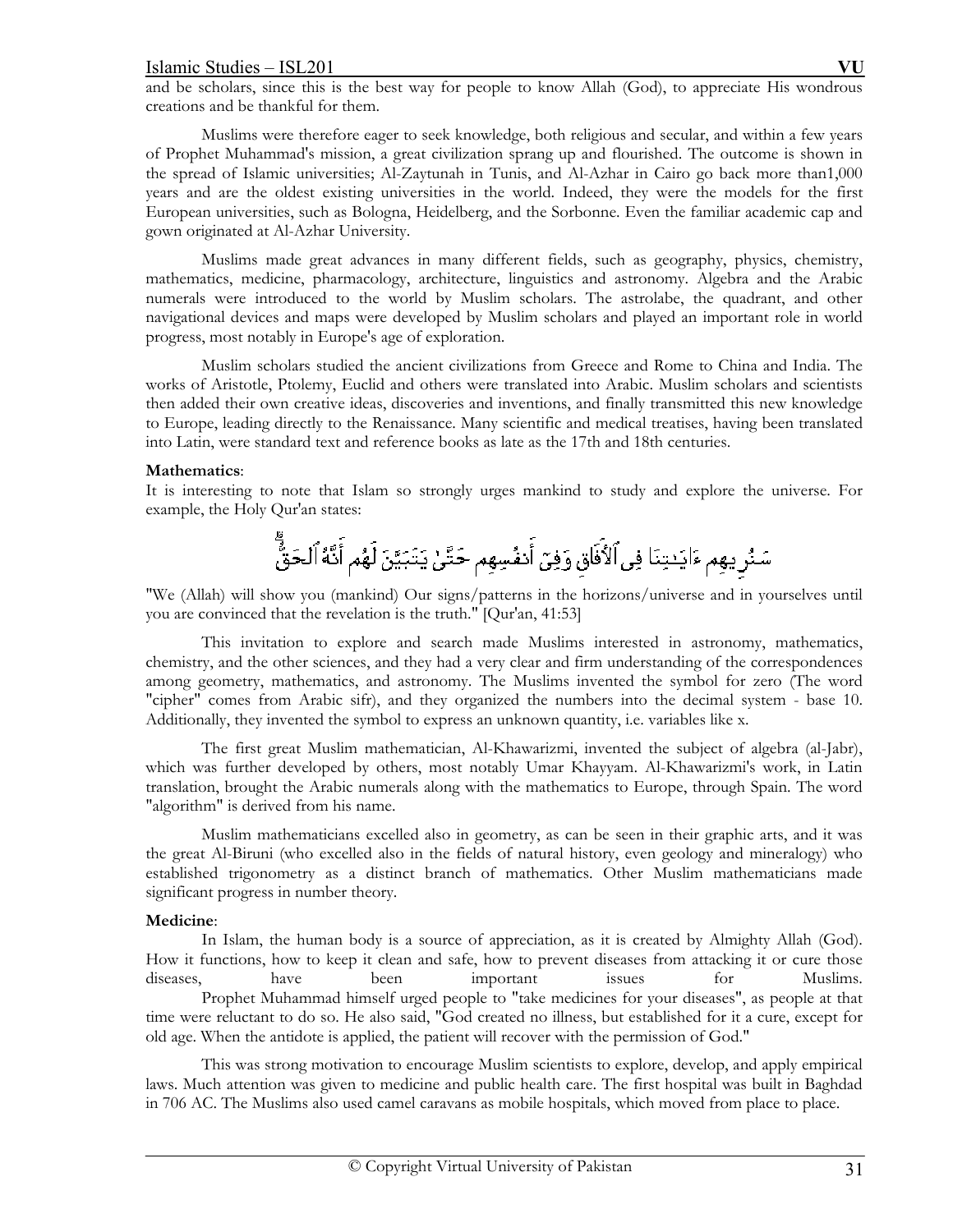and be scholars, since this is the best way for people to know Allah (God), to appreciate His wondrous creations and be thankful for them.

Muslims were therefore eager to seek knowledge, both religious and secular, and within a few years of Prophet Muhammad's mission, a great civilization sprang up and flourished. The outcome is shown in the spread of Islamic universities; Al-Zaytunah in Tunis, and Al-Azhar in Cairo go back more than1,000 years and are the oldest existing universities in the world. Indeed, they were the models for the first European universities, such as Bologna, Heidelberg, and the Sorbonne. Even the familiar academic cap and gown originated at Al-Azhar University.

Muslims made great advances in many different fields, such as geography, physics, chemistry, mathematics, medicine, pharmacology, architecture, linguistics and astronomy. Algebra and the Arabic numerals were introduced to the world by Muslim scholars. The astrolabe, the quadrant, and other navigational devices and maps were developed by Muslim scholars and played an important role in world progress, most notably in Europe's age of exploration.

Muslim scholars studied the ancient civilizations from Greece and Rome to China and India. The works of Aristotle, Ptolemy, Euclid and others were translated into Arabic. Muslim scholars and scientists then added their own creative ideas, discoveries and inventions, and finally transmitted this new knowledge to Europe, leading directly to the Renaissance. Many scientific and medical treatises, having been translated into Latin, were standard text and reference books as late as the 17th and 18th centuries.

**Mathematics**:
It is interesting to note that Islam so strongly urges mankind to study and explore the universe. For example, the Holy Qur'an states:

سَنُرِيهِمْ ءَايَـٰتِنَا فِى ٱلْـَٔافَاقِ وَفِىٓ أَنفُسِهِمْ حَتَّىٰ يَتَبَيَّنَ لَهُمْ أَنَّهُ ٱلْحَقُّ

"We (Allah) will show you (mankind) Our signs/patterns in the horizons/universe and in yourselves until you are convinced that the revelation is the truth." [Qur'an, 41:53]

This invitation to explore and search made Muslims interested in astronomy, mathematics, chemistry, and the other sciences, and they had a very clear and firm understanding of the correspondences among geometry, mathematics, and astronomy. The Muslims invented the symbol for zero (The word "cipher" comes from Arabic sifr), and they organized the numbers into the decimal system - base 10. Additionally, they invented the symbol to express an unknown quantity, i.e. variables like x.

The first great Muslim mathematician, Al-Khawarizmi, invented the subject of algebra (al-Jabr), which was further developed by others, most notably Umar Khayyam. Al-Khawarizmi's work, in Latin translation, brought the Arabic numerals along with the mathematics to Europe, through Spain. The word "algorithm" is derived from his name.

Muslim mathematicians excelled also in geometry, as can be seen in their graphic arts, and it was the great Al-Biruni (who excelled also in the fields of natural history, even geology and mineralogy) who established trigonometry as a distinct branch of mathematics. Other Muslim mathematicians made significant progress in number theory.

**Medicine**:
In Islam, the human body is a source of appreciation, as it is created by Almighty Allah (God). How it functions, how to keep it clean and safe, how to prevent diseases from attacking it or cure those diseases, have been important issues for Muslims.

Prophet Muhammad himself urged people to "take medicines for your diseases", as people at that time were reluctant to do so. He also said, "God created no illness, but established for it a cure, except for old age. When the antidote is applied, the patient will recover with the permission of God."

This was strong motivation to encourage Muslim scientists to explore, develop, and apply empirical laws. Much attention was given to medicine and public health care. The first hospital was built in Baghdad in 706 AC. The Muslims also used camel caravans as mobile hospitals, which moved from place to place.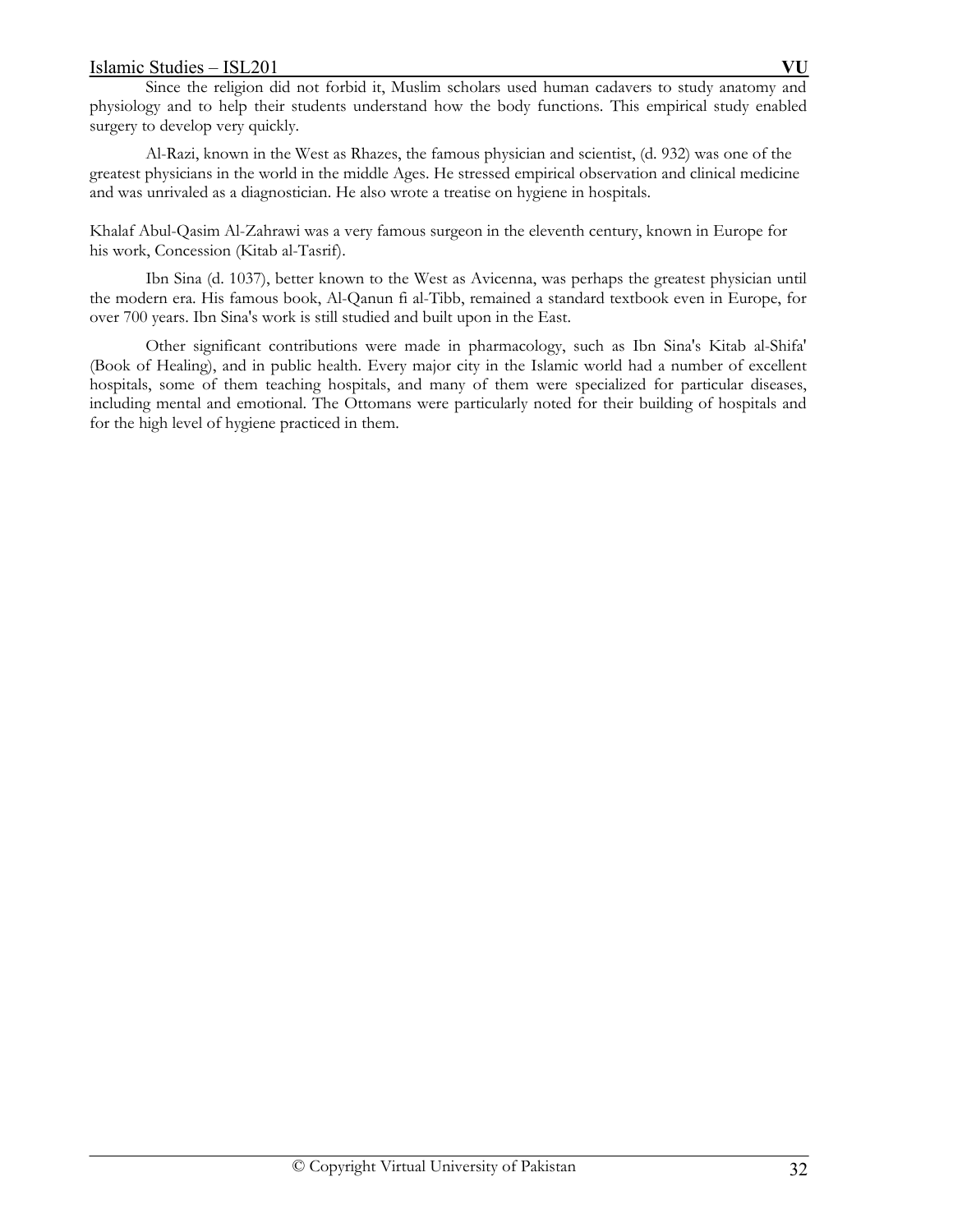Since the religion did not forbid it, Muslim scholars used human cadavers to study anatomy and physiology and to help their students understand how the body functions. This empirical study enabled surgery to develop very quickly.

Al-Razi, known in the West as Rhazes, the famous physician and scientist, (d. 932) was one of the greatest physicians in the world in the middle Ages. He stressed empirical observation and clinical medicine and was unrivaled as a diagnostician. He also wrote a treatise on hygiene in hospitals.

Khalaf Abul-Qasim Al-Zahrawi was a very famous surgeon in the eleventh century, known in Europe for his work, Concession (Kitab al-Tasrif).

Ibn Sina (d. 1037), better known to the West as Avicenna, was perhaps the greatest physician until the modern era. His famous book, Al-Qanun fi al-Tibb, remained a standard textbook even in Europe, for over 700 years. Ibn Sina's work is still studied and built upon in the East.

Other significant contributions were made in pharmacology, such as Ibn Sina's Kitab al-Shifa' (Book of Healing), and in public health. Every major city in the Islamic world had a number of excellent hospitals, some of them teaching hospitals, and many of them were specialized for particular diseases, including mental and emotional. The Ottomans were particularly noted for their building of hospitals and for the high level of hygiene practiced in them.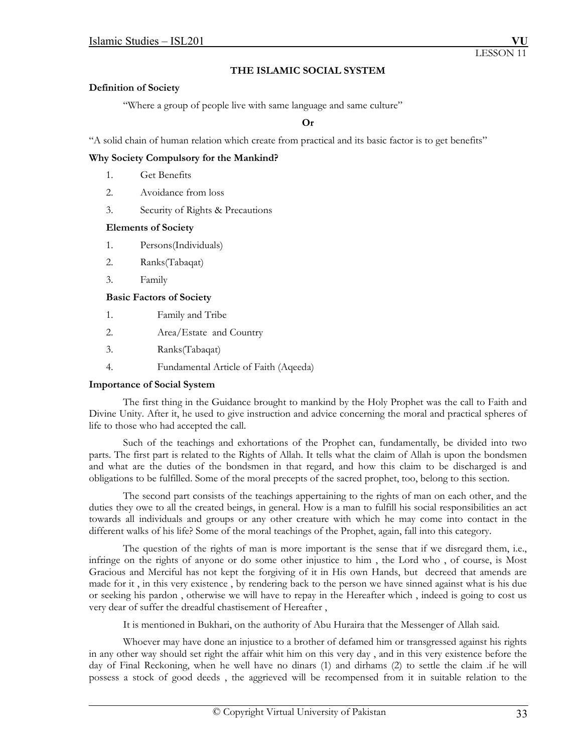LESSON 11

## THE ISLAMIC SOCIAL SYSTEM

**Definition of Society**

"Where a group of people live with same language and same culture"

**Or**

"A solid chain of human relation which create from practical and its basic factor is to get benefits"

**Why Society Compulsory for the Mankind?**

1. Get Benefits
2. Avoidance from loss
3. Security of Rights & Precautions

**Elements of Society**

1. Persons(Individuals)
2. Ranks(Tabaqat)
3. Family

**Basic Factors of Society**

1. Family and Tribe
2. Area/Estate and Country
3. Ranks(Tabaqat)
4. Fundamental Article of Faith (Aqeeda)

**Importance of Social System**

The first thing in the Guidance brought to mankind by the Holy Prophet was the call to Faith and Divine Unity. After it, he used to give instruction and advice concerning the moral and practical spheres of life to those who had accepted the call.

Such of the teachings and exhortations of the Prophet can, fundamentally, be divided into two parts. The first part is related to the Rights of Allah. It tells what the claim of Allah is upon the bondsmen and what are the duties of the bondsmen in that regard, and how this claim to be discharged is and obligations to be fulfilled. Some of the moral precepts of the sacred prophet, too, belong to this section.

The second part consists of the teachings appertaining to the rights of man on each other, and the duties they owe to all the created beings, in general. How is a man to fulfill his social responsibilities an act towards all individuals and groups or any other creature with which he may come into contact in the different walks of his life? Some of the moral teachings of the Prophet, again, fall into this category.

The question of the rights of man is more important is the sense that if we disregard them, i.e., infringe on the rights of anyone or do some other injustice to him , the Lord who , of course, is Most Gracious and Merciful has not kept the forgiving of it in His own Hands, but decreed that amends are made for it , in this very existence , by rendering back to the person we have sinned against what is his due or seeking his pardon , otherwise we will have to repay in the Hereafter which , indeed is going to cost us very dear of suffer the dreadful chastisement of Hereafter ,

It is mentioned in Bukhari, on the authority of Abu Huraira that the Messenger of Allah said.

Whoever may have done an injustice to a brother of defamed him or transgressed against his rights in any other way should set right the affair whit him on this very day , and in this very existence before the day of Final Reckoning, when he well have no dinars (1) and dirhams (2) to settle the claim .if he will possess a stock of good deeds , the aggrieved will be recompensed from it in suitable relation to the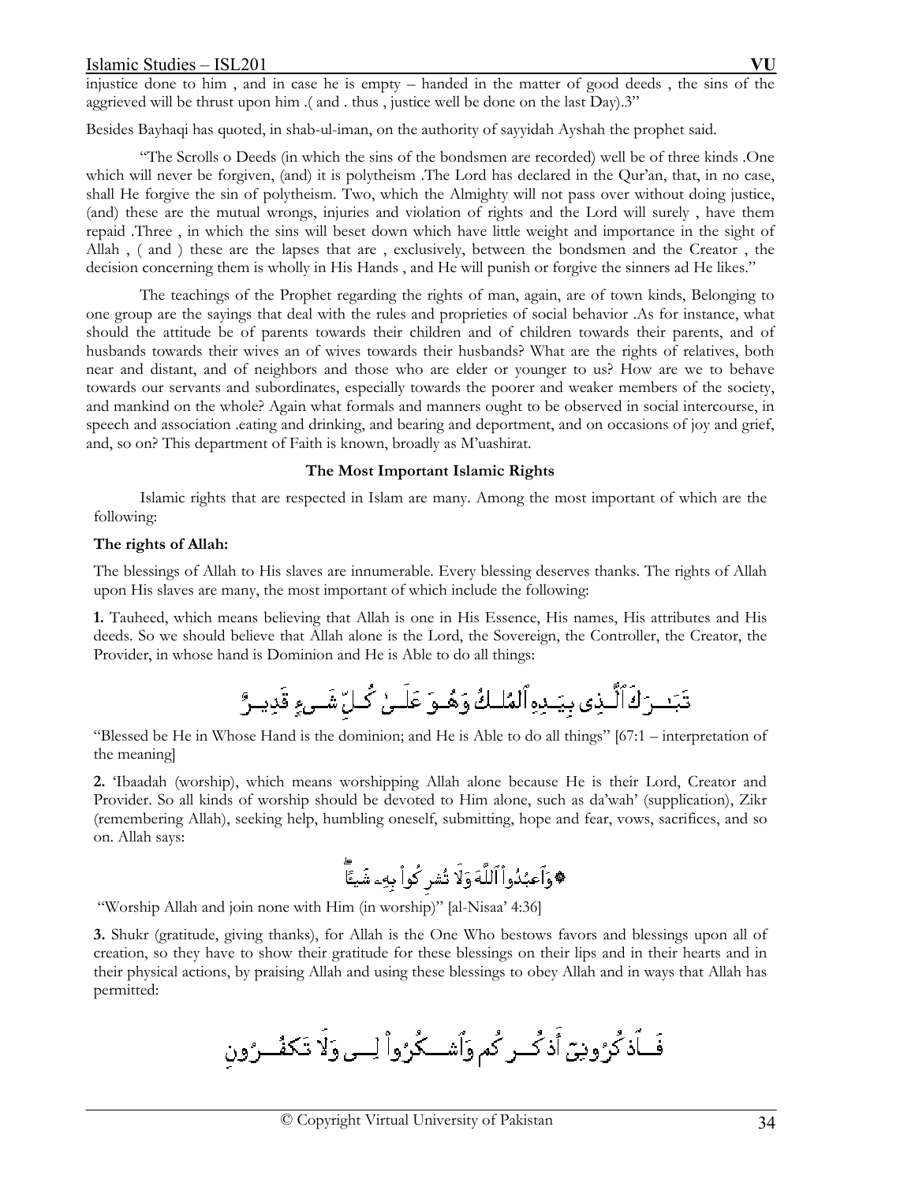injustice done to him , and in case he is empty – handed in the matter of good deeds , the sins of the aggrieved will be thrust upon him .( and . thus , justice well be done on the last Day).3"

Besides Bayhaqi has quoted, in shab-ul-iman, on the authority of sayyidah Ayshah the prophet said.

"The Scrolls o Deeds (in which the sins of the bondsmen are recorded) well be of three kinds .One which will never be forgiven, (and) it is polytheism .The Lord has declared in the Qur'an, that, in no case, shall He forgive the sin of polytheism. Two, which the Almighty will not pass over without doing justice, (and) these are the mutual wrongs, injuries and violation of rights and the Lord will surely , have them repaid .Three , in which the sins will beset down which have little weight and importance in the sight of Allah , ( and ) these are the lapses that are , exclusively, between the bondsmen and the Creator , the decision concerning them is wholly in His Hands , and He will punish or forgive the sinners ad He likes."

The teachings of the Prophet regarding the rights of man, again, are of town kinds, Belonging to one group are the sayings that deal with the rules and proprieties of social behavior .As for instance, what should the attitude be of parents towards their children and of children towards their parents, and of husbands towards their wives an of wives towards their husbands? What are the rights of relatives, both near and distant, and of neighbors and those who are elder or younger to us? How are we to behave towards our servants and subordinates, especially towards the poorer and weaker members of the society, and mankind on the whole? Again what formals and manners ought to be observed in social intercourse, in speech and association .eating and drinking, and bearing and deportment, and on occasions of joy and grief, and, so on? This department of Faith is known, broadly as M'uashirat.

**The Most Important Islamic Rights**

Islamic rights that are respected in Islam are many. Among the most important of which are the following:

**The rights of Allah:**

The blessings of Allah to His slaves are innumerable. Every blessing deserves thanks. The rights of Allah upon His slaves are many, the most important of which include the following:

**1.** Tauheed, which means believing that Allah is one in His Essence, His names, His attributes and His deeds. So we should believe that Allah alone is the Lord, the Sovereign, the Controller, the Creator, the Provider, in whose hand is Dominion and He is Able to do all things:

تَبَٰرَكَ ٱلَّذِى بِيَدِهِ ٱلْمُلْكُ وَهُوَ عَلَىٰ كُلِّ شَىْءٍ قَدِيرٌ

"Blessed be He in Whose Hand is the dominion; and He is Able to do all things" [67:1 – interpretation of the meaning]

**2.** 'Ibaadah (worship), which means worshipping Allah alone because He is their Lord, Creator and Provider. So all kinds of worship should be devoted to Him alone, such as da'wah' (supplication), Zikr (remembering Allah), seeking help, humbling oneself, submitting, hope and fear, vows, sacrifices, and so on. Allah says:

وَٱعْبُدُوا۟ ٱللَّهَ وَلَا تُشْرِكُوا۟ بِهِۦ شَيْـًٔا

"Worship Allah and join none with Him (in worship)" [al-Nisaa' 4:36]

**3.** Shukr (gratitude, giving thanks), for Allah is the One Who bestows favors and blessings upon all of creation, so they have to show their gratitude for these blessings on their lips and in their hearts and in their physical actions, by praising Allah and using these blessings to obey Allah and in ways that Allah has permitted:

فَٱذْكُرُونِىٓ أَذْكُرْكُمْ وَٱشْكُرُوا۟ لِى وَلَا تَكْفُرُونِ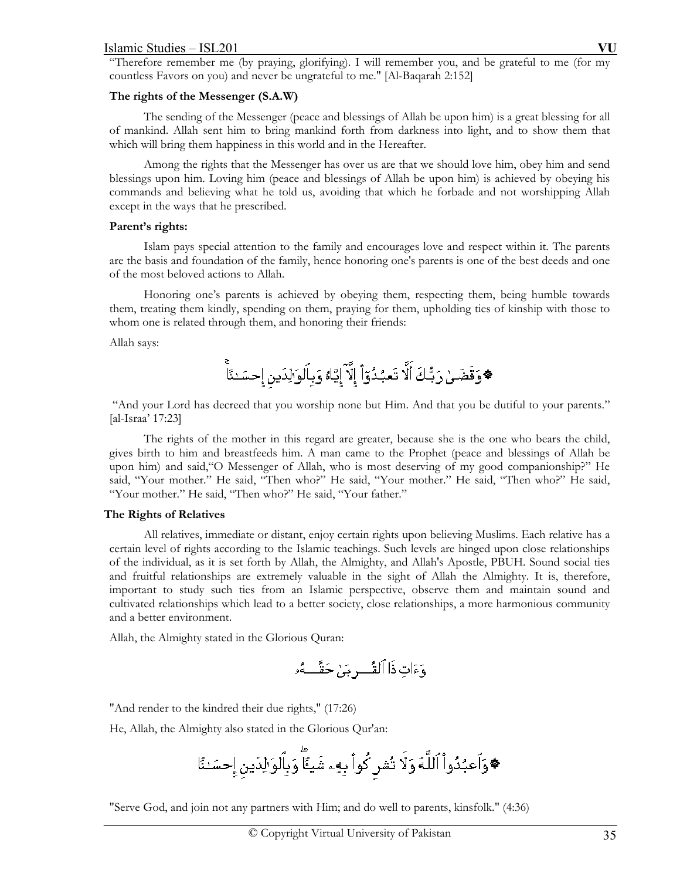"Therefore remember me (by praying, glorifying). I will remember you, and be grateful to me (for my countless Favors on you) and never be ungrateful to me." [Al-Baqarah 2:152]

**The rights of the Messenger (S.A.W)**

The sending of the Messenger (peace and blessings of Allah be upon him) is a great blessing for all of mankind. Allah sent him to bring mankind forth from darkness into light, and to show them that which will bring them happiness in this world and in the Hereafter.

Among the rights that the Messenger has over us are that we should love him, obey him and send blessings upon him. Loving him (peace and blessings of Allah be upon him) is achieved by obeying his commands and believing what he told us, avoiding that which he forbade and not worshipping Allah except in the ways that he prescribed.

**Parent's rights:**

Islam pays special attention to the family and encourages love and respect within it. The parents are the basis and foundation of the family, hence honoring one's parents is one of the best deeds and one of the most beloved actions to Allah.

Honoring one's parents is achieved by obeying them, respecting them, being humble towards them, treating them kindly, spending on them, praying for them, upholding ties of kinship with those to whom one is related through them, and honoring their friends:

Allah says:

۞وَقَضَىٰ رَبُّكَ أَلَّا تَعۡبُدُوٓاْ إِلَّآ إِيَّاهُ وَبِٱلۡوَٰلِدَيۡنِ إِحۡسَٰنًاۚ

"And your Lord has decreed that you worship none but Him. And that you be dutiful to your parents." [al-Israa' 17:23]

The rights of the mother in this regard are greater, because she is the one who bears the child, gives birth to him and breastfeeds him. A man came to the Prophet (peace and blessings of Allah be upon him) and said,"O Messenger of Allah, who is most deserving of my good companionship?" He said, "Your mother." He said, "Then who?" He said, "Your mother." He said, "Then who?" He said, "Your mother." He said, "Then who?" He said, "Your father."

**The Rights of Relatives**

All relatives, immediate or distant, enjoy certain rights upon believing Muslims. Each relative has a certain level of rights according to the Islamic teachings. Such levels are hinged upon close relationships of the individual, as it is set forth by Allah, the Almighty, and Allah's Apostle, PBUH. Sound social ties and fruitful relationships are extremely valuable in the sight of Allah the Almighty. It is, therefore, important to study such ties from an Islamic perspective, observe them and maintain sound and cultivated relationships which lead to a better society, close relationships, a more harmonious community and a better environment.

Allah, the Almighty stated in the Glorious Quran:

وَءَاتِ ذَا ٱلۡقُرۡبَىٰ حَقَّهُۥ

"And render to the kindred their due rights," (17:26)

He, Allah, the Almighty also stated in the Glorious Qur'an:

۞وَٱعۡبُدُواْ ٱللَّهَ وَلَا تُشۡرِكُواْ بِهِۦ شَيۡـًٔاۖ وَبِٱلۡوَٰلِدَيۡنِ إِحۡسَٰنًا

"Serve God, and join not any partners with Him; and do well to parents, kinsfolk." (4:36)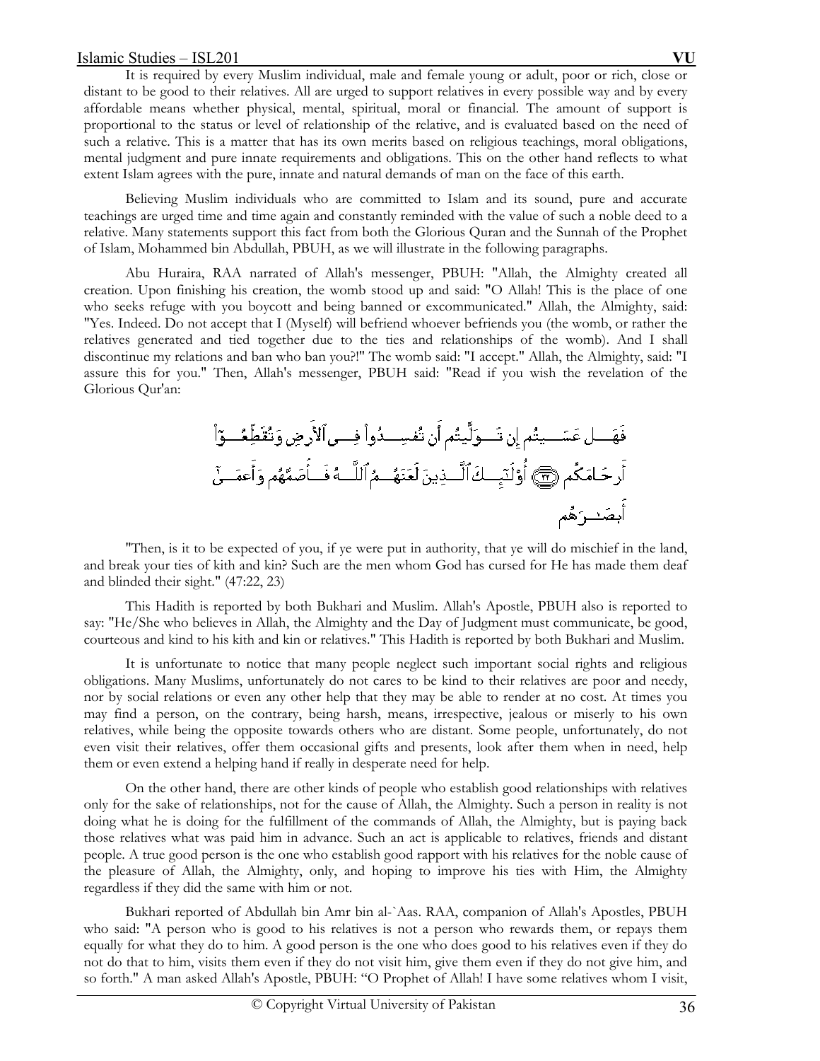It is required by every Muslim individual, male and female young or adult, poor or rich, close or distant to be good to their relatives. All are urged to support relatives in every possible way and by every affordable means whether physical, mental, spiritual, moral or financial. The amount of support is proportional to the status or level of relationship of the relative, and is evaluated based on the need of such a relative. This is a matter that has its own merits based on religious teachings, moral obligations, mental judgment and pure innate requirements and obligations. This on the other hand reflects to what extent Islam agrees with the pure, innate and natural demands of man on the face of this earth.

Believing Muslim individuals who are committed to Islam and its sound, pure and accurate teachings are urged time and time again and constantly reminded with the value of such a noble deed to a relative. Many statements support this fact from both the Glorious Quran and the Sunnah of the Prophet of Islam, Mohammed bin Abdullah, PBUH, as we will illustrate in the following paragraphs.

Abu Huraira, RAA narrated of Allah's messenger, PBUH: "Allah, the Almighty created all creation. Upon finishing his creation, the womb stood up and said: "O Allah! This is the place of one who seeks refuge with you boycott and being banned or excommunicated." Allah, the Almighty, said: "Yes. Indeed. Do not accept that I (Myself) will befriend whoever befriends you (the womb, or rather the relatives generated and tied together due to the ties and relationships of the womb). And I shall discontinue my relations and ban who ban you?!" The womb said: "I accept." Allah, the Almighty, said: "I assure this for you." Then, Allah's messenger, PBUH said: "Read if you wish the revelation of the Glorious Qur'an:

فَهَلْ عَسَيْتُمْ إِن تَوَلَّيْتُمْ أَن تُفْسِدُوا۟ فِى ٱلْأَرْضِ وَتُقَطِّعُوٓا۟ أَرْحَامَكُمْ ﴿٢٢﴾ أُو۟لَٰٓئِكَ ٱلَّذِينَ لَعَنَهُمُ ٱللَّهُ فَأَصَمَّهُمْ وَأَعْمَىٰٓ أَبْصَٰرَهُمْ

"Then, is it to be expected of you, if ye were put in authority, that ye will do mischief in the land, and break your ties of kith and kin? Such are the men whom God has cursed for He has made them deaf and blinded their sight." (47:22, 23)

This Hadith is reported by both Bukhari and Muslim. Allah's Apostle, PBUH also is reported to say: "He/She who believes in Allah, the Almighty and the Day of Judgment must communicate, be good, courteous and kind to his kith and kin or relatives." This Hadith is reported by both Bukhari and Muslim.

It is unfortunate to notice that many people neglect such important social rights and religious obligations. Many Muslims, unfortunately do not cares to be kind to their relatives are poor and needy, nor by social relations or even any other help that they may be able to render at no cost. At times you may find a person, on the contrary, being harsh, means, irrespective, jealous or miserly to his own relatives, while being the opposite towards others who are distant. Some people, unfortunately, do not even visit their relatives, offer them occasional gifts and presents, look after them when in need, help them or even extend a helping hand if really in desperate need for help.

On the other hand, there are other kinds of people who establish good relationships with relatives only for the sake of relationships, not for the cause of Allah, the Almighty. Such a person in reality is not doing what he is doing for the fulfillment of the commands of Allah, the Almighty, but is paying back those relatives what was paid him in advance. Such an act is applicable to relatives, friends and distant people. A true good person is the one who establish good rapport with his relatives for the noble cause of the pleasure of Allah, the Almighty, only, and hoping to improve his ties with Him, the Almighty regardless if they did the same with him or not.

Bukhari reported of Abdullah bin Amr bin al-`Aas. RAA, companion of Allah's Apostles, PBUH who said: "A person who is good to his relatives is not a person who rewards them, or repays them equally for what they do to him. A good person is the one who does good to his relatives even if they do not do that to him, visits them even if they do not visit him, give them even if they do not give him, and so forth." A man asked Allah's Apostle, PBUH: "O Prophet of Allah! I have some relatives whom I visit,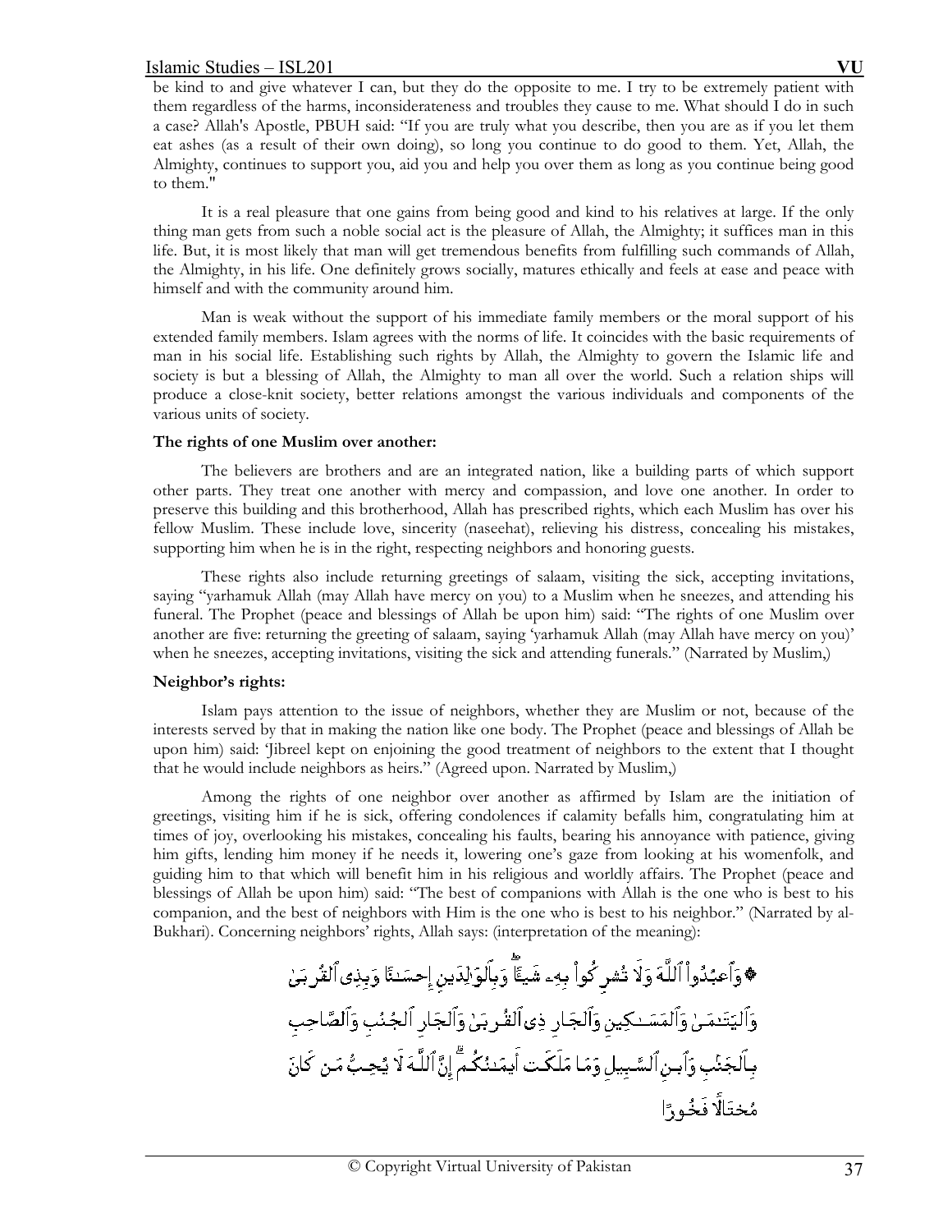be kind to and give whatever I can, but they do the opposite to me. I try to be extremely patient with them regardless of the harms, inconsiderateness and troubles they cause to me. What should I do in such a case? Allah's Apostle, PBUH said: "If you are truly what you describe, then you are as if you let them eat ashes (as a result of their own doing), so long you continue to do good to them. Yet, Allah, the Almighty, continues to support you, aid you and help you over them as long as you continue being good to them."

It is a real pleasure that one gains from being good and kind to his relatives at large. If the only thing man gets from such a noble social act is the pleasure of Allah, the Almighty; it suffices man in this life. But, it is most likely that man will get tremendous benefits from fulfilling such commands of Allah, the Almighty, in his life. One definitely grows socially, matures ethically and feels at ease and peace with himself and with the community around him.

Man is weak without the support of his immediate family members or the moral support of his extended family members. Islam agrees with the norms of life. It coincides with the basic requirements of man in his social life. Establishing such rights by Allah, the Almighty to govern the Islamic life and society is but a blessing of Allah, the Almighty to man all over the world. Such a relation ships will produce a close-knit society, better relations amongst the various individuals and components of the various units of society.

**The rights of one Muslim over another:**

The believers are brothers and are an integrated nation, like a building parts of which support other parts. They treat one another with mercy and compassion, and love one another. In order to preserve this building and this brotherhood, Allah has prescribed rights, which each Muslim has over his fellow Muslim. These include love, sincerity (naseehat), relieving his distress, concealing his mistakes, supporting him when he is in the right, respecting neighbors and honoring guests.

These rights also include returning greetings of salaam, visiting the sick, accepting invitations, saying "yarhamuk Allah (may Allah have mercy on you) to a Muslim when he sneezes, and attending his funeral. The Prophet (peace and blessings of Allah be upon him) said: "The rights of one Muslim over another are five: returning the greeting of salaam, saying 'yarhamuk Allah (may Allah have mercy on you)' when he sneezes, accepting invitations, visiting the sick and attending funerals." (Narrated by Muslim,)

**Neighbor's rights:**

Islam pays attention to the issue of neighbors, whether they are Muslim or not, because of the interests served by that in making the nation like one body. The Prophet (peace and blessings of Allah be upon him) said: 'Jibreel kept on enjoining the good treatment of neighbors to the extent that I thought that he would include neighbors as heirs." (Agreed upon. Narrated by Muslim,)

Among the rights of one neighbor over another as affirmed by Islam are the initiation of greetings, visiting him if he is sick, offering condolences if calamity befalls him, congratulating him at times of joy, overlooking his mistakes, concealing his faults, bearing his annoyance with patience, giving him gifts, lending him money if he needs it, lowering one's gaze from looking at his womenfolk, and guiding him to that which will benefit him in his religious and worldly affairs. The Prophet (peace and blessings of Allah be upon him) said: "The best of companions with Allah is the one who is best to his companion, and the best of neighbors with Him is the one who is best to his neighbor." (Narrated by al-Bukhari). Concerning neighbors' rights, Allah says: (interpretation of the meaning):

۞وَٱعْبُدُواْ ٱللَّهَ وَلَا تُشْرِكُواْ بِهِۦ شَيْـًٔا ۖ وَبِٱلْوَٰلِدَيْنِ إِحْسَـٰنًا وَبِذِى ٱلْقُرْبَىٰ وَٱلْيَتَـٰمَىٰ وَٱلْمَسَـٰكِينِ وَٱلْجَارِ ذِى ٱلْقُرْبَىٰ وَٱلْجَارِ ٱلْجُنُبِ وَٱلصَّاحِبِ بِٱلْجَنۢبِ وَٱبْنِ ٱلسَّبِيلِ وَمَا مَلَكَتْ أَيْمَـٰنُكُمْ ۗ إِنَّ ٱللَّهَ لَا يُحِبُّ مَن كَانَ مُخْتَالًا فَخُورًا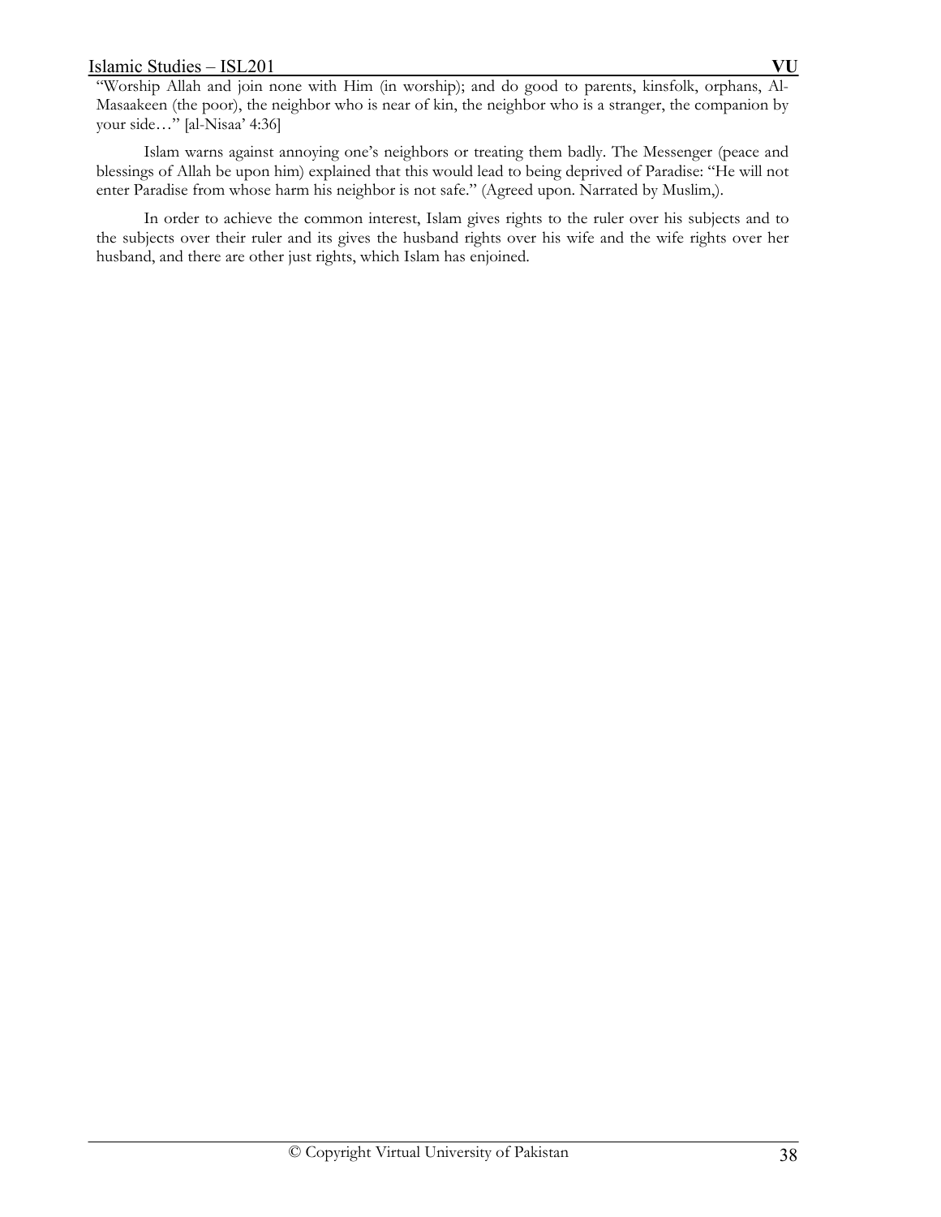"Worship Allah and join none with Him (in worship); and do good to parents, kinsfolk, orphans, Al-Masaakeen (the poor), the neighbor who is near of kin, the neighbor who is a stranger, the companion by your side…" [al-Nisaa' 4:36]

Islam warns against annoying one's neighbors or treating them badly. The Messenger (peace and blessings of Allah be upon him) explained that this would lead to being deprived of Paradise: "He will not enter Paradise from whose harm his neighbor is not safe." (Agreed upon. Narrated by Muslim,).

In order to achieve the common interest, Islam gives rights to the ruler over his subjects and to the subjects over their ruler and its gives the husband rights over his wife and the wife rights over her husband, and there are other just rights, which Islam has enjoined.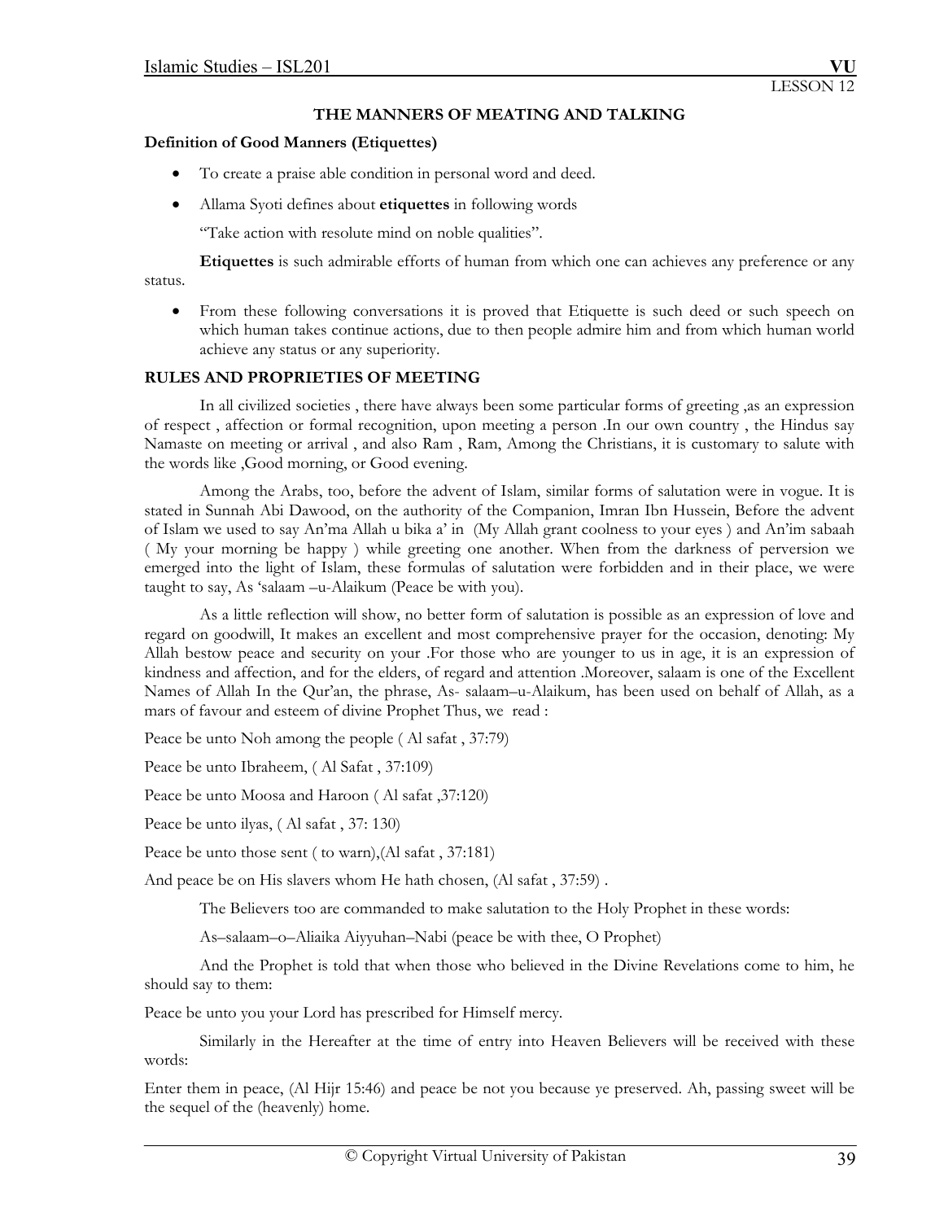## THE MANNERS OF MEATING AND TALKING

**Definition of Good Manners (Etiquettes)**

- To create a praise able condition in personal word and deed.
- Allama Syoti defines about **etiquettes** in following words

  "Take action with resolute mind on noble qualities".

**Etiquettes** is such admirable efforts of human from which one can achieves any preference or any status.

- From these following conversations it is proved that Etiquette is such deed or such speech on which human takes continue actions, due to then people admire him and from which human world achieve any status or any superiority.

**RULES AND PROPRIETIES OF MEETING**

In all civilized societies , there have always been some particular forms of greeting ,as an expression of respect , affection or formal recognition, upon meeting a person .In our own country , the Hindus say Namaste on meeting or arrival , and also Ram , Ram, Among the Christians, it is customary to salute with the words like ,Good morning, or Good evening.

Among the Arabs, too, before the advent of Islam, similar forms of salutation were in vogue. It is stated in Sunnah Abi Dawood, on the authority of the Companion, Imran Ibn Hussein, Before the advent of Islam we used to say An'ma Allah u bika a' in (My Allah grant coolness to your eyes ) and An'im sabaah ( My your morning be happy ) while greeting one another. When from the darkness of perversion we emerged into the light of Islam, these formulas of salutation were forbidden and in their place, we were taught to say, As 'salaam –u-Alaikum (Peace be with you).

As a little reflection will show, no better form of salutation is possible as an expression of love and regard on goodwill, It makes an excellent and most comprehensive prayer for the occasion, denoting: My Allah bestow peace and security on your .For those who are younger to us in age, it is an expression of kindness and affection, and for the elders, of regard and attention .Moreover, salaam is one of the Excellent Names of Allah In the Qur'an, the phrase, As- salaam–u-Alaikum, has been used on behalf of Allah, as a mars of favour and esteem of divine Prophet Thus, we read :

Peace be unto Noh among the people ( Al safat , 37:79)

Peace be unto Ibraheem, ( Al Safat , 37:109)

Peace be unto Moosa and Haroon ( Al safat ,37:120)

Peace be unto ilyas, ( Al safat , 37: 130)

Peace be unto those sent ( to warn),(Al safat , 37:181)

And peace be on His slavers whom He hath chosen, (Al safat , 37:59) .

The Believers too are commanded to make salutation to the Holy Prophet in these words:

As–salaam–o–Aliaika Aiyyuhan–Nabi (peace be with thee, O Prophet)

And the Prophet is told that when those who believed in the Divine Revelations come to him, he should say to them:

Peace be unto you your Lord has prescribed for Himself mercy.

Similarly in the Hereafter at the time of entry into Heaven Believers will be received with these words:

Enter them in peace, (Al Hijr 15:46) and peace be not you because ye preserved. Ah, passing sweet will be the sequel of the (heavenly) home.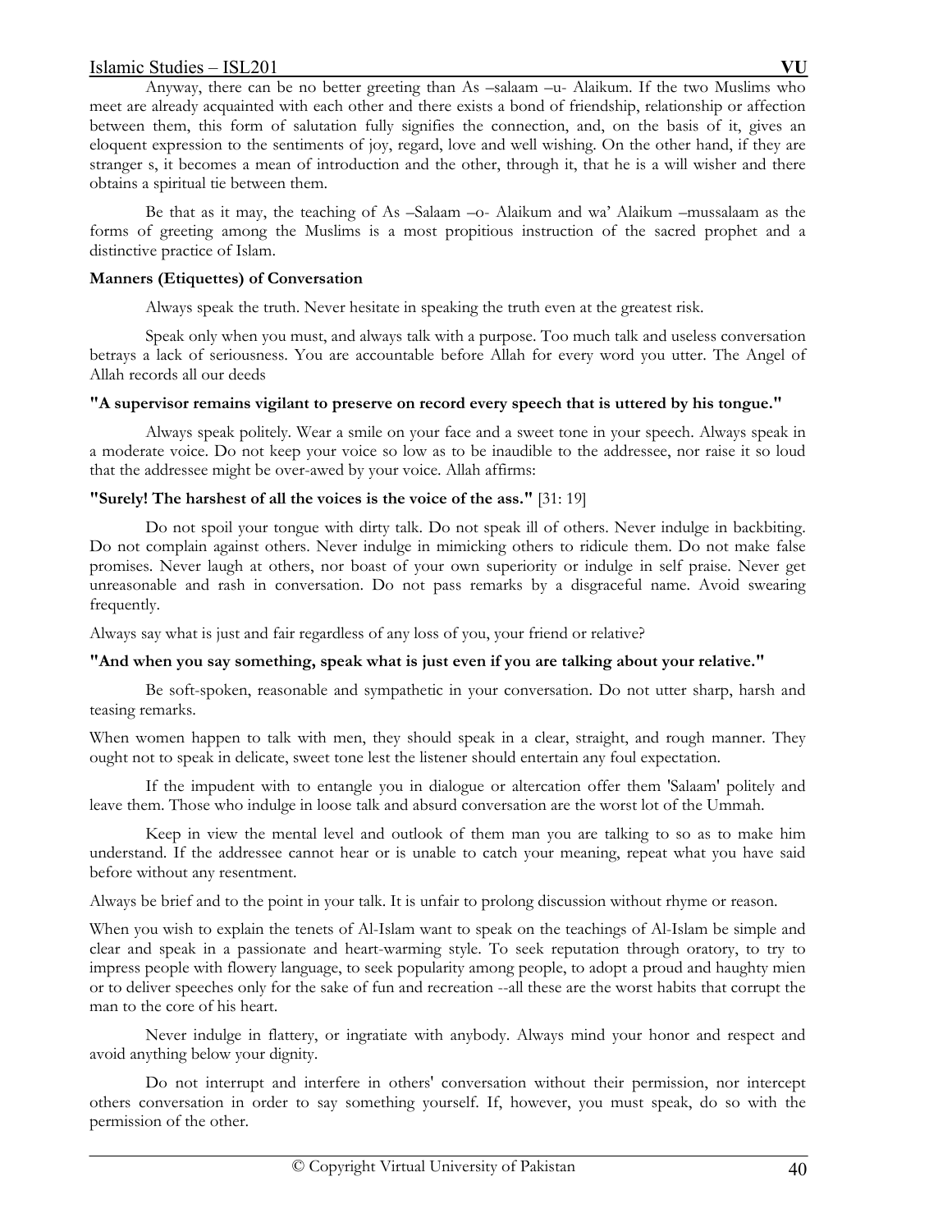Anyway, there can be no better greeting than As –salaam –u- Alaikum. If the two Muslims who meet are already acquainted with each other and there exists a bond of friendship, relationship or affection between them, this form of salutation fully signifies the connection, and, on the basis of it, gives an eloquent expression to the sentiments of joy, regard, love and well wishing. On the other hand, if they are stranger s, it becomes a mean of introduction and the other, through it, that he is a will wisher and there obtains a spiritual tie between them.

Be that as it may, the teaching of As –Salaam –o- Alaikum and wa' Alaikum –mussalaam as the forms of greeting among the Muslims is a most propitious instruction of the sacred prophet and a distinctive practice of Islam.

**Manners (Etiquettes) of Conversation**

Always speak the truth. Never hesitate in speaking the truth even at the greatest risk.

Speak only when you must, and always talk with a purpose. Too much talk and useless conversation betrays a lack of seriousness. You are accountable before Allah for every word you utter. The Angel of Allah records all our deeds

**"A supervisor remains vigilant to preserve on record every speech that is uttered by his tongue."**

Always speak politely. Wear a smile on your face and a sweet tone in your speech. Always speak in a moderate voice. Do not keep your voice so low as to be inaudible to the addressee, nor raise it so loud that the addressee might be over-awed by your voice. Allah affirms:

**"Surely! The harshest of all the voices is the voice of the ass."** [31: 19]

Do not spoil your tongue with dirty talk. Do not speak ill of others. Never indulge in backbiting. Do not complain against others. Never indulge in mimicking others to ridicule them. Do not make false promises. Never laugh at others, nor boast of your own superiority or indulge in self praise. Never get unreasonable and rash in conversation. Do not pass remarks by a disgraceful name. Avoid swearing frequently.

Always say what is just and fair regardless of any loss of you, your friend or relative?

**"And when you say something, speak what is just even if you are talking about your relative."**

Be soft-spoken, reasonable and sympathetic in your conversation. Do not utter sharp, harsh and teasing remarks.

When women happen to talk with men, they should speak in a clear, straight, and rough manner. They ought not to speak in delicate, sweet tone lest the listener should entertain any foul expectation.

If the impudent with to entangle you in dialogue or altercation offer them 'Salaam' politely and leave them. Those who indulge in loose talk and absurd conversation are the worst lot of the Ummah.

Keep in view the mental level and outlook of them man you are talking to so as to make him understand. If the addressee cannot hear or is unable to catch your meaning, repeat what you have said before without any resentment.

Always be brief and to the point in your talk. It is unfair to prolong discussion without rhyme or reason.

When you wish to explain the tenets of Al-Islam want to speak on the teachings of Al-Islam be simple and clear and speak in a passionate and heart-warming style. To seek reputation through oratory, to try to impress people with flowery language, to seek popularity among people, to adopt a proud and haughty mien or to deliver speeches only for the sake of fun and recreation --all these are the worst habits that corrupt the man to the core of his heart.

Never indulge in flattery, or ingratiate with anybody. Always mind your honor and respect and avoid anything below your dignity.

Do not interrupt and interfere in others' conversation without their permission, nor intercept others conversation in order to say something yourself. If, however, you must speak, do so with the permission of the other.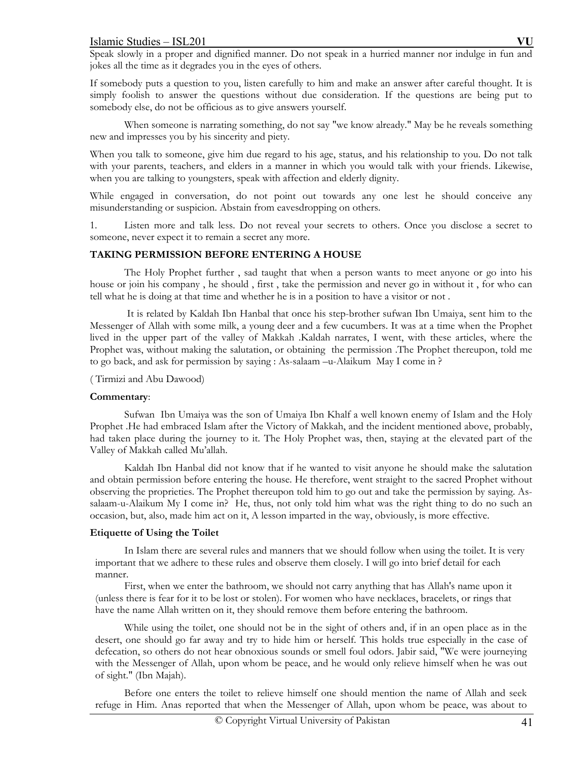Speak slowly in a proper and dignified manner. Do not speak in a hurried manner nor indulge in fun and jokes all the time as it degrades you in the eyes of others.

If somebody puts a question to you, listen carefully to him and make an answer after careful thought. It is simply foolish to answer the questions without due consideration. If the questions are being put to somebody else, do not be officious as to give answers yourself.

When someone is narrating something, do not say "we know already." May be he reveals something new and impresses you by his sincerity and piety.

When you talk to someone, give him due regard to his age, status, and his relationship to you. Do not talk with your parents, teachers, and elders in a manner in which you would talk with your friends. Likewise, when you are talking to youngsters, speak with affection and elderly dignity.

While engaged in conversation, do not point out towards any one lest he should conceive any misunderstanding or suspicion. Abstain from eavesdropping on others.

1. Listen more and talk less. Do not reveal your secrets to others. Once you disclose a secret to someone, never expect it to remain a secret any more.

**TAKING PERMISSION BEFORE ENTERING A HOUSE**

The Holy Prophet further , sad taught that when a person wants to meet anyone or go into his house or join his company , he should , first , take the permission and never go in without it , for who can tell what he is doing at that time and whether he is in a position to have a visitor or not .

It is related by Kaldah Ibn Hanbal that once his step-brother sufwan Ibn Umaiya, sent him to the Messenger of Allah with some milk, a young deer and a few cucumbers. It was at a time when the Prophet lived in the upper part of the valley of Makkah .Kaldah narrates, I went, with these articles, where the Prophet was, without making the salutation, or obtaining the permission .The Prophet thereupon, told me to go back, and ask for permission by saying : As-salaam –u-Alaikum May I come in ?

( Tirmizi and Abu Dawood)

**Commentary**:

Sufwan Ibn Umaiya was the son of Umaiya Ibn Khalf a well known enemy of Islam and the Holy Prophet .He had embraced Islam after the Victory of Makkah, and the incident mentioned above, probably, had taken place during the journey to it. The Holy Prophet was, then, staying at the elevated part of the Valley of Makkah called Mu'allah.

Kaldah Ibn Hanbal did not know that if he wanted to visit anyone he should make the salutation and obtain permission before entering the house. He therefore, went straight to the sacred Prophet without observing the proprieties. The Prophet thereupon told him to go out and take the permission by saying. As-salaam-u-Alaikum My I come in? He, thus, not only told him what was the right thing to do no such an occasion, but, also, made him act on it, A lesson imparted in the way, obviously, is more effective.

**Etiquette of Using the Toilet**

In Islam there are several rules and manners that we should follow when using the toilet. It is very important that we adhere to these rules and observe them closely. I will go into brief detail for each manner.

First, when we enter the bathroom, we should not carry anything that has Allah's name upon it (unless there is fear for it to be lost or stolen). For women who have necklaces, bracelets, or rings that have the name Allah written on it, they should remove them before entering the bathroom.

While using the toilet, one should not be in the sight of others and, if in an open place as in the desert, one should go far away and try to hide him or herself. This holds true especially in the case of defecation, so others do not hear obnoxious sounds or smell foul odors. Jabir said, "We were journeying with the Messenger of Allah, upon whom be peace, and he would only relieve himself when he was out of sight." (Ibn Majah).

Before one enters the toilet to relieve himself one should mention the name of Allah and seek refuge in Him. Anas reported that when the Messenger of Allah, upon whom be peace, was about to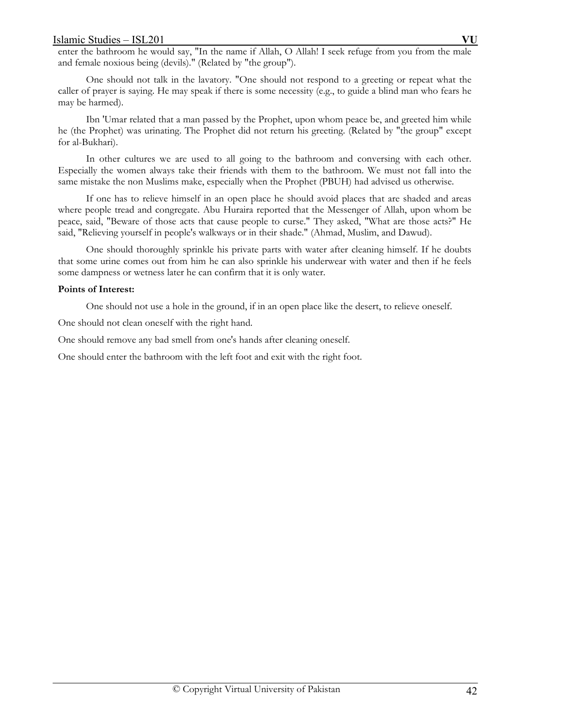enter the bathroom he would say, "In the name if Allah, O Allah! I seek refuge from you from the male and female noxious being (devils)." (Related by "the group").

One should not talk in the lavatory. "One should not respond to a greeting or repeat what the caller of prayer is saying. He may speak if there is some necessity (e.g., to guide a blind man who fears he may be harmed).

Ibn 'Umar related that a man passed by the Prophet, upon whom peace be, and greeted him while he (the Prophet) was urinating. The Prophet did not return his greeting. (Related by "the group" except for al-Bukhari).

In other cultures we are used to all going to the bathroom and conversing with each other. Especially the women always take their friends with them to the bathroom. We must not fall into the same mistake the non Muslims make, especially when the Prophet (PBUH) had advised us otherwise.

If one has to relieve himself in an open place he should avoid places that are shaded and areas where people tread and congregate. Abu Huraira reported that the Messenger of Allah, upon whom be peace, said, "Beware of those acts that cause people to curse." They asked, "What are those acts?" He said, "Relieving yourself in people's walkways or in their shade." (Ahmad, Muslim, and Dawud).

One should thoroughly sprinkle his private parts with water after cleaning himself. If he doubts that some urine comes out from him he can also sprinkle his underwear with water and then if he feels some dampness or wetness later he can confirm that it is only water.

**Points of Interest:**

One should not use a hole in the ground, if in an open place like the desert, to relieve oneself.

One should not clean oneself with the right hand.

One should remove any bad smell from one's hands after cleaning oneself.

One should enter the bathroom with the left foot and exit with the right foot.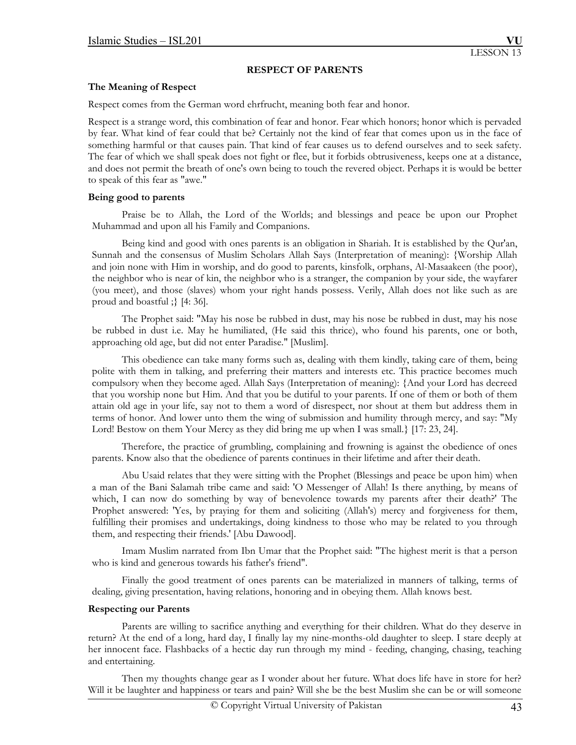# RESPECT OF PARENTS

### The Meaning of Respect

Respect comes from the German word ehrfrucht, meaning both fear and honor.

Respect is a strange word, this combination of fear and honor. Fear which honors; honor which is pervaded by fear. What kind of fear could that be? Certainly not the kind of fear that comes upon us in the face of something harmful or that causes pain. That kind of fear causes us to defend ourselves and to seek safety. The fear of which we shall speak does not fight or flee, but it forbids obtrusiveness, keeps one at a distance, and does not permit the breath of one's own being to touch the revered object. Perhaps it is would be better to speak of this fear as "awe."

### Being good to parents

Praise be to Allah, the Lord of the Worlds; and blessings and peace be upon our Prophet Muhammad and upon all his Family and Companions.

Being kind and good with ones parents is an obligation in Shariah. It is established by the Qur'an, Sunnah and the consensus of Muslim Scholars Allah Says (Interpretation of meaning): {Worship Allah and join none with Him in worship, and do good to parents, kinsfolk, orphans, Al-Masaakeen (the poor), the neighbor who is near of kin, the neighbor who is a stranger, the companion by your side, the wayfarer (you meet), and those (slaves) whom your right hands possess. Verily, Allah does not like such as are proud and boastful ;} [4: 36].

The Prophet said: "May his nose be rubbed in dust, may his nose be rubbed in dust, may his nose be rubbed in dust i.e. May he humiliated, (He said this thrice), who found his parents, one or both, approaching old age, but did not enter Paradise." [Muslim].

This obedience can take many forms such as, dealing with them kindly, taking care of them, being polite with them in talking, and preferring their matters and interests etc. This practice becomes much compulsory when they become aged. Allah Says (Interpretation of meaning): {And your Lord has decreed that you worship none but Him. And that you be dutiful to your parents. If one of them or both of them attain old age in your life, say not to them a word of disrespect, nor shout at them but address them in terms of honor. And lower unto them the wing of submission and humility through mercy, and say: "My Lord! Bestow on them Your Mercy as they did bring me up when I was small.} [17: 23, 24].

Therefore, the practice of grumbling, complaining and frowning is against the obedience of ones parents. Know also that the obedience of parents continues in their lifetime and after their death.

Abu Usaid relates that they were sitting with the Prophet (Blessings and peace be upon him) when a man of the Bani Salamah tribe came and said: 'O Messenger of Allah! Is there anything, by means of which, I can now do something by way of benevolence towards my parents after their death?' The Prophet answered: 'Yes, by praying for them and soliciting (Allah's) mercy and forgiveness for them, fulfilling their promises and undertakings, doing kindness to those who may be related to you through them, and respecting their friends.' [Abu Dawood].

Imam Muslim narrated from Ibn Umar that the Prophet said: "The highest merit is that a person who is kind and generous towards his father's friend".

Finally the good treatment of ones parents can be materialized in manners of talking, terms of dealing, giving presentation, having relations, honoring and in obeying them. Allah knows best.

### Respecting our Parents

Parents are willing to sacrifice anything and everything for their children. What do they deserve in return? At the end of a long, hard day, I finally lay my nine-months-old daughter to sleep. I stare deeply at her innocent face. Flashbacks of a hectic day run through my mind - feeding, changing, chasing, teaching and entertaining.

Then my thoughts change gear as I wonder about her future. What does life have in store for her? Will it be laughter and happiness or tears and pain? Will she be the best Muslim she can be or will someone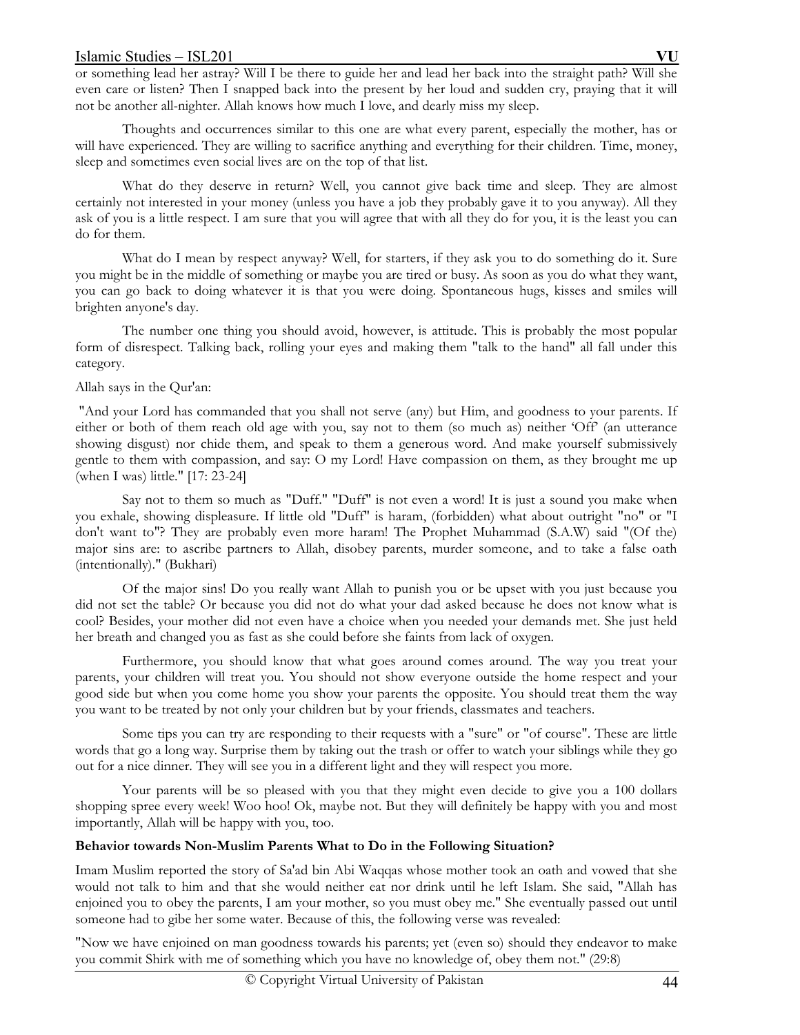or something lead her astray? Will I be there to guide her and lead her back into the straight path? Will she even care or listen? Then I snapped back into the present by her loud and sudden cry, praying that it will not be another all-nighter. Allah knows how much I love, and dearly miss my sleep.

Thoughts and occurrences similar to this one are what every parent, especially the mother, has or will have experienced. They are willing to sacrifice anything and everything for their children. Time, money, sleep and sometimes even social lives are on the top of that list.

What do they deserve in return? Well, you cannot give back time and sleep. They are almost certainly not interested in your money (unless you have a job they probably gave it to you anyway). All they ask of you is a little respect. I am sure that you will agree that with all they do for you, it is the least you can do for them.

What do I mean by respect anyway? Well, for starters, if they ask you to do something do it. Sure you might be in the middle of something or maybe you are tired or busy. As soon as you do what they want, you can go back to doing whatever it is that you were doing. Spontaneous hugs, kisses and smiles will brighten anyone's day.

The number one thing you should avoid, however, is attitude. This is probably the most popular form of disrespect. Talking back, rolling your eyes and making them "talk to the hand" all fall under this category.

Allah says in the Qur'an:

"And your Lord has commanded that you shall not serve (any) but Him, and goodness to your parents. If either or both of them reach old age with you, say not to them (so much as) neither 'Off' (an utterance showing disgust) nor chide them, and speak to them a generous word. And make yourself submissively gentle to them with compassion, and say: O my Lord! Have compassion on them, as they brought me up (when I was) little." [17: 23-24]

Say not to them so much as "Duff." "Duff" is not even a word! It is just a sound you make when you exhale, showing displeasure. If little old "Duff" is haram, (forbidden) what about outright "no" or "I don't want to"? They are probably even more haram! The Prophet Muhammad (S.A.W) said "(Of the) major sins are: to ascribe partners to Allah, disobey parents, murder someone, and to take a false oath (intentionally)." (Bukhari)

Of the major sins! Do you really want Allah to punish you or be upset with you just because you did not set the table? Or because you did not do what your dad asked because he does not know what is cool? Besides, your mother did not even have a choice when you needed your demands met. She just held her breath and changed you as fast as she could before she faints from lack of oxygen.

Furthermore, you should know that what goes around comes around. The way you treat your parents, your children will treat you. You should not show everyone outside the home respect and your good side but when you come home you show your parents the opposite. You should treat them the way you want to be treated by not only your children but by your friends, classmates and teachers.

Some tips you can try are responding to their requests with a "sure" or "of course". These are little words that go a long way. Surprise them by taking out the trash or offer to watch your siblings while they go out for a nice dinner. They will see you in a different light and they will respect you more.

Your parents will be so pleased with you that they might even decide to give you a 100 dollars shopping spree every week! Woo hoo! Ok, maybe not. But they will definitely be happy with you and most importantly, Allah will be happy with you, too.

**Behavior towards Non-Muslim Parents What to Do in the Following Situation?**

Imam Muslim reported the story of Sa'ad bin Abi Waqqas whose mother took an oath and vowed that she would not talk to him and that she would neither eat nor drink until he left Islam. She said, "Allah has enjoined you to obey the parents, I am your mother, so you must obey me." She eventually passed out until someone had to gibe her some water. Because of this, the following verse was revealed:

"Now we have enjoined on man goodness towards his parents; yet (even so) should they endeavor to make you commit Shirk with me of something which you have no knowledge of, obey them not." (29:8)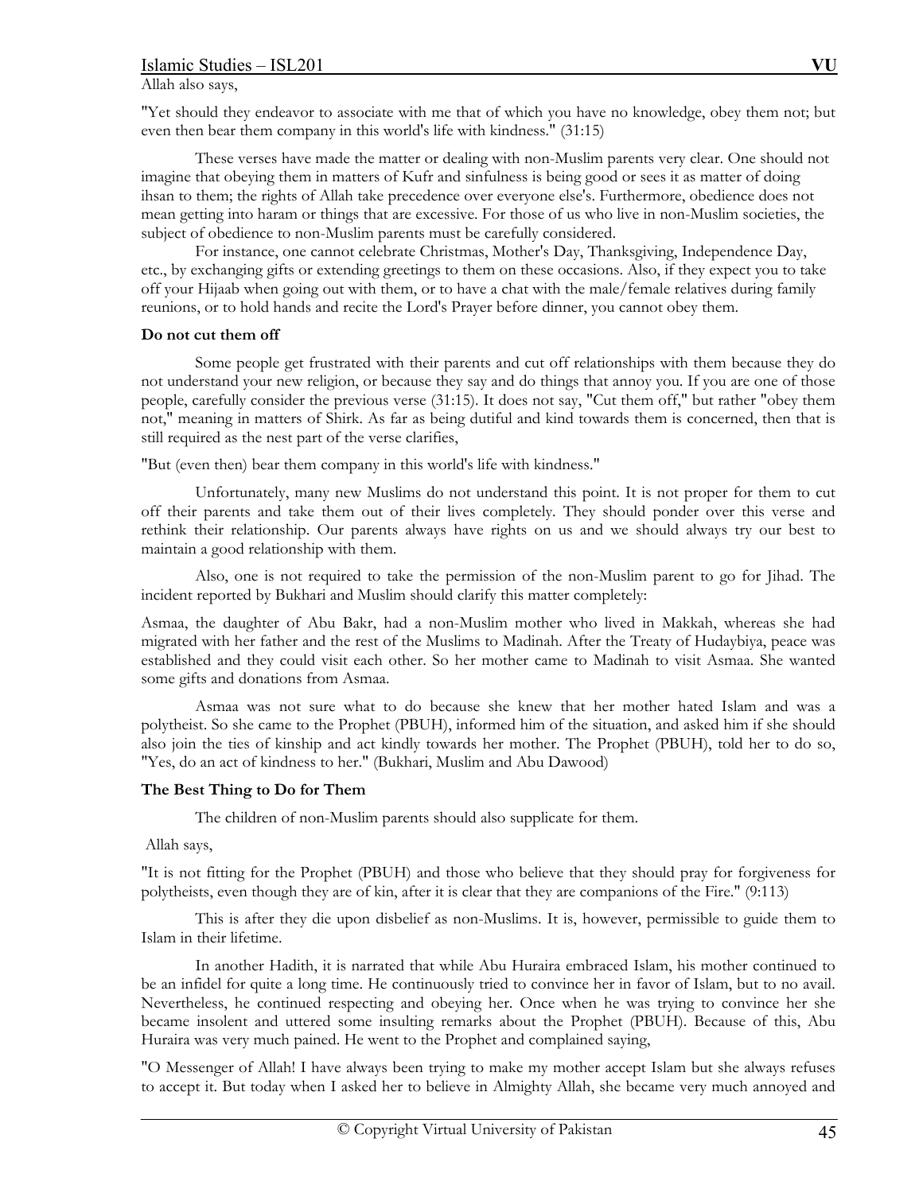Allah also says,

"Yet should they endeavor to associate with me that of which you have no knowledge, obey them not; but even then bear them company in this world's life with kindness." (31:15)

These verses have made the matter or dealing with non-Muslim parents very clear. One should not imagine that obeying them in matters of Kufr and sinfulness is being good or sees it as matter of doing ihsan to them; the rights of Allah take precedence over everyone else's. Furthermore, obedience does not mean getting into haram or things that are excessive. For those of us who live in non-Muslim societies, the subject of obedience to non-Muslim parents must be carefully considered.

For instance, one cannot celebrate Christmas, Mother's Day, Thanksgiving, Independence Day, etc., by exchanging gifts or extending greetings to them on these occasions. Also, if they expect you to take off your Hijaab when going out with them, or to have a chat with the male/female relatives during family reunions, or to hold hands and recite the Lord's Prayer before dinner, you cannot obey them.

**Do not cut them off**

Some people get frustrated with their parents and cut off relationships with them because they do not understand your new religion, or because they say and do things that annoy you. If you are one of those people, carefully consider the previous verse (31:15). It does not say, "Cut them off," but rather "obey them not," meaning in matters of Shirk. As far as being dutiful and kind towards them is concerned, then that is still required as the nest part of the verse clarifies,

"But (even then) bear them company in this world's life with kindness."

Unfortunately, many new Muslims do not understand this point. It is not proper for them to cut off their parents and take them out of their lives completely. They should ponder over this verse and rethink their relationship. Our parents always have rights on us and we should always try our best to maintain a good relationship with them.

Also, one is not required to take the permission of the non-Muslim parent to go for Jihad. The incident reported by Bukhari and Muslim should clarify this matter completely:

Asmaa, the daughter of Abu Bakr, had a non-Muslim mother who lived in Makkah, whereas she had migrated with her father and the rest of the Muslims to Madinah. After the Treaty of Hudaybiya, peace was established and they could visit each other. So her mother came to Madinah to visit Asmaa. She wanted some gifts and donations from Asmaa.

Asmaa was not sure what to do because she knew that her mother hated Islam and was a polytheist. So she came to the Prophet (PBUH), informed him of the situation, and asked him if she should also join the ties of kinship and act kindly towards her mother. The Prophet (PBUH), told her to do so, "Yes, do an act of kindness to her." (Bukhari, Muslim and Abu Dawood)

**The Best Thing to Do for Them**

The children of non-Muslim parents should also supplicate for them.

Allah says,

"It is not fitting for the Prophet (PBUH) and those who believe that they should pray for forgiveness for polytheists, even though they are of kin, after it is clear that they are companions of the Fire." (9:113)

This is after they die upon disbelief as non-Muslims. It is, however, permissible to guide them to Islam in their lifetime.

In another Hadith, it is narrated that while Abu Huraira embraced Islam, his mother continued to be an infidel for quite a long time. He continuously tried to convince her in favor of Islam, but to no avail. Nevertheless, he continued respecting and obeying her. Once when he was trying to convince her she became insolent and uttered some insulting remarks about the Prophet (PBUH). Because of this, Abu Huraira was very much pained. He went to the Prophet and complained saying,

"O Messenger of Allah! I have always been trying to make my mother accept Islam but she always refuses to accept it. But today when I asked her to believe in Almighty Allah, she became very much annoyed and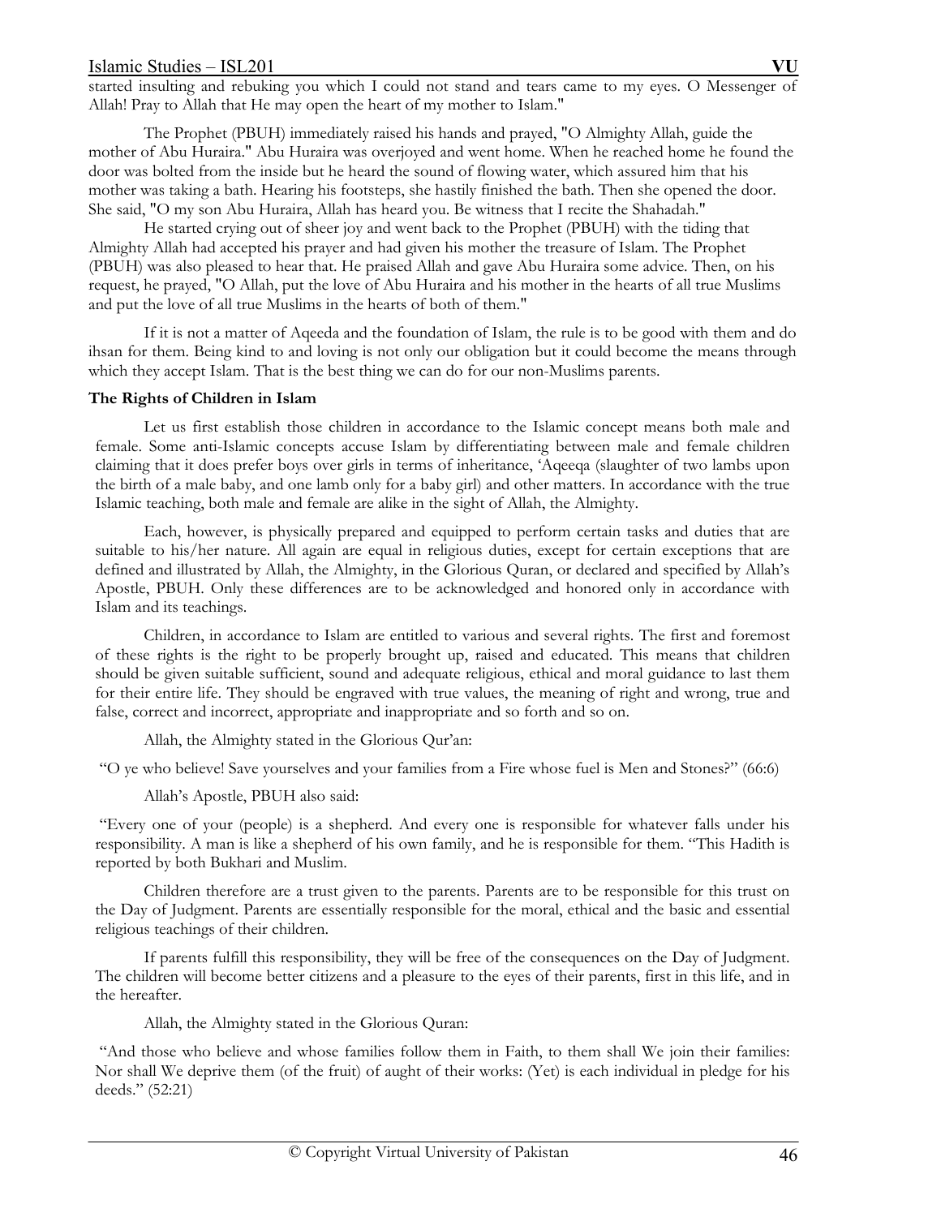started insulting and rebuking you which I could not stand and tears came to my eyes. O Messenger of Allah! Pray to Allah that He may open the heart of my mother to Islam."

The Prophet (PBUH) immediately raised his hands and prayed, "O Almighty Allah, guide the mother of Abu Huraira." Abu Huraira was overjoyed and went home. When he reached home he found the door was bolted from the inside but he heard the sound of flowing water, which assured him that his mother was taking a bath. Hearing his footsteps, she hastily finished the bath. Then she opened the door. She said, "O my son Abu Huraira, Allah has heard you. Be witness that I recite the Shahadah."

He started crying out of sheer joy and went back to the Prophet (PBUH) with the tiding that Almighty Allah had accepted his prayer and had given his mother the treasure of Islam. The Prophet (PBUH) was also pleased to hear that. He praised Allah and gave Abu Huraira some advice. Then, on his request, he prayed, "O Allah, put the love of Abu Huraira and his mother in the hearts of all true Muslims and put the love of all true Muslims in the hearts of both of them."

If it is not a matter of Aqeeda and the foundation of Islam, the rule is to be good with them and do ihsan for them. Being kind to and loving is not only our obligation but it could become the means through which they accept Islam. That is the best thing we can do for our non-Muslims parents.

**The Rights of Children in Islam**

Let us first establish those children in accordance to the Islamic concept means both male and female. Some anti-Islamic concepts accuse Islam by differentiating between male and female children claiming that it does prefer boys over girls in terms of inheritance, 'Aqeeqa (slaughter of two lambs upon the birth of a male baby, and one lamb only for a baby girl) and other matters. In accordance with the true Islamic teaching, both male and female are alike in the sight of Allah, the Almighty.

Each, however, is physically prepared and equipped to perform certain tasks and duties that are suitable to his/her nature. All again are equal in religious duties, except for certain exceptions that are defined and illustrated by Allah, the Almighty, in the Glorious Quran, or declared and specified by Allah's Apostle, PBUH. Only these differences are to be acknowledged and honored only in accordance with Islam and its teachings.

Children, in accordance to Islam are entitled to various and several rights. The first and foremost of these rights is the right to be properly brought up, raised and educated. This means that children should be given suitable sufficient, sound and adequate religious, ethical and moral guidance to last them for their entire life. They should be engraved with true values, the meaning of right and wrong, true and false, correct and incorrect, appropriate and inappropriate and so forth and so on.

Allah, the Almighty stated in the Glorious Qur'an:

"O ye who believe! Save yourselves and your families from a Fire whose fuel is Men and Stones?" (66:6)

Allah's Apostle, PBUH also said:

"Every one of your (people) is a shepherd. And every one is responsible for whatever falls under his responsibility. A man is like a shepherd of his own family, and he is responsible for them. "This Hadith is reported by both Bukhari and Muslim.

Children therefore are a trust given to the parents. Parents are to be responsible for this trust on the Day of Judgment. Parents are essentially responsible for the moral, ethical and the basic and essential religious teachings of their children.

If parents fulfill this responsibility, they will be free of the consequences on the Day of Judgment. The children will become better citizens and a pleasure to the eyes of their parents, first in this life, and in the hereafter.

Allah, the Almighty stated in the Glorious Quran:

"And those who believe and whose families follow them in Faith, to them shall We join their families: Nor shall We deprive them (of the fruit) of aught of their works: (Yet) is each individual in pledge for his deeds." (52:21)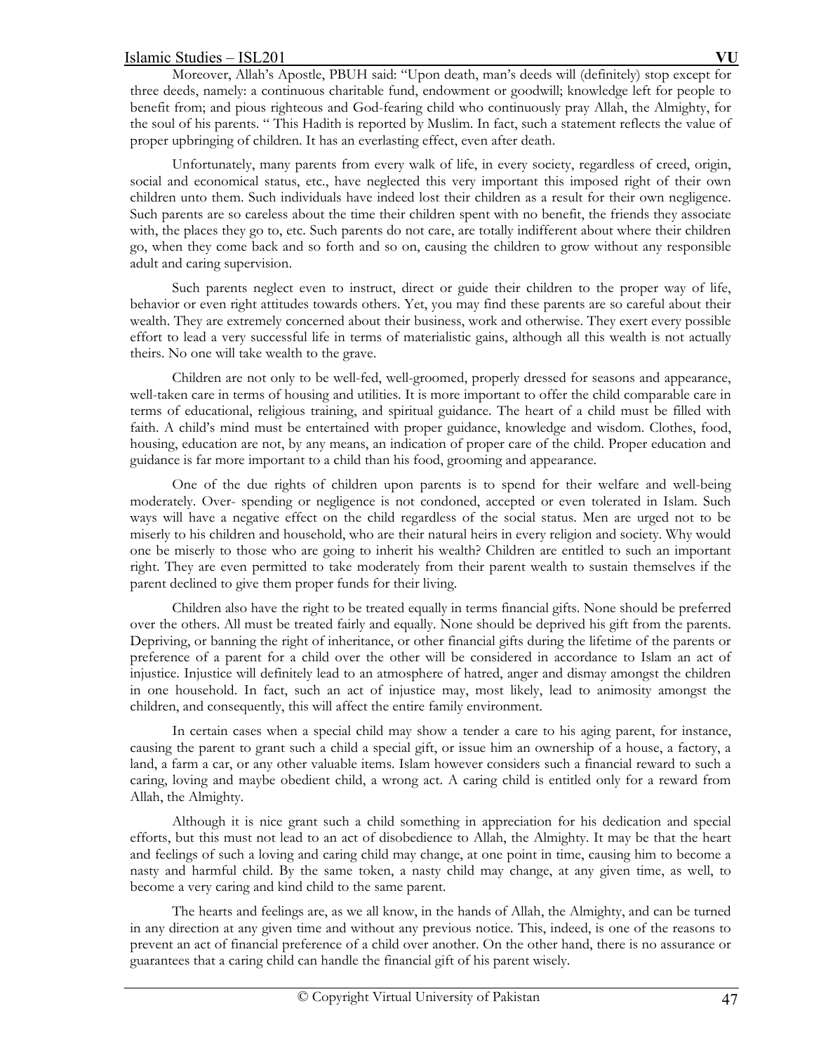Moreover, Allah's Apostle, PBUH said: "Upon death, man's deeds will (definitely) stop except for three deeds, namely: a continuous charitable fund, endowment or goodwill; knowledge left for people to benefit from; and pious righteous and God-fearing child who continuously pray Allah, the Almighty, for the soul of his parents. " This Hadith is reported by Muslim. In fact, such a statement reflects the value of proper upbringing of children. It has an everlasting effect, even after death.

Unfortunately, many parents from every walk of life, in every society, regardless of creed, origin, social and economical status, etc., have neglected this very important this imposed right of their own children unto them. Such individuals have indeed lost their children as a result for their own negligence. Such parents are so careless about the time their children spent with no benefit, the friends they associate with, the places they go to, etc. Such parents do not care, are totally indifferent about where their children go, when they come back and so forth and so on, causing the children to grow without any responsible adult and caring supervision.

Such parents neglect even to instruct, direct or guide their children to the proper way of life, behavior or even right attitudes towards others. Yet, you may find these parents are so careful about their wealth. They are extremely concerned about their business, work and otherwise. They exert every possible effort to lead a very successful life in terms of materialistic gains, although all this wealth is not actually theirs. No one will take wealth to the grave.

Children are not only to be well-fed, well-groomed, properly dressed for seasons and appearance, well-taken care in terms of housing and utilities. It is more important to offer the child comparable care in terms of educational, religious training, and spiritual guidance. The heart of a child must be filled with faith. A child's mind must be entertained with proper guidance, knowledge and wisdom. Clothes, food, housing, education are not, by any means, an indication of proper care of the child. Proper education and guidance is far more important to a child than his food, grooming and appearance.

One of the due rights of children upon parents is to spend for their welfare and well-being moderately. Over- spending or negligence is not condoned, accepted or even tolerated in Islam. Such ways will have a negative effect on the child regardless of the social status. Men are urged not to be miserly to his children and household, who are their natural heirs in every religion and society. Why would one be miserly to those who are going to inherit his wealth? Children are entitled to such an important right. They are even permitted to take moderately from their parent wealth to sustain themselves if the parent declined to give them proper funds for their living.

Children also have the right to be treated equally in terms financial gifts. None should be preferred over the others. All must be treated fairly and equally. None should be deprived his gift from the parents. Depriving, or banning the right of inheritance, or other financial gifts during the lifetime of the parents or preference of a parent for a child over the other will be considered in accordance to Islam an act of injustice. Injustice will definitely lead to an atmosphere of hatred, anger and dismay amongst the children in one household. In fact, such an act of injustice may, most likely, lead to animosity amongst the children, and consequently, this will affect the entire family environment.

In certain cases when a special child may show a tender a care to his aging parent, for instance, causing the parent to grant such a child a special gift, or issue him an ownership of a house, a factory, a land, a farm a car, or any other valuable items. Islam however considers such a financial reward to such a caring, loving and maybe obedient child, a wrong act. A caring child is entitled only for a reward from Allah, the Almighty.

Although it is nice grant such a child something in appreciation for his dedication and special efforts, but this must not lead to an act of disobedience to Allah, the Almighty. It may be that the heart and feelings of such a loving and caring child may change, at one point in time, causing him to become a nasty and harmful child. By the same token, a nasty child may change, at any given time, as well, to become a very caring and kind child to the same parent.

The hearts and feelings are, as we all know, in the hands of Allah, the Almighty, and can be turned in any direction at any given time and without any previous notice. This, indeed, is one of the reasons to prevent an act of financial preference of a child over another. On the other hand, there is no assurance or guarantees that a caring child can handle the financial gift of his parent wisely.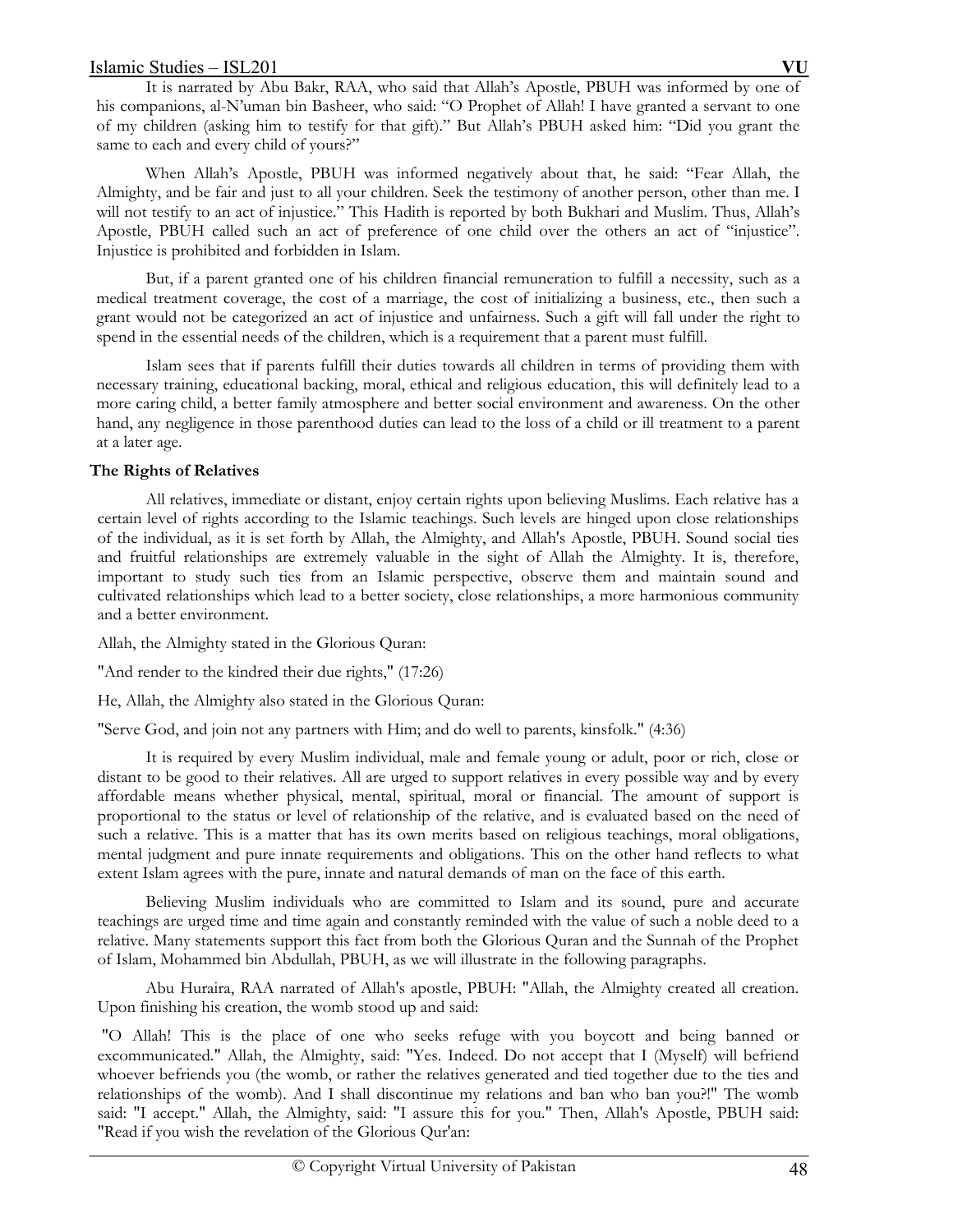It is narrated by Abu Bakr, RAA, who said that Allah's Apostle, PBUH was informed by one of his companions, al-N'uman bin Basheer, who said: "O Prophet of Allah! I have granted a servant to one of my children (asking him to testify for that gift)." But Allah's PBUH asked him: "Did you grant the same to each and every child of yours?"

When Allah's Apostle, PBUH was informed negatively about that, he said: "Fear Allah, the Almighty, and be fair and just to all your children. Seek the testimony of another person, other than me. I will not testify to an act of injustice." This Hadith is reported by both Bukhari and Muslim. Thus, Allah's Apostle, PBUH called such an act of preference of one child over the others an act of "injustice". Injustice is prohibited and forbidden in Islam.

But, if a parent granted one of his children financial remuneration to fulfill a necessity, such as a medical treatment coverage, the cost of a marriage, the cost of initializing a business, etc., then such a grant would not be categorized an act of injustice and unfairness. Such a gift will fall under the right to spend in the essential needs of the children, which is a requirement that a parent must fulfill.

Islam sees that if parents fulfill their duties towards all children in terms of providing them with necessary training, educational backing, moral, ethical and religious education, this will definitely lead to a more caring child, a better family atmosphere and better social environment and awareness. On the other hand, any negligence in those parenthood duties can lead to the loss of a child or ill treatment to a parent at a later age.

**The Rights of Relatives**

All relatives, immediate or distant, enjoy certain rights upon believing Muslims. Each relative has a certain level of rights according to the Islamic teachings. Such levels are hinged upon close relationships of the individual, as it is set forth by Allah, the Almighty, and Allah's Apostle, PBUH. Sound social ties and fruitful relationships are extremely valuable in the sight of Allah the Almighty. It is, therefore, important to study such ties from an Islamic perspective, observe them and maintain sound and cultivated relationships which lead to a better society, close relationships, a more harmonious community and a better environment.

Allah, the Almighty stated in the Glorious Quran:

"And render to the kindred their due rights," (17:26)

He, Allah, the Almighty also stated in the Glorious Quran:

"Serve God, and join not any partners with Him; and do well to parents, kinsfolk." (4:36)

It is required by every Muslim individual, male and female young or adult, poor or rich, close or distant to be good to their relatives. All are urged to support relatives in every possible way and by every affordable means whether physical, mental, spiritual, moral or financial. The amount of support is proportional to the status or level of relationship of the relative, and is evaluated based on the need of such a relative. This is a matter that has its own merits based on religious teachings, moral obligations, mental judgment and pure innate requirements and obligations. This on the other hand reflects to what extent Islam agrees with the pure, innate and natural demands of man on the face of this earth.

Believing Muslim individuals who are committed to Islam and its sound, pure and accurate teachings are urged time and time again and constantly reminded with the value of such a noble deed to a relative. Many statements support this fact from both the Glorious Quran and the Sunnah of the Prophet of Islam, Mohammed bin Abdullah, PBUH, as we will illustrate in the following paragraphs.

Abu Huraira, RAA narrated of Allah's apostle, PBUH: "Allah, the Almighty created all creation. Upon finishing his creation, the womb stood up and said:

"O Allah! This is the place of one who seeks refuge with you boycott and being banned or excommunicated." Allah, the Almighty, said: "Yes. Indeed. Do not accept that I (Myself) will befriend whoever befriends you (the womb, or rather the relatives generated and tied together due to the ties and relationships of the womb). And I shall discontinue my relations and ban who ban you?!" The womb said: "I accept." Allah, the Almighty, said: "I assure this for you." Then, Allah's Apostle, PBUH said: "Read if you wish the revelation of the Glorious Qur'an: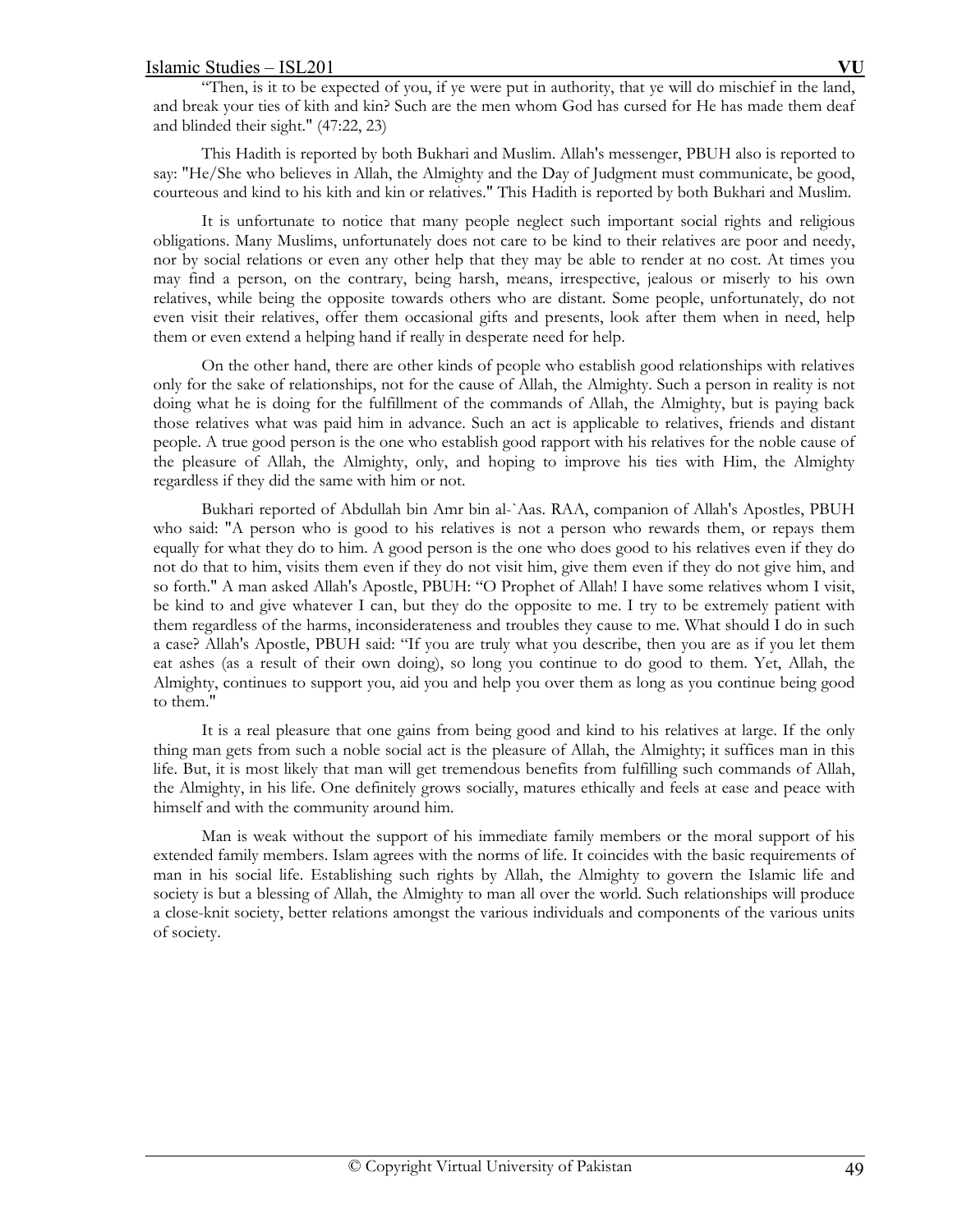"Then, is it to be expected of you, if ye were put in authority, that ye will do mischief in the land, and break your ties of kith and kin? Such are the men whom God has cursed for He has made them deaf and blinded their sight." (47:22, 23)

This Hadith is reported by both Bukhari and Muslim. Allah's messenger, PBUH also is reported to say: "He/She who believes in Allah, the Almighty and the Day of Judgment must communicate, be good, courteous and kind to his kith and kin or relatives." This Hadith is reported by both Bukhari and Muslim.

It is unfortunate to notice that many people neglect such important social rights and religious obligations. Many Muslims, unfortunately does not care to be kind to their relatives are poor and needy, nor by social relations or even any other help that they may be able to render at no cost. At times you may find a person, on the contrary, being harsh, means, irrespective, jealous or miserly to his own relatives, while being the opposite towards others who are distant. Some people, unfortunately, do not even visit their relatives, offer them occasional gifts and presents, look after them when in need, help them or even extend a helping hand if really in desperate need for help.

On the other hand, there are other kinds of people who establish good relationships with relatives only for the sake of relationships, not for the cause of Allah, the Almighty. Such a person in reality is not doing what he is doing for the fulfillment of the commands of Allah, the Almighty, but is paying back those relatives what was paid him in advance. Such an act is applicable to relatives, friends and distant people. A true good person is the one who establish good rapport with his relatives for the noble cause of the pleasure of Allah, the Almighty, only, and hoping to improve his ties with Him, the Almighty regardless if they did the same with him or not.

Bukhari reported of Abdullah bin Amr bin al-`Aas. RAA, companion of Allah's Apostles, PBUH who said: "A person who is good to his relatives is not a person who rewards them, or repays them equally for what they do to him. A good person is the one who does good to his relatives even if they do not do that to him, visits them even if they do not visit him, give them even if they do not give him, and so forth." A man asked Allah's Apostle, PBUH: "O Prophet of Allah! I have some relatives whom I visit, be kind to and give whatever I can, but they do the opposite to me. I try to be extremely patient with them regardless of the harms, inconsiderateness and troubles they cause to me. What should I do in such a case? Allah's Apostle, PBUH said: "If you are truly what you describe, then you are as if you let them eat ashes (as a result of their own doing), so long you continue to do good to them. Yet, Allah, the Almighty, continues to support you, aid you and help you over them as long as you continue being good to them."

It is a real pleasure that one gains from being good and kind to his relatives at large. If the only thing man gets from such a noble social act is the pleasure of Allah, the Almighty; it suffices man in this life. But, it is most likely that man will get tremendous benefits from fulfilling such commands of Allah, the Almighty, in his life. One definitely grows socially, matures ethically and feels at ease and peace with himself and with the community around him.

Man is weak without the support of his immediate family members or the moral support of his extended family members. Islam agrees with the norms of life. It coincides with the basic requirements of man in his social life. Establishing such rights by Allah, the Almighty to govern the Islamic life and society is but a blessing of Allah, the Almighty to man all over the world. Such relationships will produce a close-knit society, better relations amongst the various individuals and components of the various units of society.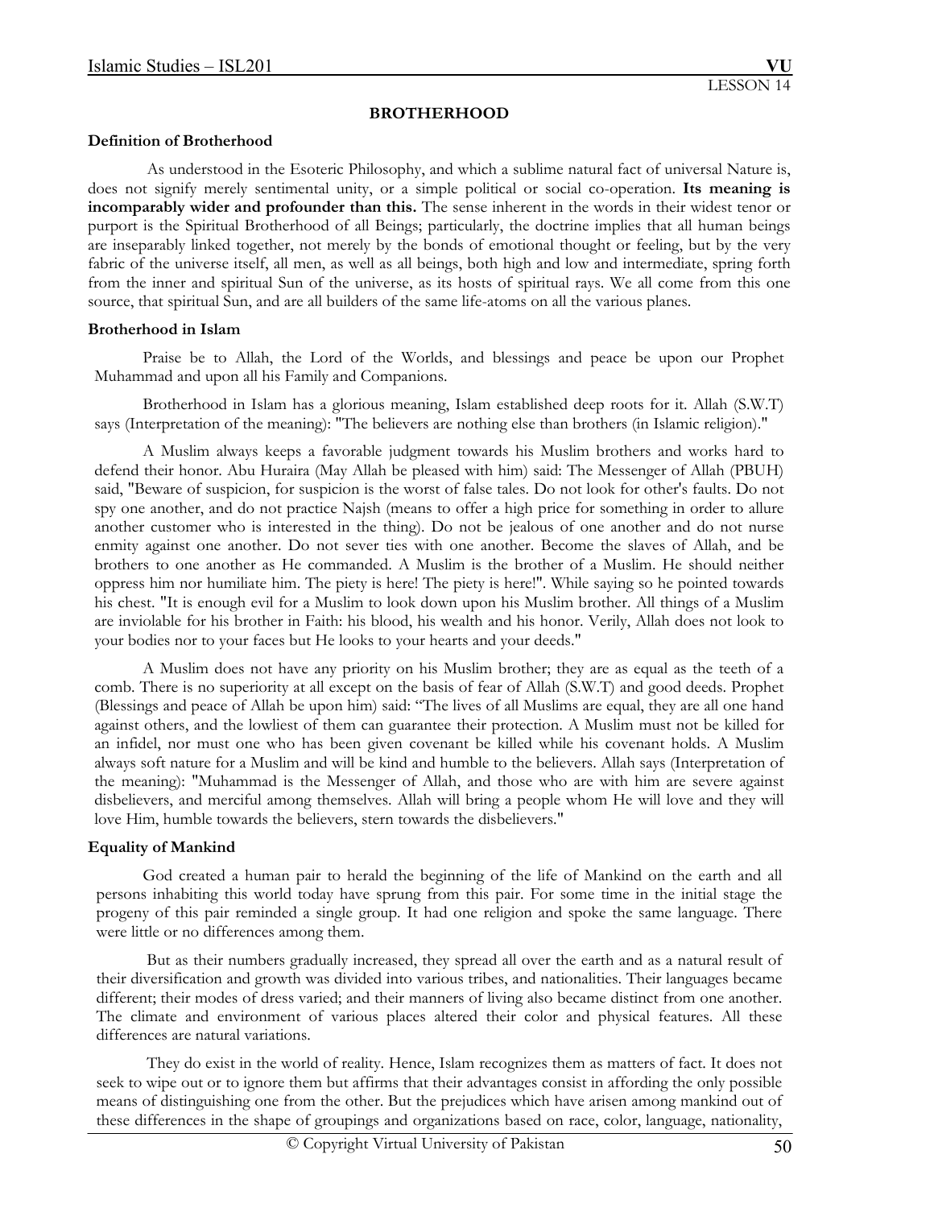LESSON 14

## BROTHERHOOD

### Definition of Brotherhood

As understood in the Esoteric Philosophy, and which a sublime natural fact of universal Nature is, does not signify merely sentimental unity, or a simple political or social co-operation. **Its meaning is incomparably wider and profounder than this.** The sense inherent in the words in their widest tenor or purport is the Spiritual Brotherhood of all Beings; particularly, the doctrine implies that all human beings are inseparably linked together, not merely by the bonds of emotional thought or feeling, but by the very fabric of the universe itself, all men, as well as all beings, both high and low and intermediate, spring forth from the inner and spiritual Sun of the universe, as its hosts of spiritual rays. We all come from this one source, that spiritual Sun, and are all builders of the same life-atoms on all the various planes.

### Brotherhood in Islam

Praise be to Allah, the Lord of the Worlds, and blessings and peace be upon our Prophet Muhammad and upon all his Family and Companions.

Brotherhood in Islam has a glorious meaning, Islam established deep roots for it. Allah (S.W.T) says (Interpretation of the meaning): "The believers are nothing else than brothers (in Islamic religion)."

A Muslim always keeps a favorable judgment towards his Muslim brothers and works hard to defend their honor. Abu Huraira (May Allah be pleased with him) said: The Messenger of Allah (PBUH) said, "Beware of suspicion, for suspicion is the worst of false tales. Do not look for other's faults. Do not spy one another, and do not practice Najsh (means to offer a high price for something in order to allure another customer who is interested in the thing). Do not be jealous of one another and do not nurse enmity against one another. Do not sever ties with one another. Become the slaves of Allah, and be brothers to one another as He commanded. A Muslim is the brother of a Muslim. He should neither oppress him nor humiliate him. The piety is here! The piety is here!". While saying so he pointed towards his chest. "It is enough evil for a Muslim to look down upon his Muslim brother. All things of a Muslim are inviolable for his brother in Faith: his blood, his wealth and his honor. Verily, Allah does not look to your bodies nor to your faces but He looks to your hearts and your deeds."

A Muslim does not have any priority on his Muslim brother; they are as equal as the teeth of a comb. There is no superiority at all except on the basis of fear of Allah (S.W.T) and good deeds. Prophet (Blessings and peace of Allah be upon him) said: "The lives of all Muslims are equal, they are all one hand against others, and the lowliest of them can guarantee their protection. A Muslim must not be killed for an infidel, nor must one who has been given covenant be killed while his covenant holds. A Muslim always soft nature for a Muslim and will be kind and humble to the believers. Allah says (Interpretation of the meaning): "Muhammad is the Messenger of Allah, and those who are with him are severe against disbelievers, and merciful among themselves. Allah will bring a people whom He will love and they will love Him, humble towards the believers, stern towards the disbelievers."

### Equality of Mankind

God created a human pair to herald the beginning of the life of Mankind on the earth and all persons inhabiting this world today have sprung from this pair. For some time in the initial stage the progeny of this pair reminded a single group. It had one religion and spoke the same language. There were little or no differences among them.

But as their numbers gradually increased, they spread all over the earth and as a natural result of their diversification and growth was divided into various tribes, and nationalities. Their languages became different; their modes of dress varied; and their manners of living also became distinct from one another. The climate and environment of various places altered their color and physical features. All these differences are natural variations.

They do exist in the world of reality. Hence, Islam recognizes them as matters of fact. It does not seek to wipe out or to ignore them but affirms that their advantages consist in affording the only possible means of distinguishing one from the other. But the prejudices which have arisen among mankind out of these differences in the shape of groupings and organizations based on race, color, language, nationality,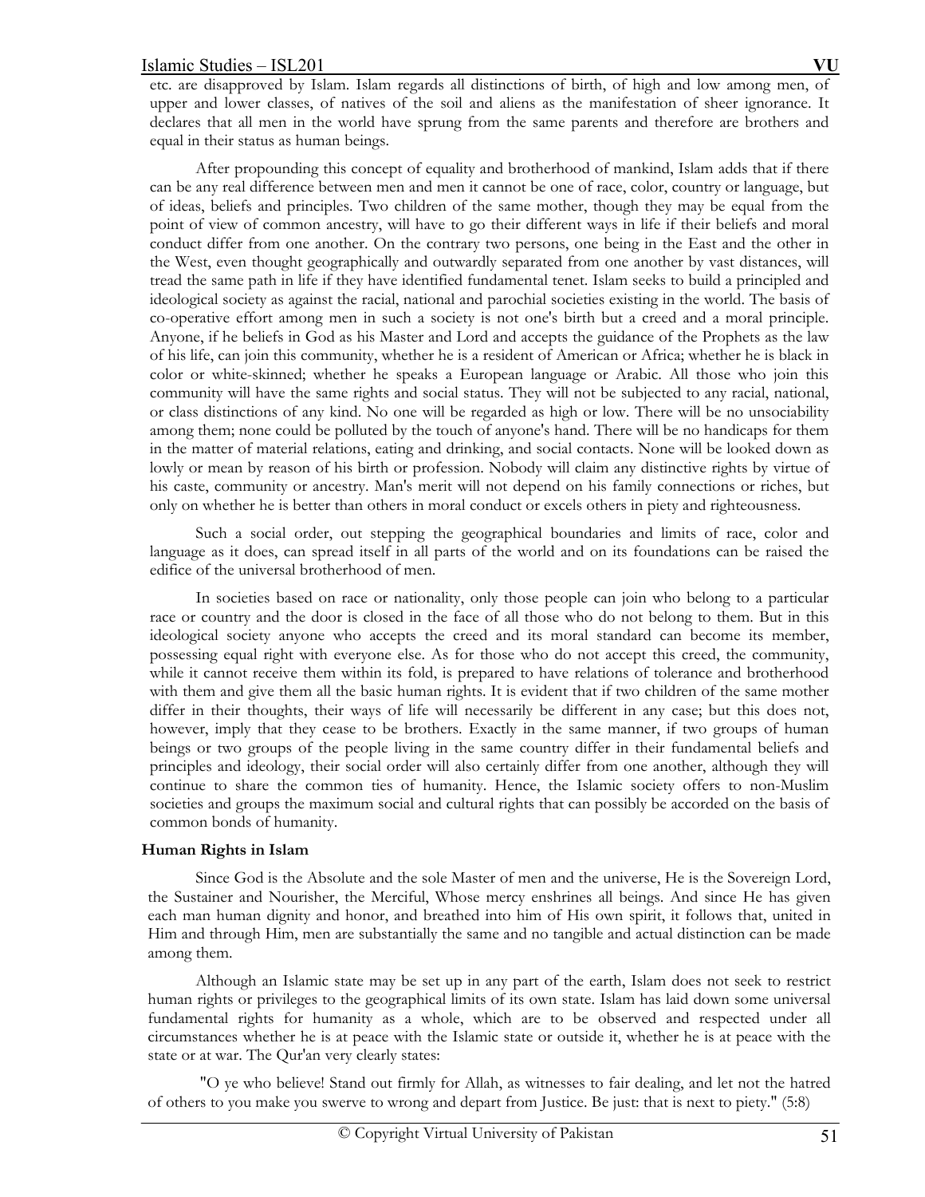etc. are disapproved by Islam. Islam regards all distinctions of birth, of high and low among men, of upper and lower classes, of natives of the soil and aliens as the manifestation of sheer ignorance. It declares that all men in the world have sprung from the same parents and therefore are brothers and equal in their status as human beings.

After propounding this concept of equality and brotherhood of mankind, Islam adds that if there can be any real difference between men and men it cannot be one of race, color, country or language, but of ideas, beliefs and principles. Two children of the same mother, though they may be equal from the point of view of common ancestry, will have to go their different ways in life if their beliefs and moral conduct differ from one another. On the contrary two persons, one being in the East and the other in the West, even thought geographically and outwardly separated from one another by vast distances, will tread the same path in life if they have identified fundamental tenet. Islam seeks to build a principled and ideological society as against the racial, national and parochial societies existing in the world. The basis of co-operative effort among men in such a society is not one's birth but a creed and a moral principle. Anyone, if he beliefs in God as his Master and Lord and accepts the guidance of the Prophets as the law of his life, can join this community, whether he is a resident of American or Africa; whether he is black in color or white-skinned; whether he speaks a European language or Arabic. All those who join this community will have the same rights and social status. They will not be subjected to any racial, national, or class distinctions of any kind. No one will be regarded as high or low. There will be no unsociability among them; none could be polluted by the touch of anyone's hand. There will be no handicaps for them in the matter of material relations, eating and drinking, and social contacts. None will be looked down as lowly or mean by reason of his birth or profession. Nobody will claim any distinctive rights by virtue of his caste, community or ancestry. Man's merit will not depend on his family connections or riches, but only on whether he is better than others in moral conduct or excels others in piety and righteousness.

Such a social order, out stepping the geographical boundaries and limits of race, color and language as it does, can spread itself in all parts of the world and on its foundations can be raised the edifice of the universal brotherhood of men.

In societies based on race or nationality, only those people can join who belong to a particular race or country and the door is closed in the face of all those who do not belong to them. But in this ideological society anyone who accepts the creed and its moral standard can become its member, possessing equal right with everyone else. As for those who do not accept this creed, the community, while it cannot receive them within its fold, is prepared to have relations of tolerance and brotherhood with them and give them all the basic human rights. It is evident that if two children of the same mother differ in their thoughts, their ways of life will necessarily be different in any case; but this does not, however, imply that they cease to be brothers. Exactly in the same manner, if two groups of human beings or two groups of the people living in the same country differ in their fundamental beliefs and principles and ideology, their social order will also certainly differ from one another, although they will continue to share the common ties of humanity. Hence, the Islamic society offers to non-Muslim societies and groups the maximum social and cultural rights that can possibly be accorded on the basis of common bonds of humanity.

**Human Rights in Islam**

Since God is the Absolute and the sole Master of men and the universe, He is the Sovereign Lord, the Sustainer and Nourisher, the Merciful, Whose mercy enshrines all beings. And since He has given each man human dignity and honor, and breathed into him of His own spirit, it follows that, united in Him and through Him, men are substantially the same and no tangible and actual distinction can be made among them.

Although an Islamic state may be set up in any part of the earth, Islam does not seek to restrict human rights or privileges to the geographical limits of its own state. Islam has laid down some universal fundamental rights for humanity as a whole, which are to be observed and respected under all circumstances whether he is at peace with the Islamic state or outside it, whether he is at peace with the state or at war. The Qur'an very clearly states:

"O ye who believe! Stand out firmly for Allah, as witnesses to fair dealing, and let not the hatred of others to you make you swerve to wrong and depart from Justice. Be just: that is next to piety." (5:8)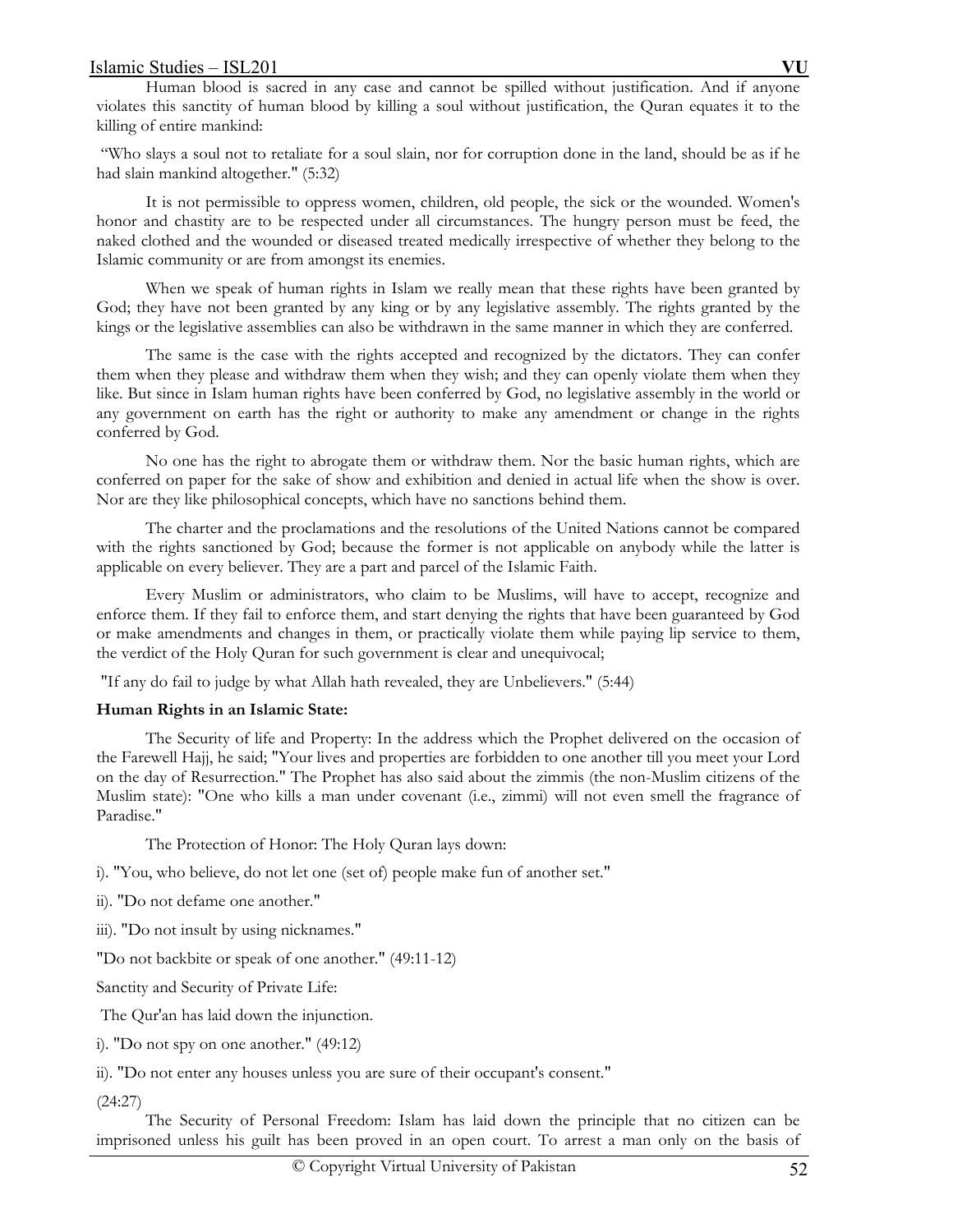Human blood is sacred in any case and cannot be spilled without justification. And if anyone violates this sanctity of human blood by killing a soul without justification, the Quran equates it to the killing of entire mankind:

"Who slays a soul not to retaliate for a soul slain, nor for corruption done in the land, should be as if he had slain mankind altogether." (5:32)

It is not permissible to oppress women, children, old people, the sick or the wounded. Women's honor and chastity are to be respected under all circumstances. The hungry person must be feed, the naked clothed and the wounded or diseased treated medically irrespective of whether they belong to the Islamic community or are from amongst its enemies.

When we speak of human rights in Islam we really mean that these rights have been granted by God; they have not been granted by any king or by any legislative assembly. The rights granted by the kings or the legislative assemblies can also be withdrawn in the same manner in which they are conferred.

The same is the case with the rights accepted and recognized by the dictators. They can confer them when they please and withdraw them when they wish; and they can openly violate them when they like. But since in Islam human rights have been conferred by God, no legislative assembly in the world or any government on earth has the right or authority to make any amendment or change in the rights conferred by God.

No one has the right to abrogate them or withdraw them. Nor the basic human rights, which are conferred on paper for the sake of show and exhibition and denied in actual life when the show is over. Nor are they like philosophical concepts, which have no sanctions behind them.

The charter and the proclamations and the resolutions of the United Nations cannot be compared with the rights sanctioned by God; because the former is not applicable on anybody while the latter is applicable on every believer. They are a part and parcel of the Islamic Faith.

Every Muslim or administrators, who claim to be Muslims, will have to accept, recognize and enforce them. If they fail to enforce them, and start denying the rights that have been guaranteed by God or make amendments and changes in them, or practically violate them while paying lip service to them, the verdict of the Holy Quran for such government is clear and unequivocal;

"If any do fail to judge by what Allah hath revealed, they are Unbelievers." (5:44)

**Human Rights in an Islamic State:**

The Security of life and Property: In the address which the Prophet delivered on the occasion of the Farewell Hajj, he said; "Your lives and properties are forbidden to one another till you meet your Lord on the day of Resurrection." The Prophet has also said about the zimmis (the non-Muslim citizens of the Muslim state): "One who kills a man under covenant (i.e., zimmi) will not even smell the fragrance of Paradise."

The Protection of Honor: The Holy Quran lays down:

i). "You, who believe, do not let one (set of) people make fun of another set."

ii). "Do not defame one another."

iii). "Do not insult by using nicknames."

"Do not backbite or speak of one another." (49:11-12)

Sanctity and Security of Private Life:

The Qur'an has laid down the injunction.

i). "Do not spy on one another." (49:12)

ii). "Do not enter any houses unless you are sure of their occupant's consent."

(24:27)

The Security of Personal Freedom: Islam has laid down the principle that no citizen can be imprisoned unless his guilt has been proved in an open court. To arrest a man only on the basis of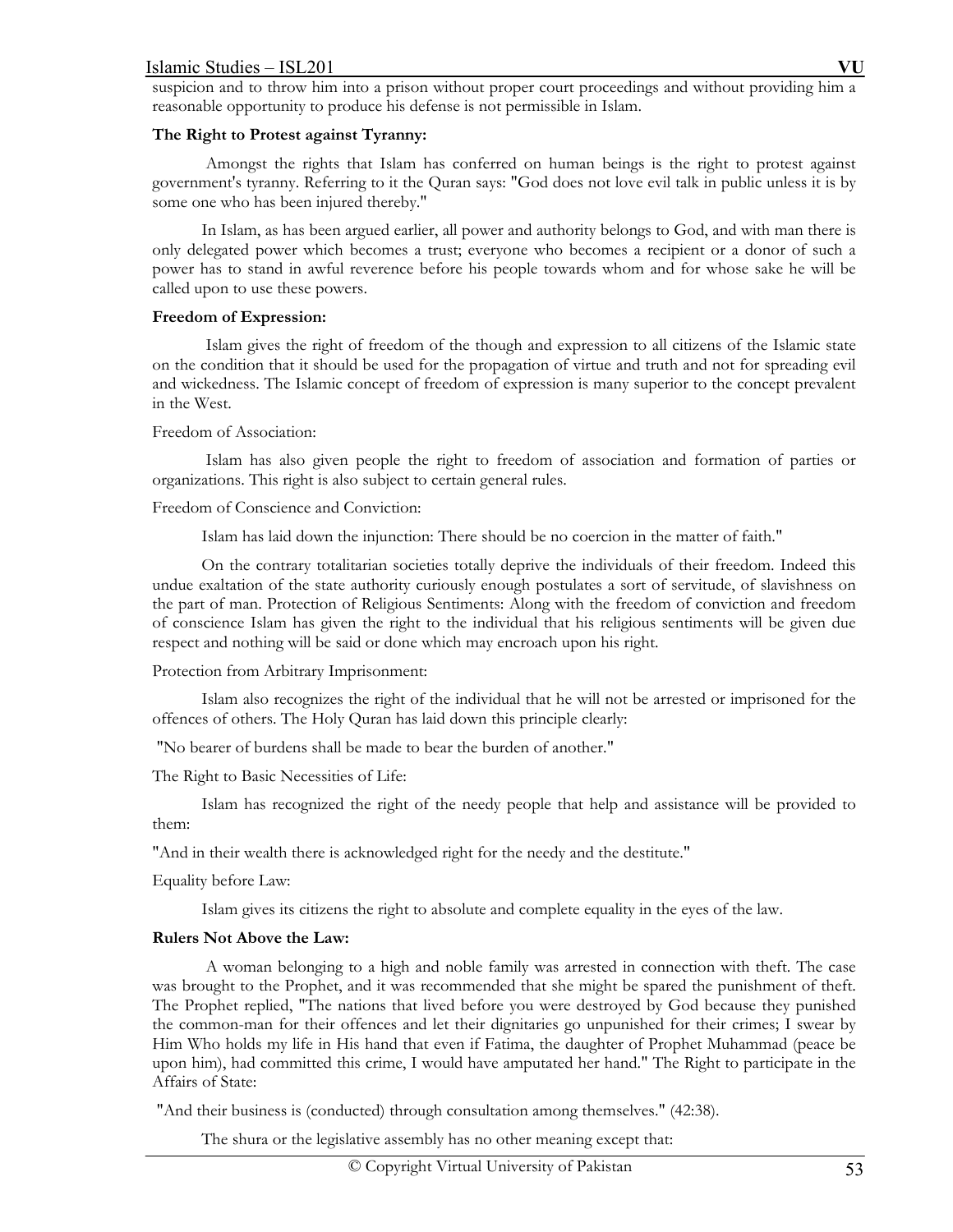suspicion and to throw him into a prison without proper court proceedings and without providing him a reasonable opportunity to produce his defense is not permissible in Islam.

**The Right to Protest against Tyranny:**

Amongst the rights that Islam has conferred on human beings is the right to protest against government's tyranny. Referring to it the Quran says: "God does not love evil talk in public unless it is by some one who has been injured thereby."

In Islam, as has been argued earlier, all power and authority belongs to God, and with man there is only delegated power which becomes a trust; everyone who becomes a recipient or a donor of such a power has to stand in awful reverence before his people towards whom and for whose sake he will be called upon to use these powers.

**Freedom of Expression:**

Islam gives the right of freedom of the though and expression to all citizens of the Islamic state on the condition that it should be used for the propagation of virtue and truth and not for spreading evil and wickedness. The Islamic concept of freedom of expression is many superior to the concept prevalent in the West.

Freedom of Association:

Islam has also given people the right to freedom of association and formation of parties or organizations. This right is also subject to certain general rules.

Freedom of Conscience and Conviction:

Islam has laid down the injunction: There should be no coercion in the matter of faith."

On the contrary totalitarian societies totally deprive the individuals of their freedom. Indeed this undue exaltation of the state authority curiously enough postulates a sort of servitude, of slavishness on the part of man. Protection of Religious Sentiments: Along with the freedom of conviction and freedom of conscience Islam has given the right to the individual that his religious sentiments will be given due respect and nothing will be said or done which may encroach upon his right.

Protection from Arbitrary Imprisonment:

Islam also recognizes the right of the individual that he will not be arrested or imprisoned for the offences of others. The Holy Quran has laid down this principle clearly:

"No bearer of burdens shall be made to bear the burden of another."

The Right to Basic Necessities of Life:

Islam has recognized the right of the needy people that help and assistance will be provided to them:

"And in their wealth there is acknowledged right for the needy and the destitute."

Equality before Law:

Islam gives its citizens the right to absolute and complete equality in the eyes of the law.

**Rulers Not Above the Law:**

A woman belonging to a high and noble family was arrested in connection with theft. The case was brought to the Prophet, and it was recommended that she might be spared the punishment of theft. The Prophet replied, "The nations that lived before you were destroyed by God because they punished the common-man for their offences and let their dignitaries go unpunished for their crimes; I swear by Him Who holds my life in His hand that even if Fatima, the daughter of Prophet Muhammad (peace be upon him), had committed this crime, I would have amputated her hand." The Right to participate in the Affairs of State:

"And their business is (conducted) through consultation among themselves." (42:38).

The shura or the legislative assembly has no other meaning except that: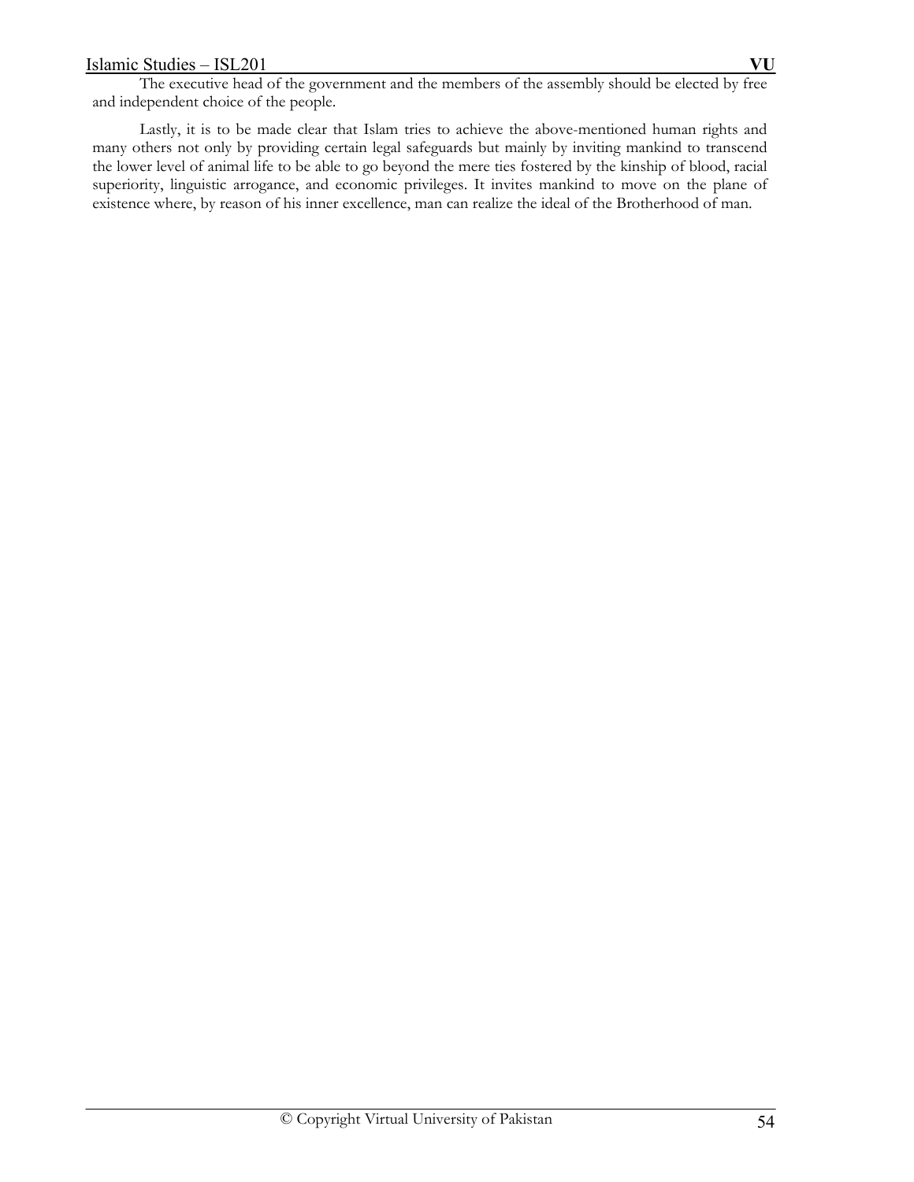The executive head of the government and the members of the assembly should be elected by free and independent choice of the people.

Lastly, it is to be made clear that Islam tries to achieve the above-mentioned human rights and many others not only by providing certain legal safeguards but mainly by inviting mankind to transcend the lower level of animal life to be able to go beyond the mere ties fostered by the kinship of blood, racial superiority, linguistic arrogance, and economic privileges. It invites mankind to move on the plane of existence where, by reason of his inner excellence, man can realize the ideal of the Brotherhood of man.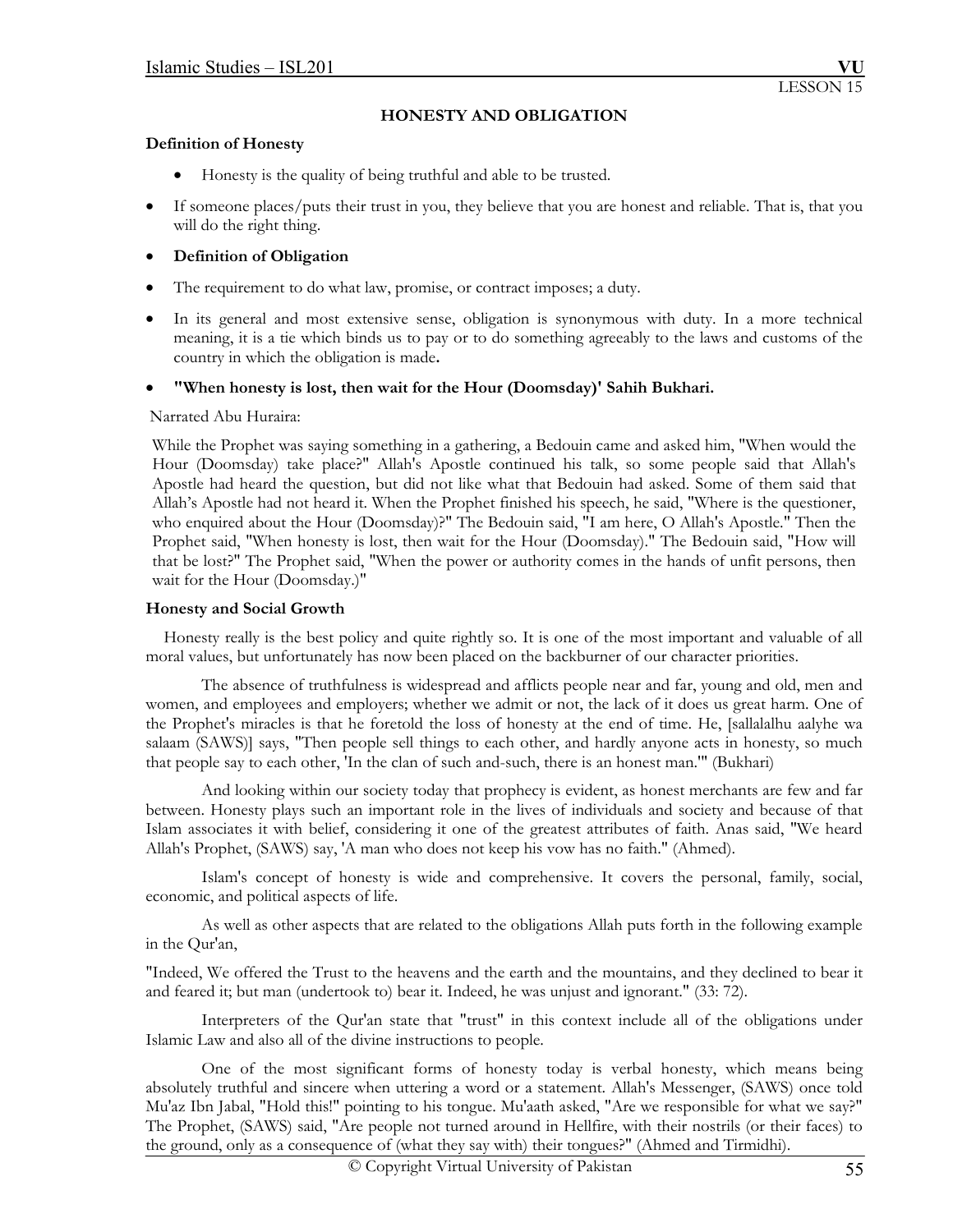## HONESTY AND OBLIGATION

**Definition of Honesty**

- Honesty is the quality of being truthful and able to be trusted.

- If someone places/puts their trust in you, they believe that you are honest and reliable. That is, that you will do the right thing.

- **Definition of Obligation**

- The requirement to do what law, promise, or contract imposes; a duty.

- In its general and most extensive sense, obligation is synonymous with duty. In a more technical meaning, it is a tie which binds us to pay or to do something agreeably to the laws and customs of the country in which the obligation is made**.**

- **"When honesty is lost, then wait for the Hour (Doomsday)' Sahih Bukhari.**

Narrated Abu Huraira:

While the Prophet was saying something in a gathering, a Bedouin came and asked him, "When would the Hour (Doomsday) take place?" Allah's Apostle continued his talk, so some people said that Allah's Apostle had heard the question, but did not like what that Bedouin had asked. Some of them said that Allah's Apostle had not heard it. When the Prophet finished his speech, he said, "Where is the questioner, who enquired about the Hour (Doomsday)?" The Bedouin said, "I am here, O Allah's Apostle." Then the Prophet said, "When honesty is lost, then wait for the Hour (Doomsday)." The Bedouin said, "How will that be lost?" The Prophet said, "When the power or authority comes in the hands of unfit persons, then wait for the Hour (Doomsday.)"

**Honesty and Social Growth**

Honesty really is the best policy and quite rightly so. It is one of the most important and valuable of all moral values, but unfortunately has now been placed on the backburner of our character priorities.

The absence of truthfulness is widespread and afflicts people near and far, young and old, men and women, and employees and employers; whether we admit or not, the lack of it does us great harm. One of the Prophet's miracles is that he foretold the loss of honesty at the end of time. He, [sallalalhu aalyhe wa salaam (SAWS)] says, "Then people sell things to each other, and hardly anyone acts in honesty, so much that people say to each other, 'In the clan of such and-such, there is an honest man.'" (Bukhari)

And looking within our society today that prophecy is evident, as honest merchants are few and far between. Honesty plays such an important role in the lives of individuals and society and because of that Islam associates it with belief, considering it one of the greatest attributes of faith. Anas said, "We heard Allah's Prophet, (SAWS) say, 'A man who does not keep his vow has no faith." (Ahmed).

Islam's concept of honesty is wide and comprehensive. It covers the personal, family, social, economic, and political aspects of life.

As well as other aspects that are related to the obligations Allah puts forth in the following example in the Qur'an,

"Indeed, We offered the Trust to the heavens and the earth and the mountains, and they declined to bear it and feared it; but man (undertook to) bear it. Indeed, he was unjust and ignorant." (33: 72).

Interpreters of the Qur'an state that "trust" in this context include all of the obligations under Islamic Law and also all of the divine instructions to people.

One of the most significant forms of honesty today is verbal honesty, which means being absolutely truthful and sincere when uttering a word or a statement. Allah's Messenger, (SAWS) once told Mu'az Ibn Jabal, "Hold this!" pointing to his tongue. Mu'aath asked, "Are we responsible for what we say?" The Prophet, (SAWS) said, "Are people not turned around in Hellfire, with their nostrils (or their faces) to the ground, only as a consequence of (what they say with) their tongues?" (Ahmed and Tirmidhi).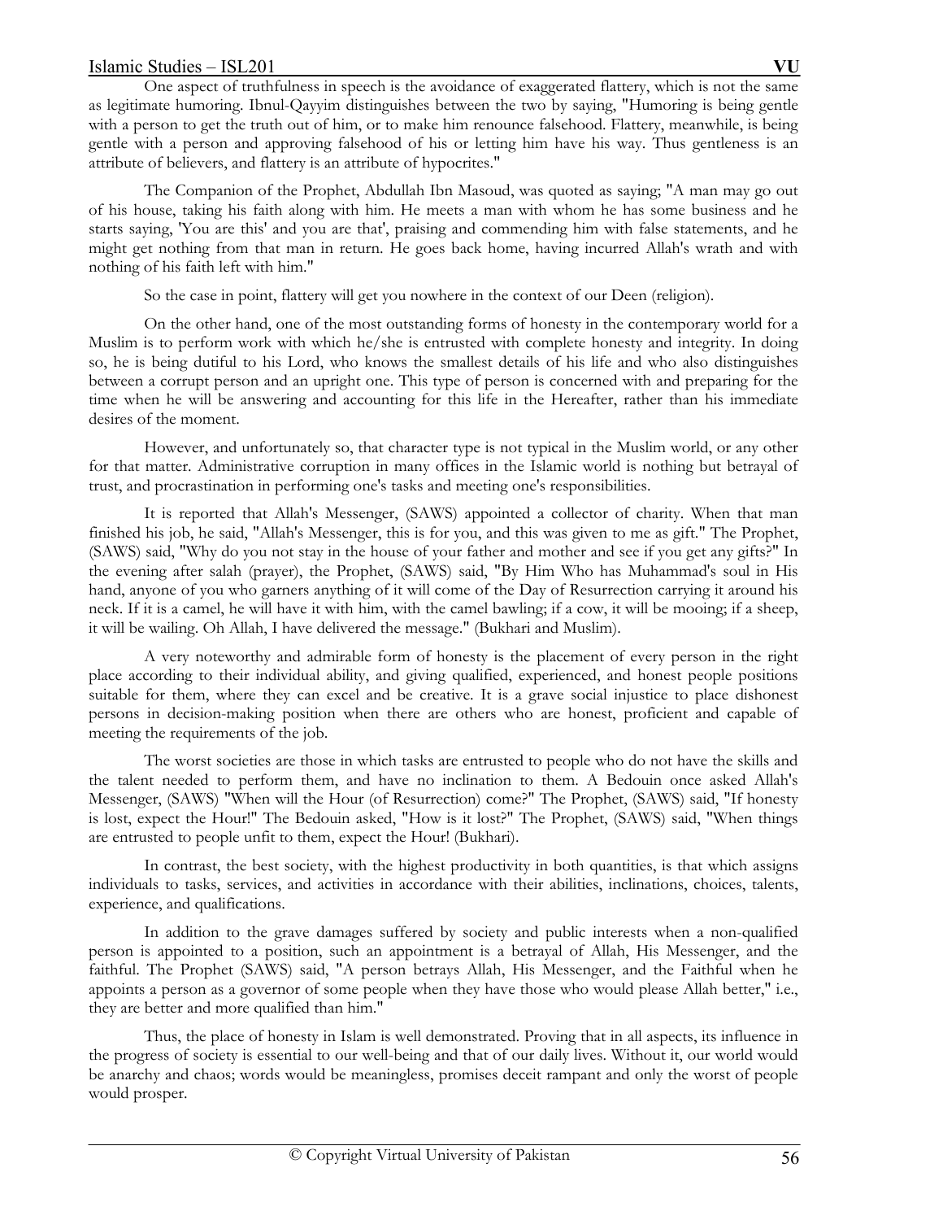One aspect of truthfulness in speech is the avoidance of exaggerated flattery, which is not the same as legitimate humoring. Ibnul-Qayyim distinguishes between the two by saying, "Humoring is being gentle with a person to get the truth out of him, or to make him renounce falsehood. Flattery, meanwhile, is being gentle with a person and approving falsehood of his or letting him have his way. Thus gentleness is an attribute of believers, and flattery is an attribute of hypocrites."

The Companion of the Prophet, Abdullah Ibn Masoud, was quoted as saying; "A man may go out of his house, taking his faith along with him. He meets a man with whom he has some business and he starts saying, 'You are this' and you are that', praising and commending him with false statements, and he might get nothing from that man in return. He goes back home, having incurred Allah's wrath and with nothing of his faith left with him."

So the case in point, flattery will get you nowhere in the context of our Deen (religion).

On the other hand, one of the most outstanding forms of honesty in the contemporary world for a Muslim is to perform work with which he/she is entrusted with complete honesty and integrity. In doing so, he is being dutiful to his Lord, who knows the smallest details of his life and who also distinguishes between a corrupt person and an upright one. This type of person is concerned with and preparing for the time when he will be answering and accounting for this life in the Hereafter, rather than his immediate desires of the moment.

However, and unfortunately so, that character type is not typical in the Muslim world, or any other for that matter. Administrative corruption in many offices in the Islamic world is nothing but betrayal of trust, and procrastination in performing one's tasks and meeting one's responsibilities.

It is reported that Allah's Messenger, (SAWS) appointed a collector of charity. When that man finished his job, he said, "Allah's Messenger, this is for you, and this was given to me as gift." The Prophet, (SAWS) said, "Why do you not stay in the house of your father and mother and see if you get any gifts?" In the evening after salah (prayer), the Prophet, (SAWS) said, "By Him Who has Muhammad's soul in His hand, anyone of you who garners anything of it will come of the Day of Resurrection carrying it around his neck. If it is a camel, he will have it with him, with the camel bawling; if a cow, it will be mooing; if a sheep, it will be wailing. Oh Allah, I have delivered the message." (Bukhari and Muslim).

A very noteworthy and admirable form of honesty is the placement of every person in the right place according to their individual ability, and giving qualified, experienced, and honest people positions suitable for them, where they can excel and be creative. It is a grave social injustice to place dishonest persons in decision-making position when there are others who are honest, proficient and capable of meeting the requirements of the job.

The worst societies are those in which tasks are entrusted to people who do not have the skills and the talent needed to perform them, and have no inclination to them. A Bedouin once asked Allah's Messenger, (SAWS) "When will the Hour (of Resurrection) come?" The Prophet, (SAWS) said, "If honesty is lost, expect the Hour!" The Bedouin asked, "How is it lost?" The Prophet, (SAWS) said, "When things are entrusted to people unfit to them, expect the Hour! (Bukhari).

In contrast, the best society, with the highest productivity in both quantities, is that which assigns individuals to tasks, services, and activities in accordance with their abilities, inclinations, choices, talents, experience, and qualifications.

In addition to the grave damages suffered by society and public interests when a non-qualified person is appointed to a position, such an appointment is a betrayal of Allah, His Messenger, and the faithful. The Prophet (SAWS) said, "A person betrays Allah, His Messenger, and the Faithful when he appoints a person as a governor of some people when they have those who would please Allah better," i.e., they are better and more qualified than him."

Thus, the place of honesty in Islam is well demonstrated. Proving that in all aspects, its influence in the progress of society is essential to our well-being and that of our daily lives. Without it, our world would be anarchy and chaos; words would be meaningless, promises deceit rampant and only the worst of people would prosper.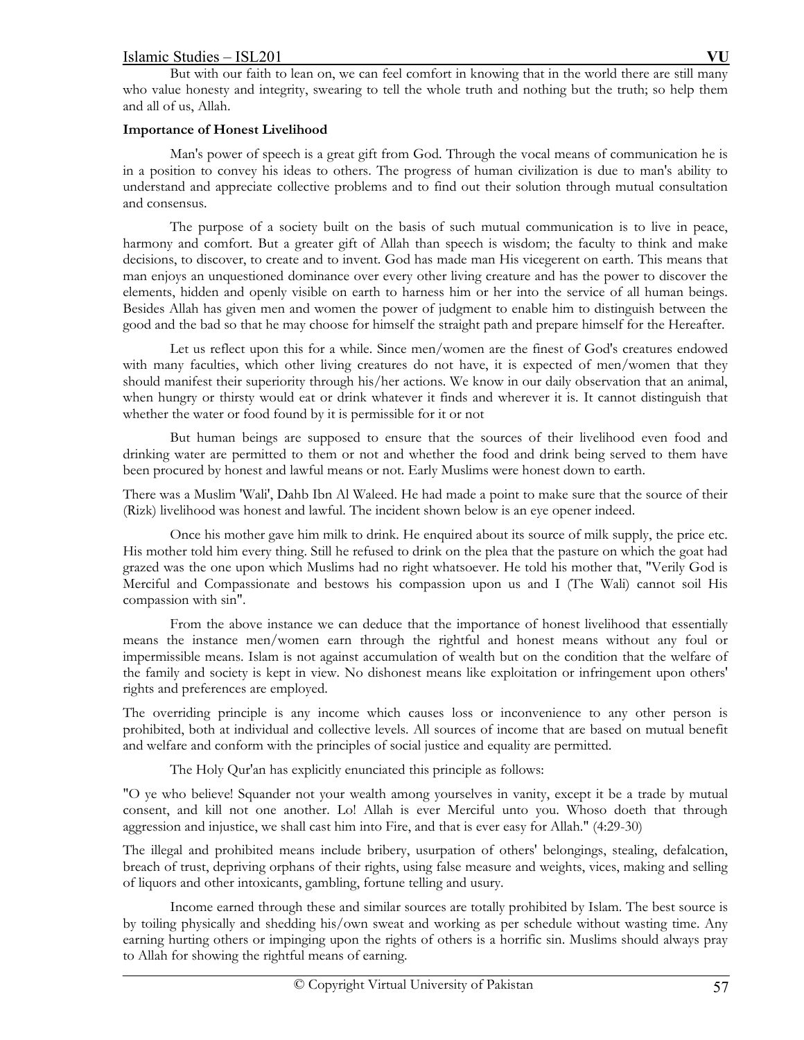But with our faith to lean on, we can feel comfort in knowing that in the world there are still many who value honesty and integrity, swearing to tell the whole truth and nothing but the truth; so help them and all of us, Allah.

**Importance of Honest Livelihood**

Man's power of speech is a great gift from God. Through the vocal means of communication he is in a position to convey his ideas to others. The progress of human civilization is due to man's ability to understand and appreciate collective problems and to find out their solution through mutual consultation and consensus.

The purpose of a society built on the basis of such mutual communication is to live in peace, harmony and comfort. But a greater gift of Allah than speech is wisdom; the faculty to think and make decisions, to discover, to create and to invent. God has made man His vicegerent on earth. This means that man enjoys an unquestioned dominance over every other living creature and has the power to discover the elements, hidden and openly visible on earth to harness him or her into the service of all human beings. Besides Allah has given men and women the power of judgment to enable him to distinguish between the good and the bad so that he may choose for himself the straight path and prepare himself for the Hereafter.

Let us reflect upon this for a while. Since men/women are the finest of God's creatures endowed with many faculties, which other living creatures do not have, it is expected of men/women that they should manifest their superiority through his/her actions. We know in our daily observation that an animal, when hungry or thirsty would eat or drink whatever it finds and wherever it is. It cannot distinguish that whether the water or food found by it is permissible for it or not

But human beings are supposed to ensure that the sources of their livelihood even food and drinking water are permitted to them or not and whether the food and drink being served to them have been procured by honest and lawful means or not. Early Muslims were honest down to earth.

There was a Muslim 'Wali', Dahb Ibn Al Waleed. He had made a point to make sure that the source of their (Rizk) livelihood was honest and lawful. The incident shown below is an eye opener indeed.

Once his mother gave him milk to drink. He enquired about its source of milk supply, the price etc. His mother told him every thing. Still he refused to drink on the plea that the pasture on which the goat had grazed was the one upon which Muslims had no right whatsoever. He told his mother that, "Verily God is Merciful and Compassionate and bestows his compassion upon us and I (The Wali) cannot soil His compassion with sin".

From the above instance we can deduce that the importance of honest livelihood that essentially means the instance men/women earn through the rightful and honest means without any foul or impermissible means. Islam is not against accumulation of wealth but on the condition that the welfare of the family and society is kept in view. No dishonest means like exploitation or infringement upon others' rights and preferences are employed.

The overriding principle is any income which causes loss or inconvenience to any other person is prohibited, both at individual and collective levels. All sources of income that are based on mutual benefit and welfare and conform with the principles of social justice and equality are permitted.

The Holy Qur'an has explicitly enunciated this principle as follows:

"O ye who believe! Squander not your wealth among yourselves in vanity, except it be a trade by mutual consent, and kill not one another. Lo! Allah is ever Merciful unto you. Whoso doeth that through aggression and injustice, we shall cast him into Fire, and that is ever easy for Allah." (4:29-30)

The illegal and prohibited means include bribery, usurpation of others' belongings, stealing, defalcation, breach of trust, depriving orphans of their rights, using false measure and weights, vices, making and selling of liquors and other intoxicants, gambling, fortune telling and usury.

Income earned through these and similar sources are totally prohibited by Islam. The best source is by toiling physically and shedding his/own sweat and working as per schedule without wasting time. Any earning hurting others or impinging upon the rights of others is a horrific sin. Muslims should always pray to Allah for showing the rightful means of earning.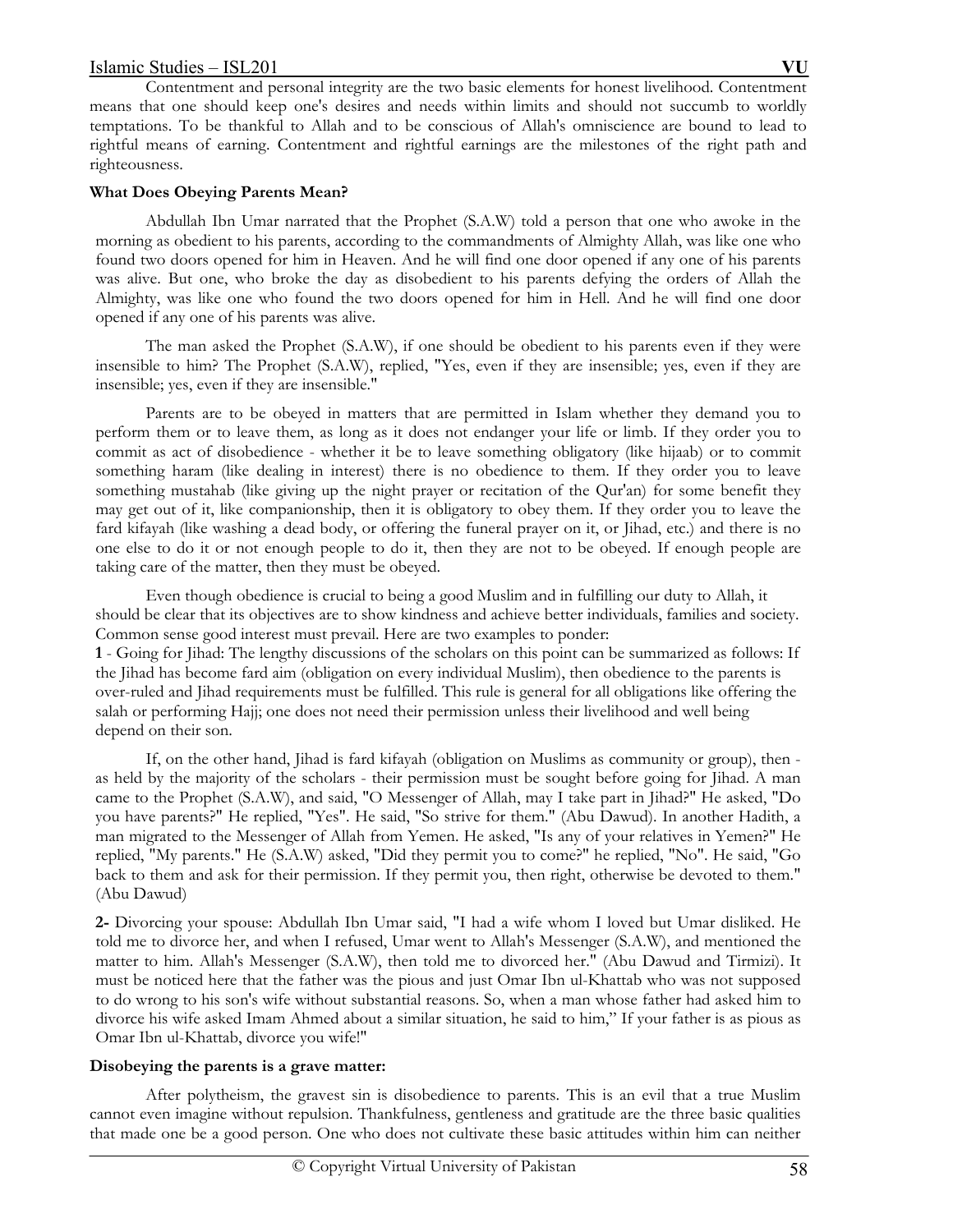Contentment and personal integrity are the two basic elements for honest livelihood. Contentment means that one should keep one's desires and needs within limits and should not succumb to worldly temptations. To be thankful to Allah and to be conscious of Allah's omniscience are bound to lead to rightful means of earning. Contentment and rightful earnings are the milestones of the right path and righteousness.

**What Does Obeying Parents Mean?**

Abdullah Ibn Umar narrated that the Prophet (S.A.W) told a person that one who awoke in the morning as obedient to his parents, according to the commandments of Almighty Allah, was like one who found two doors opened for him in Heaven. And he will find one door opened if any one of his parents was alive. But one, who broke the day as disobedient to his parents defying the orders of Allah the Almighty, was like one who found the two doors opened for him in Hell. And he will find one door opened if any one of his parents was alive.

The man asked the Prophet (S.A.W), if one should be obedient to his parents even if they were insensible to him? The Prophet (S.A.W), replied, "Yes, even if they are insensible; yes, even if they are insensible; yes, even if they are insensible."

Parents are to be obeyed in matters that are permitted in Islam whether they demand you to perform them or to leave them, as long as it does not endanger your life or limb. If they order you to commit as act of disobedience - whether it be to leave something obligatory (like hijaab) or to commit something haram (like dealing in interest) there is no obedience to them. If they order you to leave something mustahab (like giving up the night prayer or recitation of the Qur'an) for some benefit they may get out of it, like companionship, then it is obligatory to obey them. If they order you to leave the fard kifayah (like washing a dead body, or offering the funeral prayer on it, or Jihad, etc.) and there is no one else to do it or not enough people to do it, then they are not to be obeyed. If enough people are taking care of the matter, then they must be obeyed.

Even though obedience is crucial to being a good Muslim and in fulfilling our duty to Allah, it should be clear that its objectives are to show kindness and achieve better individuals, families and society. Common sense good interest must prevail. Here are two examples to ponder:

**1** - Going for Jihad: The lengthy discussions of the scholars on this point can be summarized as follows: If the Jihad has become fard aim (obligation on every individual Muslim), then obedience to the parents is over-ruled and Jihad requirements must be fulfilled. This rule is general for all obligations like offering the salah or performing Hajj; one does not need their permission unless their livelihood and well being depend on their son.

If, on the other hand, Jihad is fard kifayah (obligation on Muslims as community or group), then - as held by the majority of the scholars - their permission must be sought before going for Jihad. A man came to the Prophet (S.A.W), and said, "O Messenger of Allah, may I take part in Jihad?" He asked, "Do you have parents?" He replied, "Yes". He said, "So strive for them." (Abu Dawud). In another Hadith, a man migrated to the Messenger of Allah from Yemen. He asked, "Is any of your relatives in Yemen?" He replied, "My parents." He (S.A.W) asked, "Did they permit you to come?" he replied, "No". He said, "Go back to them and ask for their permission. If they permit you, then right, otherwise be devoted to them." (Abu Dawud)

**2-** Divorcing your spouse: Abdullah Ibn Umar said, "I had a wife whom I loved but Umar disliked. He told me to divorce her, and when I refused, Umar went to Allah's Messenger (S.A.W), and mentioned the matter to him. Allah's Messenger (S.A.W), then told me to divorced her." (Abu Dawud and Tirmizi). It must be noticed here that the father was the pious and just Omar Ibn ul-Khattab who was not supposed to do wrong to his son's wife without substantial reasons. So, when a man whose father had asked him to divorce his wife asked Imam Ahmed about a similar situation, he said to him," If your father is as pious as Omar Ibn ul-Khattab, divorce you wife!"

**Disobeying the parents is a grave matter:**

After polytheism, the gravest sin is disobedience to parents. This is an evil that a true Muslim cannot even imagine without repulsion. Thankfulness, gentleness and gratitude are the three basic qualities that made one be a good person. One who does not cultivate these basic attitudes within him can neither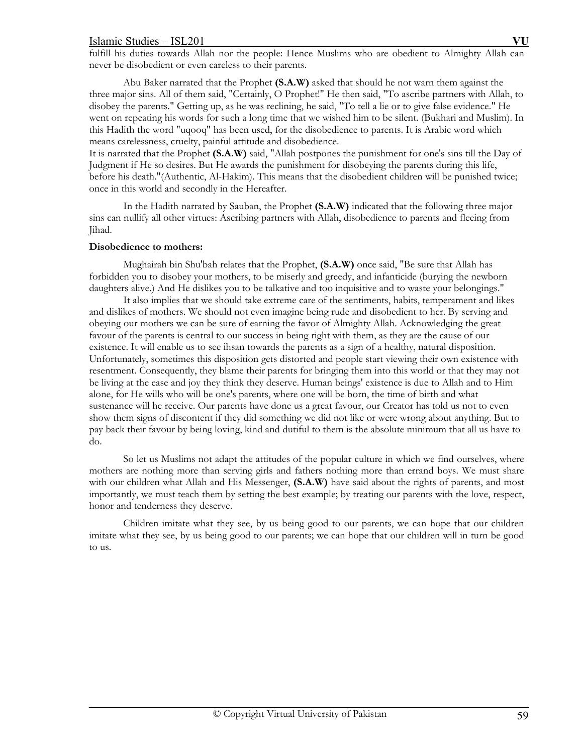fulfill his duties towards Allah nor the people: Hence Muslims who are obedient to Almighty Allah can never be disobedient or even careless to their parents.

Abu Baker narrated that the Prophet **(S.A.W)** asked that should he not warn them against the three major sins. All of them said, "Certainly, O Prophet!" He then said, "To ascribe partners with Allah, to disobey the parents." Getting up, as he was reclining, he said, "To tell a lie or to give false evidence." He went on repeating his words for such a long time that we wished him to be silent. (Bukhari and Muslim). In this Hadith the word "uqooq" has been used, for the disobedience to parents. It is Arabic word which means carelessness, cruelty, painful attitude and disobedience.

It is narrated that the Prophet **(S.A.W)** said, "Allah postpones the punishment for one's sins till the Day of Judgment if He so desires. But He awards the punishment for disobeying the parents during this life, before his death."(Authentic, Al-Hakim). This means that the disobedient children will be punished twice; once in this world and secondly in the Hereafter.

In the Hadith narrated by Sauban, the Prophet **(S.A.W)** indicated that the following three major sins can nullify all other virtues: Ascribing partners with Allah, disobedience to parents and fleeing from Jihad.

**Disobedience to mothers:**

Mughairah bin Shu'bah relates that the Prophet, **(S.A.W)** once said, "Be sure that Allah has forbidden you to disobey your mothers, to be miserly and greedy, and infanticide (burying the newborn daughters alive.) And He dislikes you to be talkative and too inquisitive and to waste your belongings."

It also implies that we should take extreme care of the sentiments, habits, temperament and likes and dislikes of mothers. We should not even imagine being rude and disobedient to her. By serving and obeying our mothers we can be sure of earning the favor of Almighty Allah. Acknowledging the great favour of the parents is central to our success in being right with them, as they are the cause of our existence. It will enable us to see ihsan towards the parents as a sign of a healthy, natural disposition. Unfortunately, sometimes this disposition gets distorted and people start viewing their own existence with resentment. Consequently, they blame their parents for bringing them into this world or that they may not be living at the ease and joy they think they deserve. Human beings' existence is due to Allah and to Him alone, for He wills who will be one's parents, where one will be born, the time of birth and what sustenance will he receive. Our parents have done us a great favour, our Creator has told us not to even show them signs of discontent if they did something we did not like or were wrong about anything. But to pay back their favour by being loving, kind and dutiful to them is the absolute minimum that all us have to do.

So let us Muslims not adapt the attitudes of the popular culture in which we find ourselves, where mothers are nothing more than serving girls and fathers nothing more than errand boys. We must share with our children what Allah and His Messenger, **(S.A.W)** have said about the rights of parents, and most importantly, we must teach them by setting the best example; by treating our parents with the love, respect, honor and tenderness they deserve.

Children imitate what they see, by us being good to our parents, we can hope that our children imitate what they see, by us being good to our parents; we can hope that our children will in turn be good to us.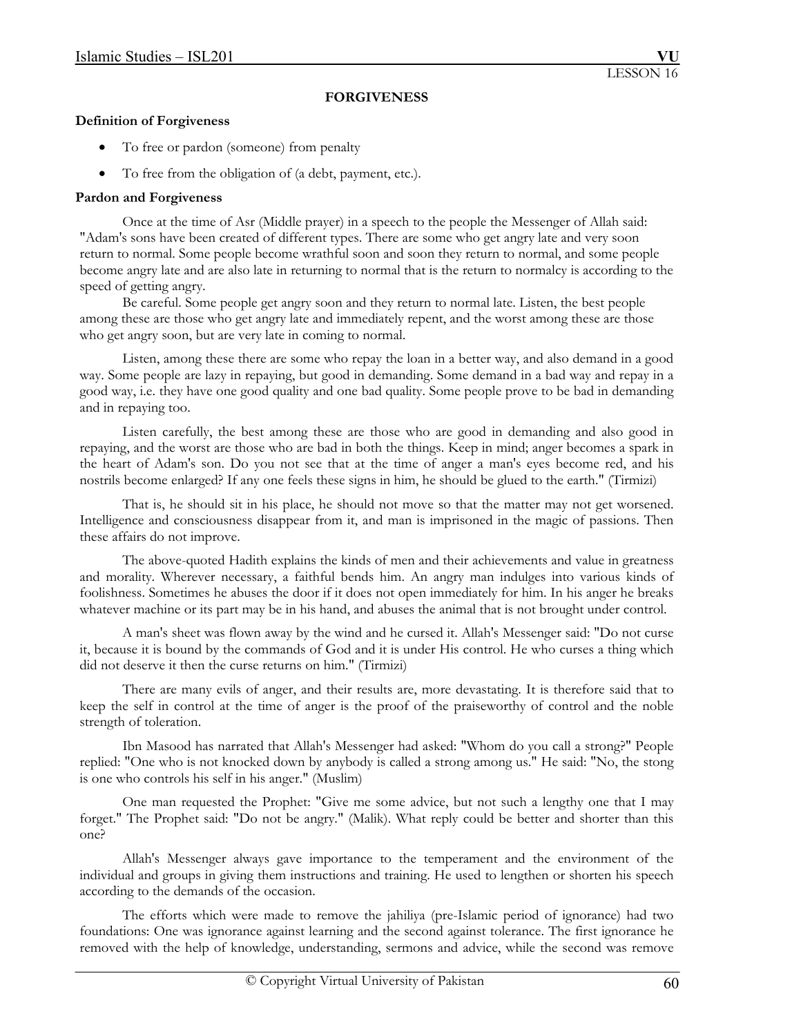## FORGIVENESS

**Definition of Forgiveness**

- To free or pardon (someone) from penalty
- To free from the obligation of (a debt, payment, etc.).

**Pardon and Forgiveness**

Once at the time of Asr (Middle prayer) in a speech to the people the Messenger of Allah said: "Adam's sons have been created of different types. There are some who get angry late and very soon return to normal. Some people become wrathful soon and soon they return to normal, and some people become angry late and are also late in returning to normal that is the return to normalcy is according to the speed of getting angry.

Be careful. Some people get angry soon and they return to normal late. Listen, the best people among these are those who get angry late and immediately repent, and the worst among these are those who get angry soon, but are very late in coming to normal.

Listen, among these there are some who repay the loan in a better way, and also demand in a good way. Some people are lazy in repaying, but good in demanding. Some demand in a bad way and repay in a good way, i.e. they have one good quality and one bad quality. Some people prove to be bad in demanding and in repaying too.

Listen carefully, the best among these are those who are good in demanding and also good in repaying, and the worst are those who are bad in both the things. Keep in mind; anger becomes a spark in the heart of Adam's son. Do you not see that at the time of anger a man's eyes become red, and his nostrils become enlarged? If any one feels these signs in him, he should be glued to the earth." (Tirmizi)

That is, he should sit in his place, he should not move so that the matter may not get worsened. Intelligence and consciousness disappear from it, and man is imprisoned in the magic of passions. Then these affairs do not improve.

The above-quoted Hadith explains the kinds of men and their achievements and value in greatness and morality. Wherever necessary, a faithful bends him. An angry man indulges into various kinds of foolishness. Sometimes he abuses the door if it does not open immediately for him. In his anger he breaks whatever machine or its part may be in his hand, and abuses the animal that is not brought under control.

A man's sheet was flown away by the wind and he cursed it. Allah's Messenger said: "Do not curse it, because it is bound by the commands of God and it is under His control. He who curses a thing which did not deserve it then the curse returns on him." (Tirmizi)

There are many evils of anger, and their results are, more devastating. It is therefore said that to keep the self in control at the time of anger is the proof of the praiseworthy of control and the noble strength of toleration.

Ibn Masood has narrated that Allah's Messenger had asked: "Whom do you call a strong?" People replied: "One who is not knocked down by anybody is called a strong among us." He said: "No, the stong is one who controls his self in his anger." (Muslim)

One man requested the Prophet: "Give me some advice, but not such a lengthy one that I may forget." The Prophet said: "Do not be angry." (Malik). What reply could be better and shorter than this one?

Allah's Messenger always gave importance to the temperament and the environment of the individual and groups in giving them instructions and training. He used to lengthen or shorten his speech according to the demands of the occasion.

The efforts which were made to remove the jahiliya (pre-Islamic period of ignorance) had two foundations: One was ignorance against learning and the second against tolerance. The first ignorance he removed with the help of knowledge, understanding, sermons and advice, while the second was remove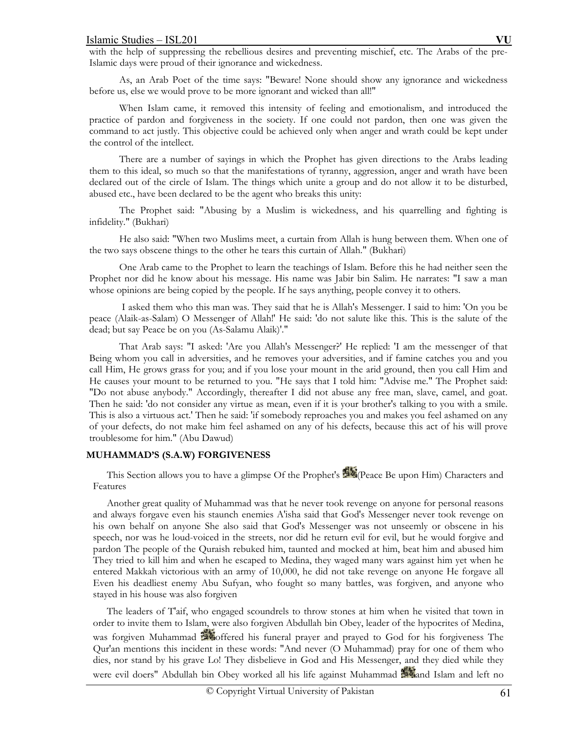with the help of suppressing the rebellious desires and preventing mischief, etc. The Arabs of the pre-Islamic days were proud of their ignorance and wickedness.

As, an Arab Poet of the time says: "Beware! None should show any ignorance and wickedness before us, else we would prove to be more ignorant and wicked than all!"

When Islam came, it removed this intensity of feeling and emotionalism, and introduced the practice of pardon and forgiveness in the society. If one could not pardon, then one was given the command to act justly. This objective could be achieved only when anger and wrath could be kept under the control of the intellect.

There are a number of sayings in which the Prophet has given directions to the Arabs leading them to this ideal, so much so that the manifestations of tyranny, aggression, anger and wrath have been declared out of the circle of Islam. The things which unite a group and do not allow it to be disturbed, abused etc., have been declared to be the agent who breaks this unity:

The Prophet said: "Abusing by a Muslim is wickedness, and his quarrelling and fighting is infidelity." (Bukhari)

He also said: "When two Muslims meet, a curtain from Allah is hung between them. When one of the two says obscene things to the other he tears this curtain of Allah." (Bukhari)

One Arab came to the Prophet to learn the teachings of Islam. Before this he had neither seen the Prophet nor did he know about his message. His name was Jabir bin Salim. He narrates: "I saw a man whose opinions are being copied by the people. If he says anything, people convey it to others.

I asked them who this man was. They said that he is Allah's Messenger. I said to him: 'On you be peace (Alaik-as-Salam) O Messenger of Allah!' He said: 'do not salute like this. This is the salute of the dead; but say Peace be on you (As-Salamu Alaik)'."

That Arab says: "I asked: 'Are you Allah's Messenger?' He replied: 'I am the messenger of that Being whom you call in adversities, and he removes your adversities, and if famine catches you and you call Him, He grows grass for you; and if you lose your mount in the arid ground, then you call Him and He causes your mount to be returned to you. "He says that I told him: "Advise me." The Prophet said: "Do not abuse anybody." Accordingly, thereafter I did not abuse any free man, slave, camel, and goat. Then he said: 'do not consider any virtue as mean, even if it is your brother's talking to you with a smile. This is also a virtuous act.' Then he said: 'if somebody reproaches you and makes you feel ashamed on any of your defects, do not make him feel ashamed on any of his defects, because this act of his will prove troublesome for him." (Abu Dawud)

**MUHAMMAD'S (S.A.W) FORGIVENESS**

This Section allows you to have a glimpse Of the Prophet's (Peace Be upon Him) Characters and Features

Another great quality of Muhammad was that he never took revenge on anyone for personal reasons and always forgave even his staunch enemies A'isha said that God's Messenger never took revenge on his own behalf on anyone She also said that God's Messenger was not unseemly or obscene in his speech, nor was he loud-voiced in the streets, nor did he return evil for evil, but he would forgive and pardon The people of the Quraish rebuked him, taunted and mocked at him, beat him and abused him They tried to kill him and when he escaped to Medina, they waged many wars against him yet when he entered Makkah victorious with an army of 10,000, he did not take revenge on anyone He forgave all Even his deadliest enemy Abu Sufyan, who fought so many battles, was forgiven, and anyone who stayed in his house was also forgiven

The leaders of T'aif, who engaged scoundrels to throw stones at him when he visited that town in order to invite them to Islam, were also forgiven Abdullah bin Obey, leader of the hypocrites of Medina, was forgiven Muhammad offered his funeral prayer and prayed to God for his forgiveness The Qur'an mentions this incident in these words: "And never (O Muhammad) pray for one of them who dies, nor stand by his grave Lo! They disbelieve in God and His Messenger, and they died while they were evil doers" Abdullah bin Obey worked all his life against Muhammad and Islam and left no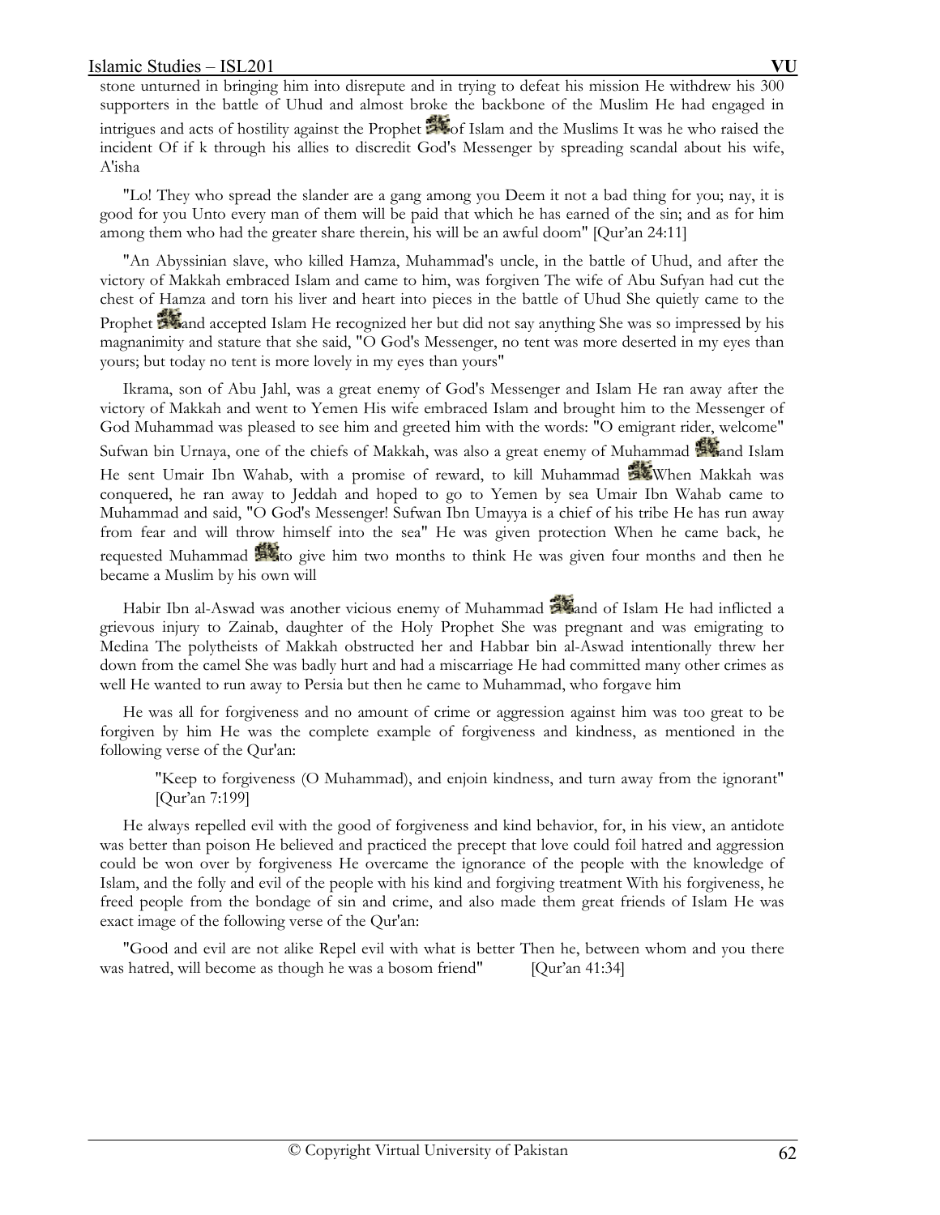stone unturned in bringing him into disrepute and in trying to defeat his mission He withdrew his 300 supporters in the battle of Uhud and almost broke the backbone of the Muslim He had engaged in intrigues and acts of hostility against the Prophet of Islam and the Muslims It was he who raised the incident Of if k through his allies to discredit God's Messenger by spreading scandal about his wife, A'isha

"Lo! They who spread the slander are a gang among you Deem it not a bad thing for you; nay, it is good for you Unto every man of them will be paid that which he has earned of the sin; and as for him among them who had the greater share therein, his will be an awful doom" [Qur'an 24:11]

"An Abyssinian slave, who killed Hamza, Muhammad's uncle, in the battle of Uhud, and after the victory of Makkah embraced Islam and came to him, was forgiven The wife of Abu Sufyan had cut the chest of Hamza and torn his liver and heart into pieces in the battle of Uhud She quietly came to the Prophet and accepted Islam He recognized her but did not say anything She was so impressed by his magnanimity and stature that she said, "O God's Messenger, no tent was more deserted in my eyes than yours; but today no tent is more lovely in my eyes than yours"

Ikrama, son of Abu Jahl, was a great enemy of God's Messenger and Islam He ran away after the victory of Makkah and went to Yemen His wife embraced Islam and brought him to the Messenger of God Muhammad was pleased to see him and greeted him with the words: "O emigrant rider, welcome" Sufwan bin Urnaya, one of the chiefs of Makkah, was also a great enemy of Muhammad and Islam He sent Umair Ibn Wahab, with a promise of reward, to kill Muhammad When Makkah was conquered, he ran away to Jeddah and hoped to go to Yemen by sea Umair Ibn Wahab came to Muhammad and said, "O God's Messenger! Sufwan Ibn Umayya is a chief of his tribe He has run away from fear and will throw himself into the sea" He was given protection When he came back, he requested Muhammad to give him two months to think He was given four months and then he became a Muslim by his own will

Habir Ibn al-Aswad was another vicious enemy of Muhammad and of Islam He had inflicted a grievous injury to Zainab, daughter of the Holy Prophet She was pregnant and was emigrating to Medina The polytheists of Makkah obstructed her and Habbar bin al-Aswad intentionally threw her down from the camel She was badly hurt and had a miscarriage He had committed many other crimes as well He wanted to run away to Persia but then he came to Muhammad, who forgave him

He was all for forgiveness and no amount of crime or aggression against him was too great to be forgiven by him He was the complete example of forgiveness and kindness, as mentioned in the following verse of the Qur'an:

> "Keep to forgiveness (O Muhammad), and enjoin kindness, and turn away from the ignorant" [Qur'an 7:199]

He always repelled evil with the good of forgiveness and kind behavior, for, in his view, an antidote was better than poison He believed and practiced the precept that love could foil hatred and aggression could be won over by forgiveness He overcame the ignorance of the people with the knowledge of Islam, and the folly and evil of the people with his kind and forgiving treatment With his forgiveness, he freed people from the bondage of sin and crime, and also made them great friends of Islam He was exact image of the following verse of the Qur'an:

"Good and evil are not alike Repel evil with what is better Then he, between whom and you there was hatred, will become as though he was a bosom friend" [Qur'an 41:34]